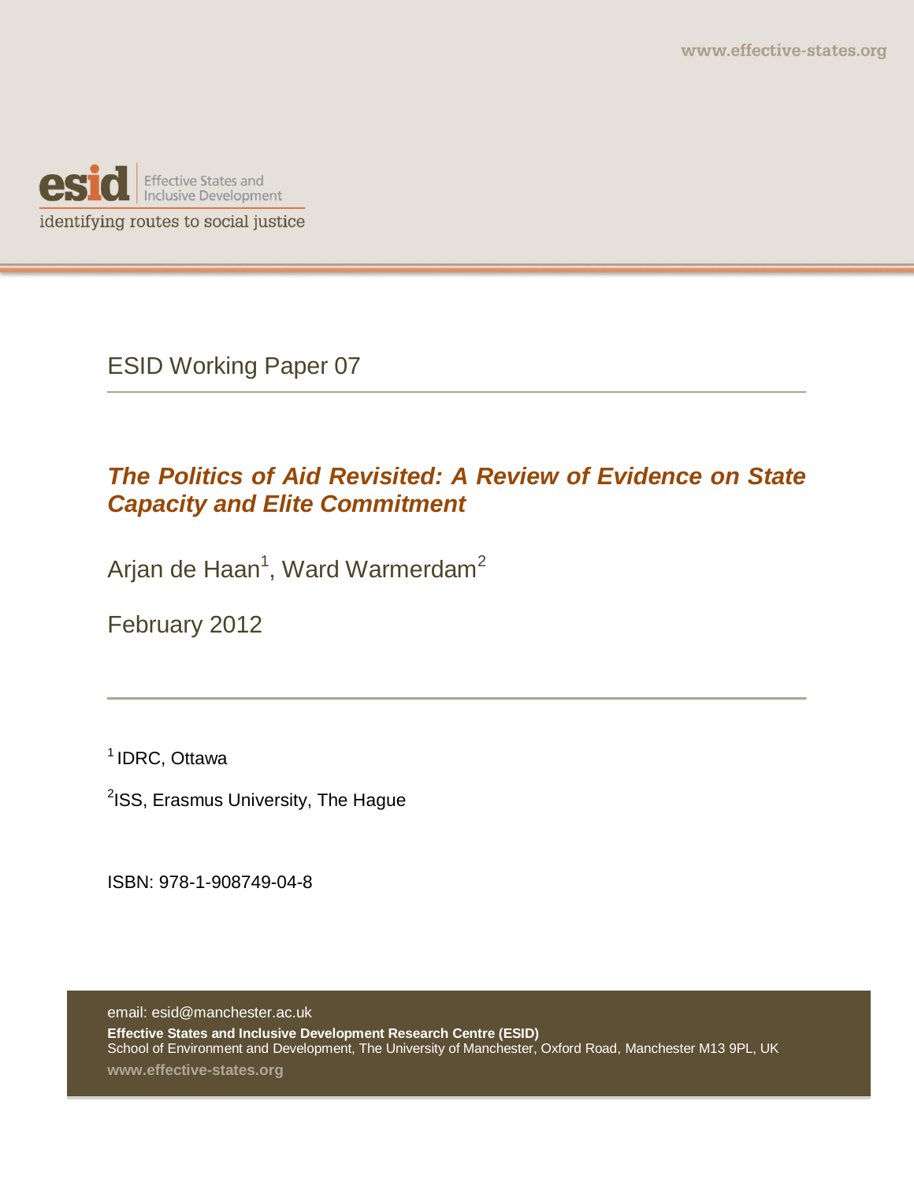www.effective-states.org

esid | Effective States and Inclusive Development

identifying routes to social justice

ESID Working Paper 07

# *The Politics of Aid Revisited: A Review of Evidence on State Capacity and Elite Commitment*

Arjan de Haan[1], Ward Warmerdam[2]

February 2012

[1] IDRC, Ottawa

[2] ISS, Erasmus University, The Hague

ISBN: 978-1-908749-04-8

email: esid@manchester.ac.uk

**Effective States and Inclusive Development Research Centre (ESID)**
School of Environment and Development, The University of Manchester, Oxford Road, Manchester M13 9PL, UK

www.effective-states.org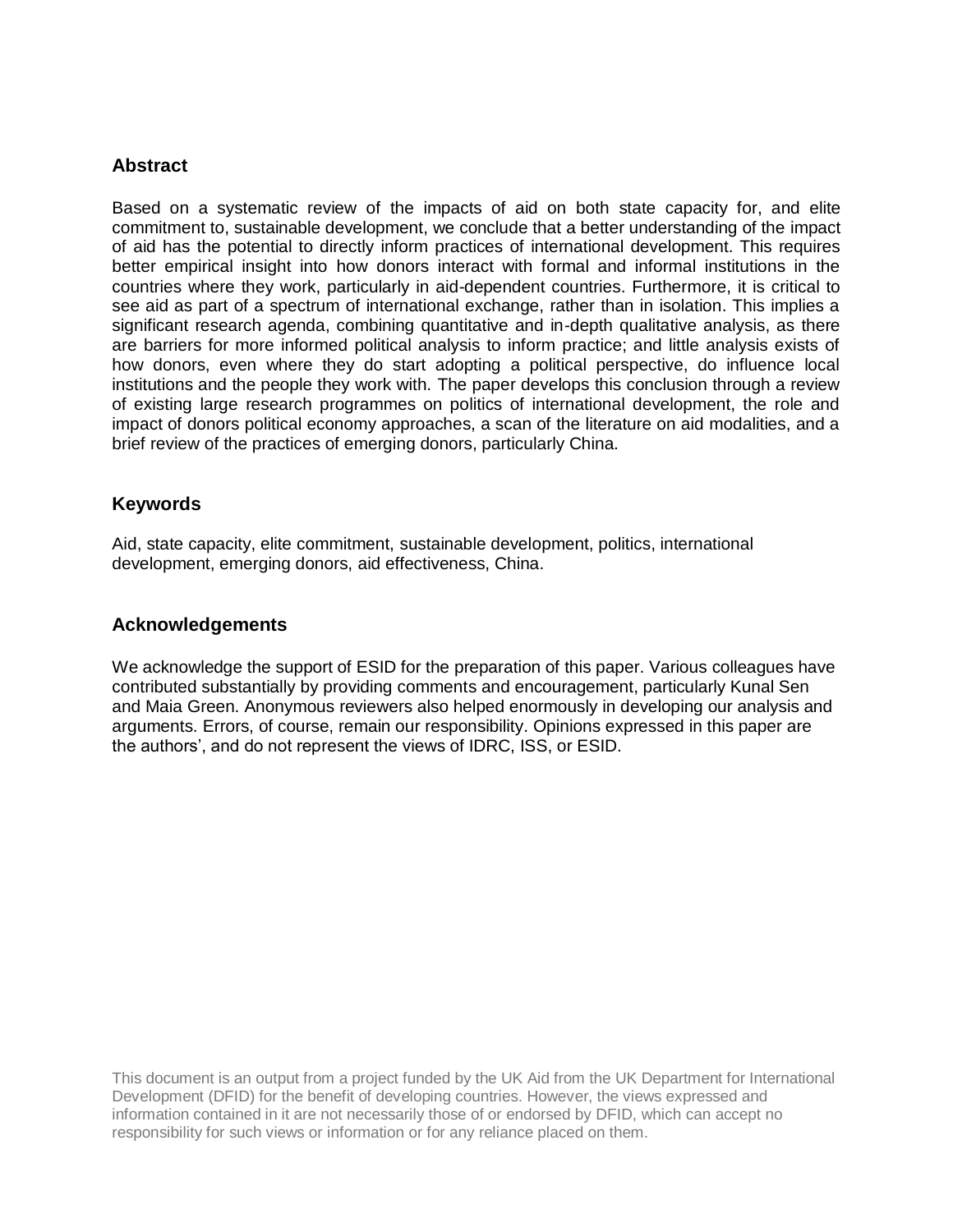## Abstract

Based on a systematic review of the impacts of aid on both state capacity for, and elite commitment to, sustainable development, we conclude that a better understanding of the impact of aid has the potential to directly inform practices of international development. This requires better empirical insight into how donors interact with formal and informal institutions in the countries where they work, particularly in aid-dependent countries. Furthermore, it is critical to see aid as part of a spectrum of international exchange, rather than in isolation. This implies a significant research agenda, combining quantitative and in-depth qualitative analysis, as there are barriers for more informed political analysis to inform practice; and little analysis exists of how donors, even where they do start adopting a political perspective, do influence local institutions and the people they work with. The paper develops this conclusion through a review of existing large research programmes on politics of international development, the role and impact of donors political economy approaches, a scan of the literature on aid modalities, and a brief review of the practices of emerging donors, particularly China.

## Keywords

Aid, state capacity, elite commitment, sustainable development, politics, international development, emerging donors, aid effectiveness, China.

## Acknowledgements

We acknowledge the support of ESID for the preparation of this paper. Various colleagues have contributed substantially by providing comments and encouragement, particularly Kunal Sen and Maia Green. Anonymous reviewers also helped enormously in developing our analysis and arguments. Errors, of course, remain our responsibility. Opinions expressed in this paper are the authors', and do not represent the views of IDRC, ISS, or ESID.

This document is an output from a project funded by the UK Aid from the UK Department for International Development (DFID) for the benefit of developing countries. However, the views expressed and information contained in it are not necessarily those of or endorsed by DFID, which can accept no responsibility for such views or information or for any reliance placed on them.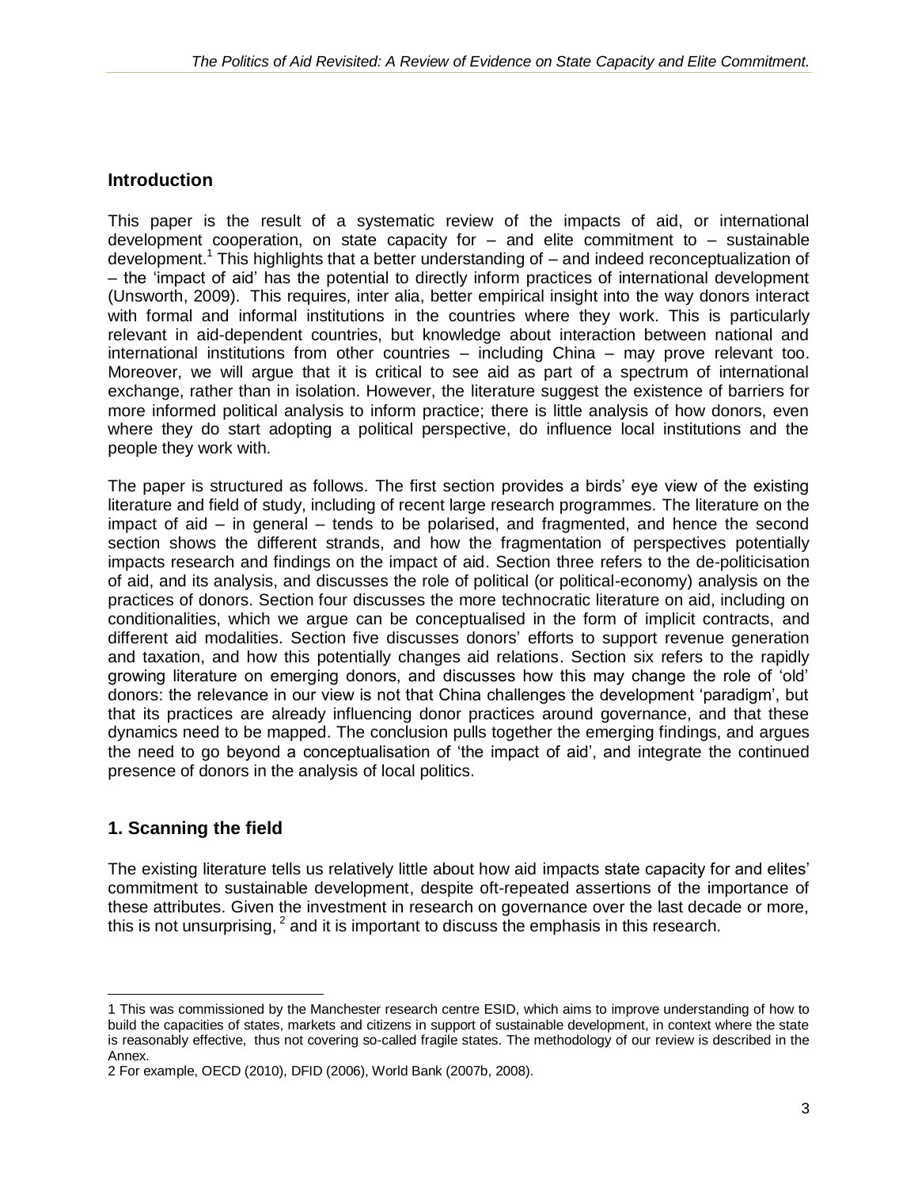## Introduction

This paper is the result of a systematic review of the impacts of aid, or international development cooperation, on state capacity for – and elite commitment to – sustainable development.[1] This highlights that a better understanding of – and indeed reconceptualization of – the 'impact of aid' has the potential to directly inform practices of international development (Unsworth, 2009). This requires, inter alia, better empirical insight into the way donors interact with formal and informal institutions in the countries where they work. This is particularly relevant in aid-dependent countries, but knowledge about interaction between national and international institutions from other countries – including China – may prove relevant too. Moreover, we will argue that it is critical to see aid as part of a spectrum of international exchange, rather than in isolation. However, the literature suggest the existence of barriers for more informed political analysis to inform practice; there is little analysis of how donors, even where they do start adopting a political perspective, do influence local institutions and the people they work with.

The paper is structured as follows. The first section provides a birds' eye view of the existing literature and field of study, including of recent large research programmes. The literature on the impact of aid – in general – tends to be polarised, and fragmented, and hence the second section shows the different strands, and how the fragmentation of perspectives potentially impacts research and findings on the impact of aid. Section three refers to the de-politicisation of aid, and its analysis, and discusses the role of political (or political-economy) analysis on the practices of donors. Section four discusses the more technocratic literature on aid, including on conditionalities, which we argue can be conceptualised in the form of implicit contracts, and different aid modalities. Section five discusses donors' efforts to support revenue generation and taxation, and how this potentially changes aid relations. Section six refers to the rapidly growing literature on emerging donors, and discusses how this may change the role of 'old' donors: the relevance in our view is not that China challenges the development 'paradigm', but that its practices are already influencing donor practices around governance, and that these dynamics need to be mapped. The conclusion pulls together the emerging findings, and argues the need to go beyond a conceptualisation of 'the impact of aid', and integrate the continued presence of donors in the analysis of local politics.

## 1. Scanning the field

The existing literature tells us relatively little about how aid impacts state capacity for and elites' commitment to sustainable development, despite oft-repeated assertions of the importance of these attributes. Given the investment in research on governance over the last decade or more, this is not unsurprising, [2] and it is important to discuss the emphasis in this research.

---

1 This was commissioned by the Manchester research centre ESID, which aims to improve understanding of how to build the capacities of states, markets and citizens in support of sustainable development, in context where the state is reasonably effective, thus not covering so-called fragile states. The methodology of our review is described in the Annex.

2 For example, OECD (2010), DFID (2006), World Bank (2007b, 2008).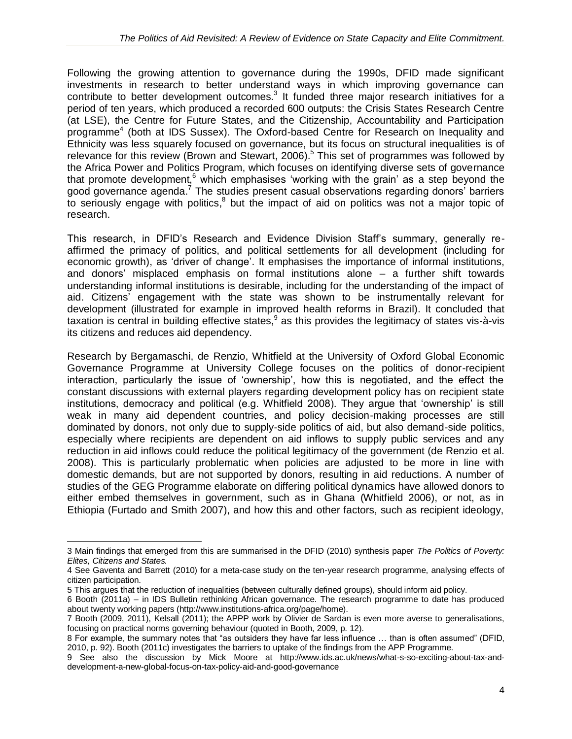Following the growing attention to governance during the 1990s, DFID made significant investments in research to better understand ways in which improving governance can contribute to better development outcomes.[3] It funded three major research initiatives for a period of ten years, which produced a recorded 600 outputs: the Crisis States Research Centre (at LSE), the Centre for Future States, and the Citizenship, Accountability and Participation programme[4] (both at IDS Sussex). The Oxford-based Centre for Research on Inequality and Ethnicity was less squarely focused on governance, but its focus on structural inequalities is of relevance for this review (Brown and Stewart, 2006).[5] This set of programmes was followed by the Africa Power and Politics Program, which focuses on identifying diverse sets of governance that promote development,[6] which emphasises 'working with the grain' as a step beyond the good governance agenda.[7] The studies present casual observations regarding donors' barriers to seriously engage with politics,[8] but the impact of aid on politics was not a major topic of research.

This research, in DFID's Research and Evidence Division Staff's summary, generally re-affirmed the primacy of politics, and political settlements for all development (including for economic growth), as 'driver of change'. It emphasises the importance of informal institutions, and donors' misplaced emphasis on formal institutions alone – a further shift towards understanding informal institutions is desirable, including for the understanding of the impact of aid. Citizens' engagement with the state was shown to be instrumentally relevant for development (illustrated for example in improved health reforms in Brazil). It concluded that taxation is central in building effective states,[9] as this provides the legitimacy of states vis-à-vis its citizens and reduces aid dependency.

Research by Bergamaschi, de Renzio, Whitfield at the University of Oxford Global Economic Governance Programme at University College focuses on the politics of donor-recipient interaction, particularly the issue of 'ownership', how this is negotiated, and the effect the constant discussions with external players regarding development policy has on recipient state institutions, democracy and political (e.g. Whitfield 2008). They argue that 'ownership' is still weak in many aid dependent countries, and policy decision-making processes are still dominated by donors, not only due to supply-side politics of aid, but also demand-side politics, especially where recipients are dependent on aid inflows to supply public services and any reduction in aid inflows could reduce the political legitimacy of the government (de Renzio et al. 2008). This is particularly problematic when policies are adjusted to be more in line with domestic demands, but are not supported by donors, resulting in aid reductions. A number of studies of the GEG Programme elaborate on differing political dynamics have allowed donors to either embed themselves in government, such as in Ghana (Whitfield 2006), or not, as in Ethiopia (Furtado and Smith 2007), and how this and other factors, such as recipient ideology,

---

3 Main findings that emerged from this are summarised in the DFID (2010) synthesis paper *The Politics of Poverty: Elites, Citizens and States.*

4 See Gaventa and Barrett (2010) for a meta-case study on the ten-year research programme, analysing effects of citizen participation.

5 This argues that the reduction of inequalities (between culturally defined groups), should inform aid policy.

6 Booth (2011a) – in IDS Bulletin rethinking African governance. The research programme to date has produced about twenty working papers (http://www.institutions-africa.org/page/home).

7 Booth (2009, 2011), Kelsall (2011); the APPP work by Olivier de Sardan is even more averse to generalisations, focusing on practical norms governing behaviour (quoted in Booth, 2009, p. 12).

8 For example, the summary notes that "as outsiders they have far less influence … than is often assumed" (DFID, 2010, p. 92). Booth (2011c) investigates the barriers to uptake of the findings from the APP Programme.

9 See also the discussion by Mick Moore at http://www.ids.ac.uk/news/what-s-so-exciting-about-tax-and-development-a-new-global-focus-on-tax-policy-aid-and-good-governance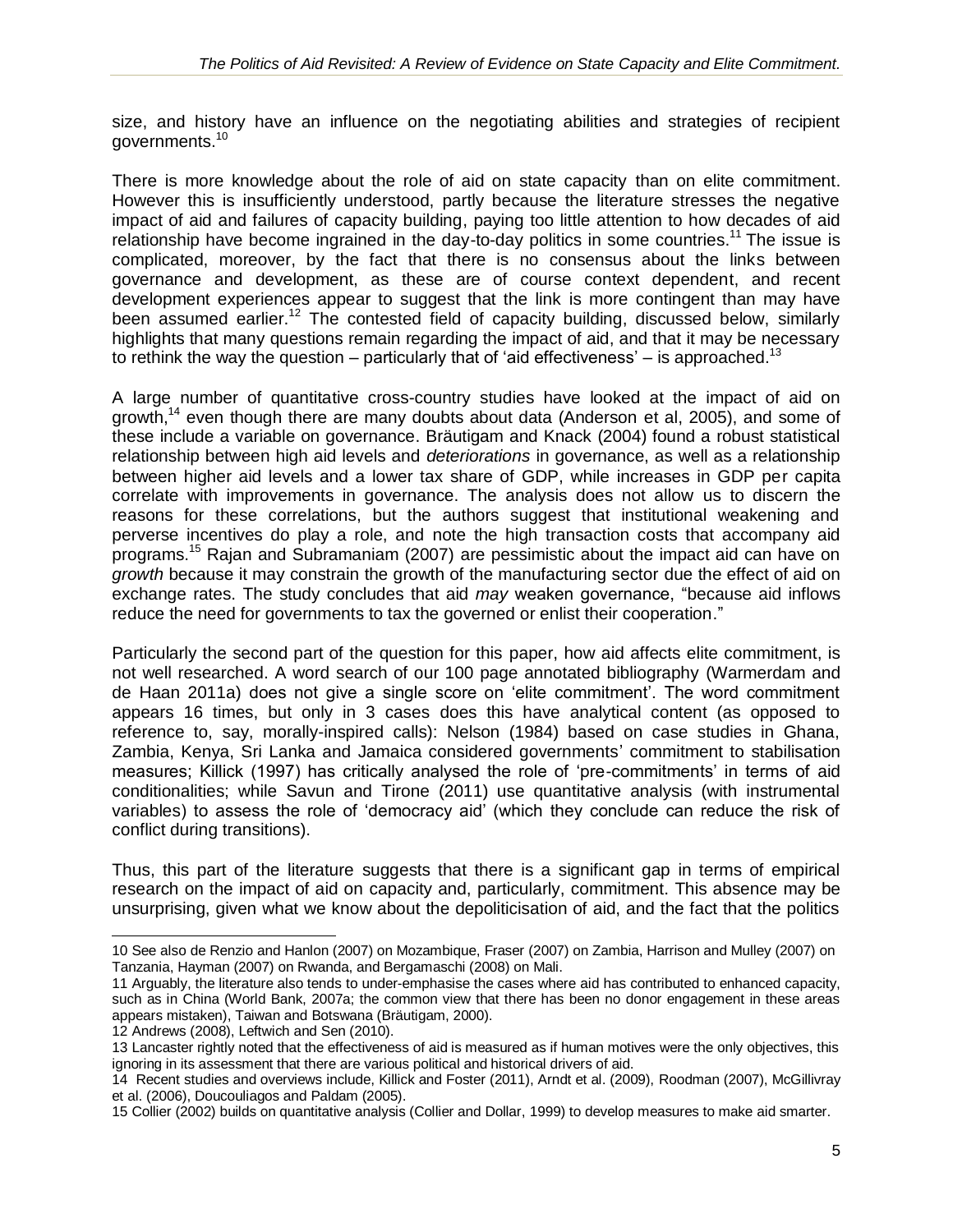size, and history have an influence on the negotiating abilities and strategies of recipient governments.[10]

There is more knowledge about the role of aid on state capacity than on elite commitment. However this is insufficiently understood, partly because the literature stresses the negative impact of aid and failures of capacity building, paying too little attention to how decades of aid relationship have become ingrained in the day-to-day politics in some countries.[11] The issue is complicated, moreover, by the fact that there is no consensus about the links between governance and development, as these are of course context dependent, and recent development experiences appear to suggest that the link is more contingent than may have been assumed earlier.[12] The contested field of capacity building, discussed below, similarly highlights that many questions remain regarding the impact of aid, and that it may be necessary to rethink the way the question – particularly that of 'aid effectiveness' – is approached.[13]

A large number of quantitative cross-country studies have looked at the impact of aid on growth,[14] even though there are many doubts about data (Anderson et al, 2005), and some of these include a variable on governance. Bräutigam and Knack (2004) found a robust statistical relationship between high aid levels and *deteriorations* in governance, as well as a relationship between higher aid levels and a lower tax share of GDP, while increases in GDP per capita correlate with improvements in governance. The analysis does not allow us to discern the reasons for these correlations, but the authors suggest that institutional weakening and perverse incentives do play a role, and note the high transaction costs that accompany aid programs.[15] Rajan and Subramaniam (2007) are pessimistic about the impact aid can have on *growth* because it may constrain the growth of the manufacturing sector due the effect of aid on exchange rates. The study concludes that aid *may* weaken governance, "because aid inflows reduce the need for governments to tax the governed or enlist their cooperation."

Particularly the second part of the question for this paper, how aid affects elite commitment, is not well researched. A word search of our 100 page annotated bibliography (Warmerdam and de Haan 2011a) does not give a single score on 'elite commitment'. The word commitment appears 16 times, but only in 3 cases does this have analytical content (as opposed to reference to, say, morally-inspired calls): Nelson (1984) based on case studies in Ghana, Zambia, Kenya, Sri Lanka and Jamaica considered governments' commitment to stabilisation measures; Killick (1997) has critically analysed the role of 'pre-commitments' in terms of aid conditionalities; while Savun and Tirone (2011) use quantitative analysis (with instrumental variables) to assess the role of 'democracy aid' (which they conclude can reduce the risk of conflict during transitions).

Thus, this part of the literature suggests that there is a significant gap in terms of empirical research on the impact of aid on capacity and, particularly, commitment. This absence may be unsurprising, given what we know about the depoliticisation of aid, and the fact that the politics

---

10 See also de Renzio and Hanlon (2007) on Mozambique, Fraser (2007) on Zambia, Harrison and Mulley (2007) on Tanzania, Hayman (2007) on Rwanda, and Bergamaschi (2008) on Mali.

11 Arguably, the literature also tends to under-emphasise the cases where aid has contributed to enhanced capacity, such as in China (World Bank, 2007a; the common view that there has been no donor engagement in these areas appears mistaken), Taiwan and Botswana (Bräutigam, 2000).

12 Andrews (2008), Leftwich and Sen (2010).

13 Lancaster rightly noted that the effectiveness of aid is measured as if human motives were the only objectives, this ignoring in its assessment that there are various political and historical drivers of aid.

14 Recent studies and overviews include, Killick and Foster (2011), Arndt et al. (2009), Roodman (2007), McGillivray et al. (2006), Doucouliagos and Paldam (2005).

15 Collier (2002) builds on quantitative analysis (Collier and Dollar, 1999) to develop measures to make aid smarter.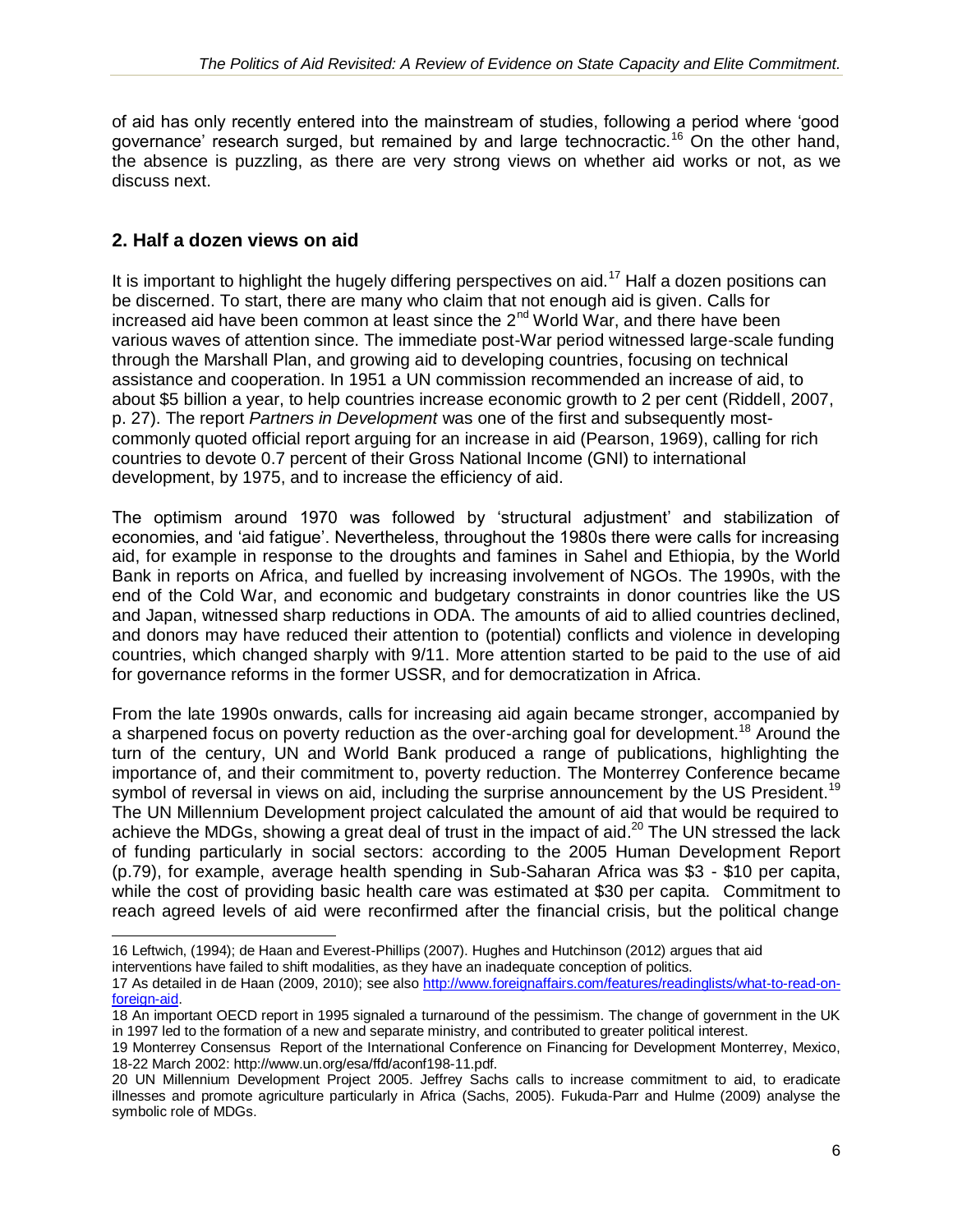of aid has only recently entered into the mainstream of studies, following a period where 'good governance' research surged, but remained by and large technocractic.[16] On the other hand, the absence is puzzling, as there are very strong views on whether aid works or not, as we discuss next.

## 2. Half a dozen views on aid

It is important to highlight the hugely differing perspectives on aid.[17] Half a dozen positions can be discerned. To start, there are many who claim that not enough aid is given. Calls for increased aid have been common at least since the 2nd World War, and there have been various waves of attention since. The immediate post-War period witnessed large-scale funding through the Marshall Plan, and growing aid to developing countries, focusing on technical assistance and cooperation. In 1951 a UN commission recommended an increase of aid, to about $5 billion a year, to help countries increase economic growth to 2 per cent (Riddell, 2007, p. 27). The report *Partners in Development* was one of the first and subsequently most-commonly quoted official report arguing for an increase in aid (Pearson, 1969), calling for rich countries to devote 0.7 percent of their Gross National Income (GNI) to international development, by 1975, and to increase the efficiency of aid.

The optimism around 1970 was followed by 'structural adjustment' and stabilization of economies, and 'aid fatigue'. Nevertheless, throughout the 1980s there were calls for increasing aid, for example in response to the droughts and famines in Sahel and Ethiopia, by the World Bank in reports on Africa, and fuelled by increasing involvement of NGOs. The 1990s, with the end of the Cold War, and economic and budgetary constraints in donor countries like the US and Japan, witnessed sharp reductions in ODA. The amounts of aid to allied countries declined, and donors may have reduced their attention to (potential) conflicts and violence in developing countries, which changed sharply with 9/11. More attention started to be paid to the use of aid for governance reforms in the former USSR, and for democratization in Africa.

From the late 1990s onwards, calls for increasing aid again became stronger, accompanied by a sharpened focus on poverty reduction as the over-arching goal for development.[18] Around the turn of the century, UN and World Bank produced a range of publications, highlighting the importance of, and their commitment to, poverty reduction. The Monterrey Conference became symbol of reversal in views on aid, including the surprise announcement by the US President.[19] The UN Millennium Development project calculated the amount of aid that would be required to achieve the MDGs, showing a great deal of trust in the impact of aid.[20] The UN stressed the lack of funding particularly in social sectors: according to the 2005 Human Development Report (p.79), for example, average health spending in Sub-Saharan Africa was $3 - $10 per capita, while the cost of providing basic health care was estimated at $30 per capita. Commitment to reach agreed levels of aid were reconfirmed after the financial crisis, but the political change

---

16 Leftwich, (1994); de Haan and Everest-Phillips (2007). Hughes and Hutchinson (2012) argues that aid interventions have failed to shift modalities, as they have an inadequate conception of politics.

17 As detailed in de Haan (2009, 2010); see also http://www.foreignaffairs.com/features/readinglists/what-to-read-on-foreign-aid.

18 An important OECD report in 1995 signaled a turnaround of the pessimism. The change of government in the UK in 1997 led to the formation of a new and separate ministry, and contributed to greater political interest.

19 Monterrey Consensus Report of the International Conference on Financing for Development Monterrey, Mexico, 18-22 March 2002: http://www.un.org/esa/ffd/aconf198-11.pdf.

20 UN Millennium Development Project 2005. Jeffrey Sachs calls to increase commitment to aid, to eradicate illnesses and promote agriculture particularly in Africa (Sachs, 2005). Fukuda-Parr and Hulme (2009) analyse the symbolic role of MDGs.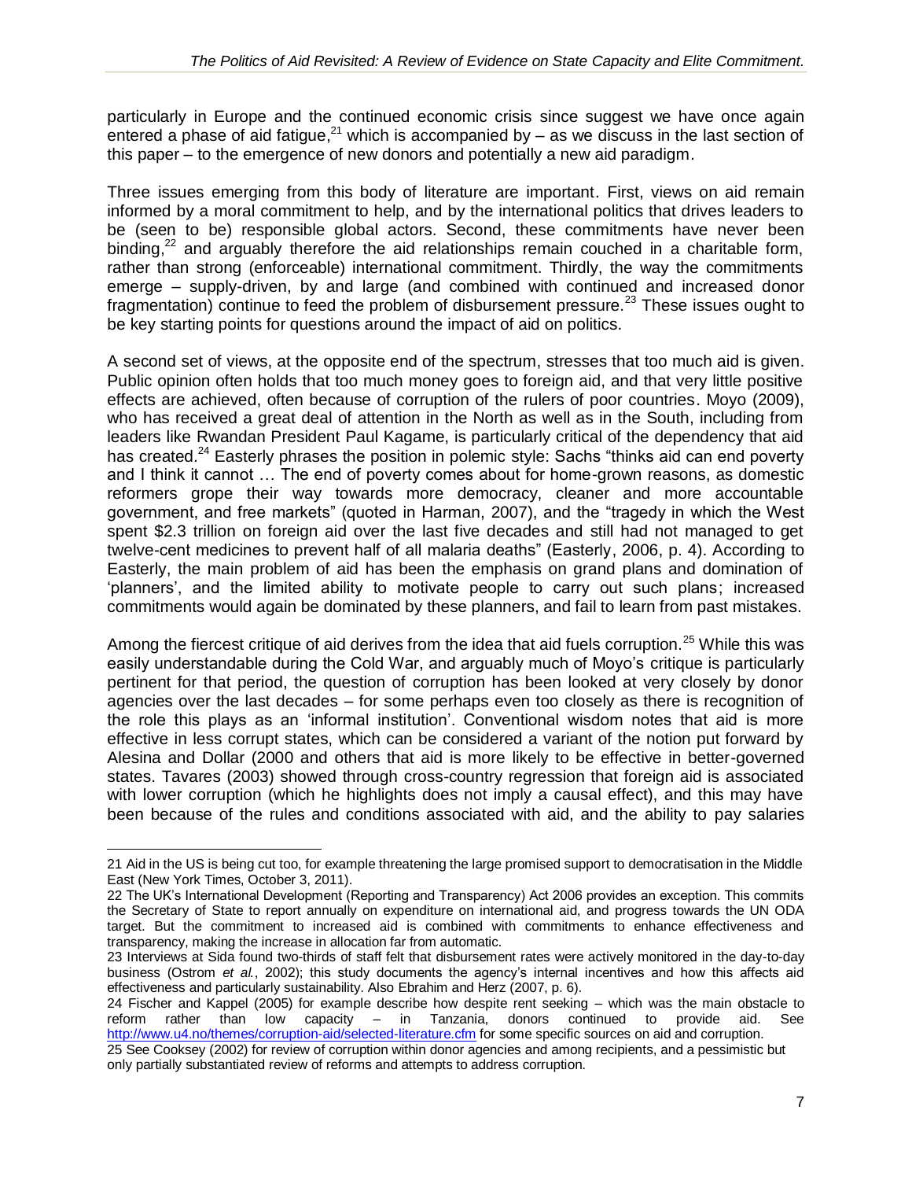particularly in Europe and the continued economic crisis since suggest we have once again entered a phase of aid fatigue,[21] which is accompanied by – as we discuss in the last section of this paper – to the emergence of new donors and potentially a new aid paradigm.

Three issues emerging from this body of literature are important. First, views on aid remain informed by a moral commitment to help, and by the international politics that drives leaders to be (seen to be) responsible global actors. Second, these commitments have never been binding,[22] and arguably therefore the aid relationships remain couched in a charitable form, rather than strong (enforceable) international commitment. Thirdly, the way the commitments emerge – supply-driven, by and large (and combined with continued and increased donor fragmentation) continue to feed the problem of disbursement pressure.[23] These issues ought to be key starting points for questions around the impact of aid on politics.

A second set of views, at the opposite end of the spectrum, stresses that too much aid is given. Public opinion often holds that too much money goes to foreign aid, and that very little positive effects are achieved, often because of corruption of the rulers of poor countries. Moyo (2009), who has received a great deal of attention in the North as well as in the South, including from leaders like Rwandan President Paul Kagame, is particularly critical of the dependency that aid has created.[24] Easterly phrases the position in polemic style: Sachs "thinks aid can end poverty and I think it cannot … The end of poverty comes about for home-grown reasons, as domestic reformers grope their way towards more democracy, cleaner and more accountable government, and free markets" (quoted in Harman, 2007), and the "tragedy in which the West spent $2.3 trillion on foreign aid over the last five decades and still had not managed to get twelve-cent medicines to prevent half of all malaria deaths" (Easterly, 2006, p. 4). According to Easterly, the main problem of aid has been the emphasis on grand plans and domination of 'planners', and the limited ability to motivate people to carry out such plans; increased commitments would again be dominated by these planners, and fail to learn from past mistakes.

Among the fiercest critique of aid derives from the idea that aid fuels corruption.[25] While this was easily understandable during the Cold War, and arguably much of Moyo's critique is particularly pertinent for that period, the question of corruption has been looked at very closely by donor agencies over the last decades – for some perhaps even too closely as there is recognition of the role this plays as an 'informal institution'. Conventional wisdom notes that aid is more effective in less corrupt states, which can be considered a variant of the notion put forward by Alesina and Dollar (2000 and others that aid is more likely to be effective in better-governed states. Tavares (2003) showed through cross-country regression that foreign aid is associated with lower corruption (which he highlights does not imply a causal effect), and this may have been because of the rules and conditions associated with aid, and the ability to pay salaries

---

21 Aid in the US is being cut too, for example threatening the large promised support to democratisation in the Middle East (New York Times, October 3, 2011).

22 The UK's International Development (Reporting and Transparency) Act 2006 provides an exception. This commits the Secretary of State to report annually on expenditure on international aid, and progress towards the UN ODA target. But the commitment to increased aid is combined with commitments to enhance effectiveness and transparency, making the increase in allocation far from automatic.

23 Interviews at Sida found two-thirds of staff felt that disbursement rates were actively monitored in the day-to-day business (Ostrom *et al.*, 2002); this study documents the agency's internal incentives and how this affects aid effectiveness and particularly sustainability. Also Ebrahim and Herz (2007, p. 6).

24 Fischer and Kappel (2005) for example describe how despite rent seeking – which was the main obstacle to reform rather than low capacity – in Tanzania, donors continued to provide aid. See http://www.u4.no/themes/corruption-aid/selected-literature.cfm for some specific sources on aid and corruption.

25 See Cooksey (2002) for review of corruption within donor agencies and among recipients, and a pessimistic but only partially substantiated review of reforms and attempts to address corruption.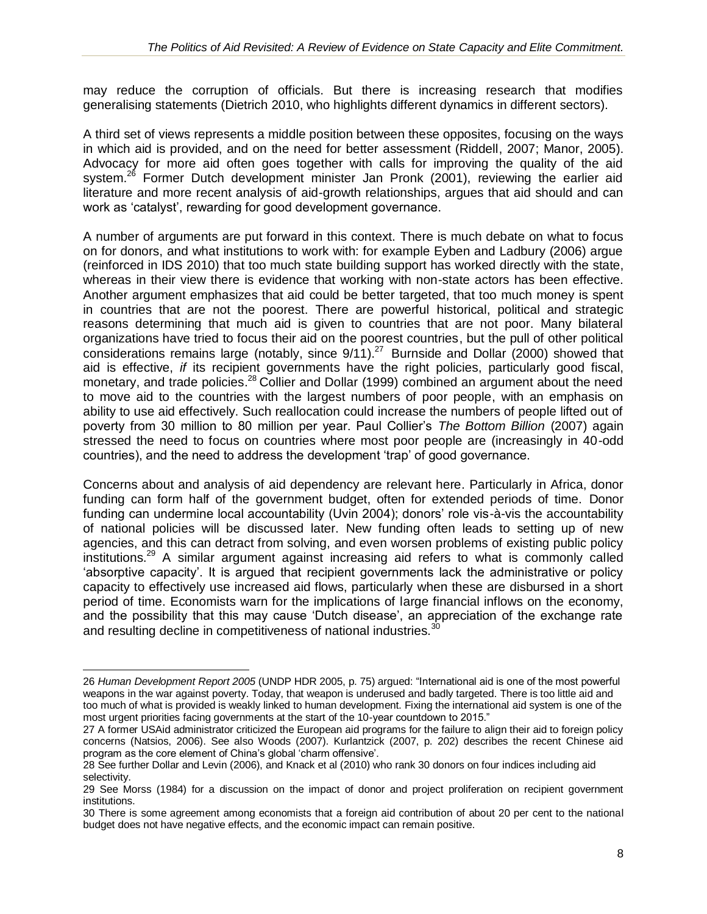may reduce the corruption of officials. But there is increasing research that modifies generalising statements (Dietrich 2010, who highlights different dynamics in different sectors).

A third set of views represents a middle position between these opposites, focusing on the ways in which aid is provided, and on the need for better assessment (Riddell, 2007; Manor, 2005). Advocacy for more aid often goes together with calls for improving the quality of the aid system.[26] Former Dutch development minister Jan Pronk (2001), reviewing the earlier aid literature and more recent analysis of aid-growth relationships, argues that aid should and can work as 'catalyst', rewarding for good development governance.

A number of arguments are put forward in this context. There is much debate on what to focus on for donors, and what institutions to work with: for example Eyben and Ladbury (2006) argue (reinforced in IDS 2010) that too much state building support has worked directly with the state, whereas in their view there is evidence that working with non-state actors has been effective. Another argument emphasizes that aid could be better targeted, that too much money is spent in countries that are not the poorest. There are powerful historical, political and strategic reasons determining that much aid is given to countries that are not poor. Many bilateral organizations have tried to focus their aid on the poorest countries, but the pull of other political considerations remains large (notably, since 9/11).[27] Burnside and Dollar (2000) showed that aid is effective, *if* its recipient governments have the right policies, particularly good fiscal, monetary, and trade policies.[28] Collier and Dollar (1999) combined an argument about the need to move aid to the countries with the largest numbers of poor people, with an emphasis on ability to use aid effectively. Such reallocation could increase the numbers of people lifted out of poverty from 30 million to 80 million per year. Paul Collier's *The Bottom Billion* (2007) again stressed the need to focus on countries where most poor people are (increasingly in 40-odd countries), and the need to address the development 'trap' of good governance.

Concerns about and analysis of aid dependency are relevant here. Particularly in Africa, donor funding can form half of the government budget, often for extended periods of time. Donor funding can undermine local accountability (Uvin 2004); donors' role vis-à-vis the accountability of national policies will be discussed later. New funding often leads to setting up of new agencies, and this can detract from solving, and even worsen problems of existing public policy institutions.[29] A similar argument against increasing aid refers to what is commonly called 'absorptive capacity'. It is argued that recipient governments lack the administrative or policy capacity to effectively use increased aid flows, particularly when these are disbursed in a short period of time. Economists warn for the implications of large financial inflows on the economy, and the possibility that this may cause 'Dutch disease', an appreciation of the exchange rate and resulting decline in competitiveness of national industries.[30]

---

26 *Human Development Report 2005* (UNDP HDR 2005, p. 75) argued: "International aid is one of the most powerful weapons in the war against poverty. Today, that weapon is underused and badly targeted. There is too little aid and too much of what is provided is weakly linked to human development. Fixing the international aid system is one of the most urgent priorities facing governments at the start of the 10-year countdown to 2015."

27 A former USAid administrator criticized the European aid programs for the failure to align their aid to foreign policy concerns (Natsios, 2006). See also Woods (2007). Kurlantzick (2007, p. 202) describes the recent Chinese aid program as the core element of China's global 'charm offensive'.

28 See further Dollar and Levin (2006), and Knack et al (2010) who rank 30 donors on four indices including aid selectivity.

29 See Morss (1984) for a discussion on the impact of donor and project proliferation on recipient government institutions.

30 There is some agreement among economists that a foreign aid contribution of about 20 per cent to the national budget does not have negative effects, and the economic impact can remain positive.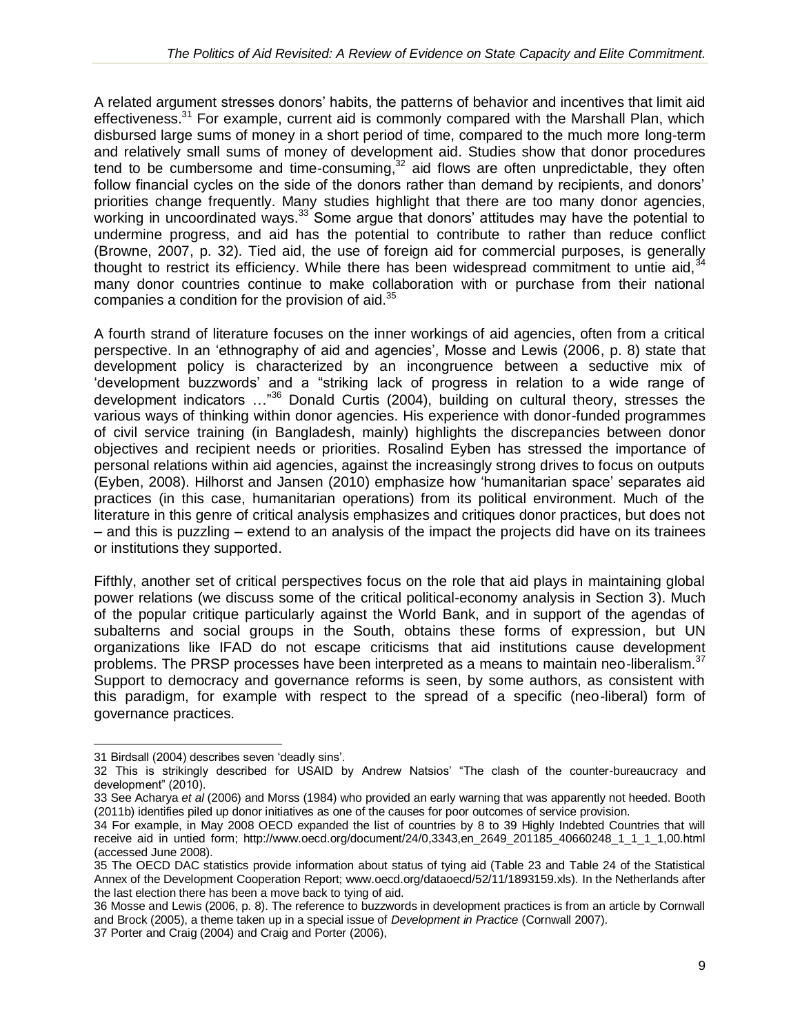A related argument stresses donors' habits, the patterns of behavior and incentives that limit aid effectiveness.[31] For example, current aid is commonly compared with the Marshall Plan, which disbursed large sums of money in a short period of time, compared to the much more long-term and relatively small sums of money of development aid. Studies show that donor procedures tend to be cumbersome and time-consuming,[32] aid flows are often unpredictable, they often follow financial cycles on the side of the donors rather than demand by recipients, and donors' priorities change frequently. Many studies highlight that there are too many donor agencies, working in uncoordinated ways.[33] Some argue that donors' attitudes may have the potential to undermine progress, and aid has the potential to contribute to rather than reduce conflict (Browne, 2007, p. 32). Tied aid, the use of foreign aid for commercial purposes, is generally thought to restrict its efficiency. While there has been widespread commitment to untie aid,[34] many donor countries continue to make collaboration with or purchase from their national companies a condition for the provision of aid.[35]

A fourth strand of literature focuses on the inner workings of aid agencies, often from a critical perspective. In an 'ethnography of aid and agencies', Mosse and Lewis (2006, p. 8) state that development policy is characterized by an incongruence between a seductive mix of 'development buzzwords' and a "striking lack of progress in relation to a wide range of development indicators …"[36] Donald Curtis (2004), building on cultural theory, stresses the various ways of thinking within donor agencies. His experience with donor-funded programmes of civil service training (in Bangladesh, mainly) highlights the discrepancies between donor objectives and recipient needs or priorities. Rosalind Eyben has stressed the importance of personal relations within aid agencies, against the increasingly strong drives to focus on outputs (Eyben, 2008). Hilhorst and Jansen (2010) emphasize how 'humanitarian space' separates aid practices (in this case, humanitarian operations) from its political environment. Much of the literature in this genre of critical analysis emphasizes and critiques donor practices, but does not – and this is puzzling – extend to an analysis of the impact the projects did have on its trainees or institutions they supported.

Fifthly, another set of critical perspectives focus on the role that aid plays in maintaining global power relations (we discuss some of the critical political-economy analysis in Section 3). Much of the popular critique particularly against the World Bank, and in support of the agendas of subalterns and social groups in the South, obtains these forms of expression, but UN organizations like IFAD do not escape criticisms that aid institutions cause development problems. The PRSP processes have been interpreted as a means to maintain neo-liberalism.[37] Support to democracy and governance reforms is seen, by some authors, as consistent with this paradigm, for example with respect to the spread of a specific (neo-liberal) form of governance practices.

---

31 Birdsall (2004) describes seven 'deadly sins'.

32 This is strikingly described for USAID by Andrew Natsios' "The clash of the counter-bureaucracy and development" (2010).

33 See Acharya *et al* (2006) and Morss (1984) who provided an early warning that was apparently not heeded. Booth (2011b) identifies piled up donor initiatives as one of the causes for poor outcomes of service provision.

34 For example, in May 2008 OECD expanded the list of countries by 8 to 39 Highly Indebted Countries that will receive aid in untied form; http://www.oecd.org/document/24/0,3343,en_2649_201185_40660248_1_1_1_1,00.html (accessed June 2008).

35 The OECD DAC statistics provide information about status of tying aid (Table 23 and Table 24 of the Statistical Annex of the Development Cooperation Report; www.oecd.org/dataoecd/52/11/1893159.xls). In the Netherlands after the last election there has been a move back to tying of aid.

36 Mosse and Lewis (2006, p. 8). The reference to buzzwords in development practices is from an article by Cornwall and Brock (2005), a theme taken up in a special issue of *Development in Practice* (Cornwall 2007).

37 Porter and Craig (2004) and Craig and Porter (2006),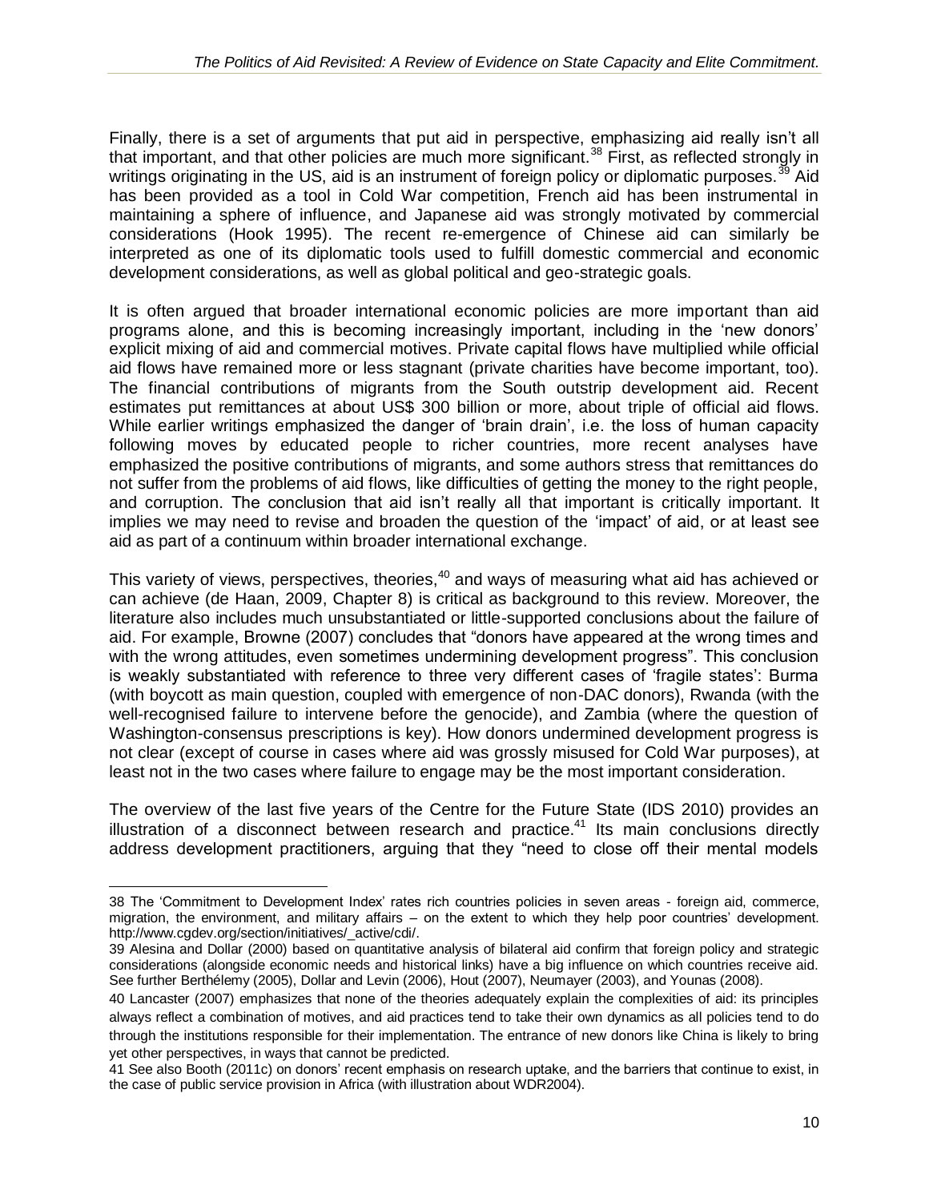Finally, there is a set of arguments that put aid in perspective, emphasizing aid really isn't all that important, and that other policies are much more significant.[38] First, as reflected strongly in writings originating in the US, aid is an instrument of foreign policy or diplomatic purposes.[39] Aid has been provided as a tool in Cold War competition, French aid has been instrumental in maintaining a sphere of influence, and Japanese aid was strongly motivated by commercial considerations (Hook 1995). The recent re-emergence of Chinese aid can similarly be interpreted as one of its diplomatic tools used to fulfill domestic commercial and economic development considerations, as well as global political and geo-strategic goals.

It is often argued that broader international economic policies are more important than aid programs alone, and this is becoming increasingly important, including in the 'new donors' explicit mixing of aid and commercial motives. Private capital flows have multiplied while official aid flows have remained more or less stagnant (private charities have become important, too). The financial contributions of migrants from the South outstrip development aid. Recent estimates put remittances at about US$ 300 billion or more, about triple of official aid flows. While earlier writings emphasized the danger of 'brain drain', i.e. the loss of human capacity following moves by educated people to richer countries, more recent analyses have emphasized the positive contributions of migrants, and some authors stress that remittances do not suffer from the problems of aid flows, like difficulties of getting the money to the right people, and corruption. The conclusion that aid isn't really all that important is critically important. It implies we may need to revise and broaden the question of the 'impact' of aid, or at least see aid as part of a continuum within broader international exchange.

This variety of views, perspectives, theories,[40] and ways of measuring what aid has achieved or can achieve (de Haan, 2009, Chapter 8) is critical as background to this review. Moreover, the literature also includes much unsubstantiated or little-supported conclusions about the failure of aid. For example, Browne (2007) concludes that "donors have appeared at the wrong times and with the wrong attitudes, even sometimes undermining development progress". This conclusion is weakly substantiated with reference to three very different cases of 'fragile states': Burma (with boycott as main question, coupled with emergence of non-DAC donors), Rwanda (with the well-recognised failure to intervene before the genocide), and Zambia (where the question of Washington-consensus prescriptions is key). How donors undermined development progress is not clear (except of course in cases where aid was grossly misused for Cold War purposes), at least not in the two cases where failure to engage may be the most important consideration.

The overview of the last five years of the Centre for the Future State (IDS 2010) provides an illustration of a disconnect between research and practice.[41] Its main conclusions directly address development practitioners, arguing that they "need to close off their mental models

---

38 The 'Commitment to Development Index' rates rich countries policies in seven areas - foreign aid, commerce, migration, the environment, and military affairs – on the extent to which they help poor countries' development. http://www.cgdev.org/section/initiatives/_active/cdi/.

39 Alesina and Dollar (2000) based on quantitative analysis of bilateral aid confirm that foreign policy and strategic considerations (alongside economic needs and historical links) have a big influence on which countries receive aid. See further Berthélemy (2005), Dollar and Levin (2006), Hout (2007), Neumayer (2003), and Younas (2008).

40 Lancaster (2007) emphasizes that none of the theories adequately explain the complexities of aid: its principles always reflect a combination of motives, and aid practices tend to take their own dynamics as all policies tend to do through the institutions responsible for their implementation. The entrance of new donors like China is likely to bring yet other perspectives, in ways that cannot be predicted.

41 See also Booth (2011c) on donors' recent emphasis on research uptake, and the barriers that continue to exist, in the case of public service provision in Africa (with illustration about WDR2004).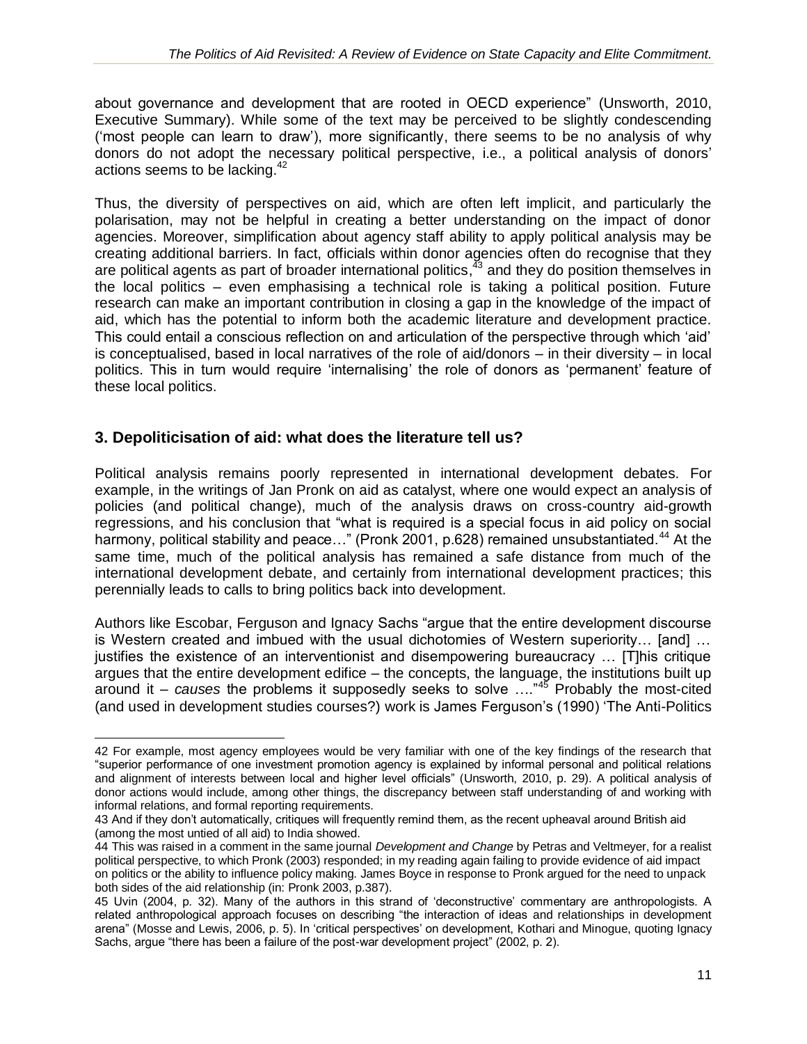about governance and development that are rooted in OECD experience" (Unsworth, 2010, Executive Summary). While some of the text may be perceived to be slightly condescending ('most people can learn to draw'), more significantly, there seems to be no analysis of why donors do not adopt the necessary political perspective, i.e., a political analysis of donors' actions seems to be lacking.[42]

Thus, the diversity of perspectives on aid, which are often left implicit, and particularly the polarisation, may not be helpful in creating a better understanding on the impact of donor agencies. Moreover, simplification about agency staff ability to apply political analysis may be creating additional barriers. In fact, officials within donor agencies often do recognise that they are political agents as part of broader international politics,[43] and they do position themselves in the local politics – even emphasising a technical role is taking a political position. Future research can make an important contribution in closing a gap in the knowledge of the impact of aid, which has the potential to inform both the academic literature and development practice. This could entail a conscious reflection on and articulation of the perspective through which 'aid' is conceptualised, based in local narratives of the role of aid/donors – in their diversity – in local politics. This in turn would require 'internalising' the role of donors as 'permanent' feature of these local politics.

## 3. Depoliticisation of aid: what does the literature tell us?

Political analysis remains poorly represented in international development debates. For example, in the writings of Jan Pronk on aid as catalyst, where one would expect an analysis of policies (and political change), much of the analysis draws on cross-country aid-growth regressions, and his conclusion that "what is required is a special focus in aid policy on social harmony, political stability and peace…" (Pronk 2001, p.628) remained unsubstantiated.[44] At the same time, much of the political analysis has remained a safe distance from much of the international development debate, and certainly from international development practices; this perennially leads to calls to bring politics back into development.

Authors like Escobar, Ferguson and Ignacy Sachs "argue that the entire development discourse is Western created and imbued with the usual dichotomies of Western superiority… [and] … justifies the existence of an interventionist and disempowering bureaucracy … [T]his critique argues that the entire development edifice – the concepts, the language, the institutions built up around it – *causes* the problems it supposedly seeks to solve …."[45] Probably the most-cited (and used in development studies courses?) work is James Ferguson's (1990) 'The Anti-Politics

---

42 For example, most agency employees would be very familiar with one of the key findings of the research that "superior performance of one investment promotion agency is explained by informal personal and political relations and alignment of interests between local and higher level officials" (Unsworth, 2010, p. 29). A political analysis of donor actions would include, among other things, the discrepancy between staff understanding of and working with informal relations, and formal reporting requirements.

43 And if they don't automatically, critiques will frequently remind them, as the recent upheaval around British aid (among the most untied of all aid) to India showed.

44 This was raised in a comment in the same journal *Development and Change* by Petras and Veltmeyer, for a realist political perspective, to which Pronk (2003) responded; in my reading again failing to provide evidence of aid impact on politics or the ability to influence policy making. James Boyce in response to Pronk argued for the need to unpack both sides of the aid relationship (in: Pronk 2003, p.387).

45 Uvin (2004, p. 32). Many of the authors in this strand of 'deconstructive' commentary are anthropologists. A related anthropological approach focuses on describing "the interaction of ideas and relationships in development arena" (Mosse and Lewis, 2006, p. 5). In 'critical perspectives' on development, Kothari and Minogue, quoting Ignacy Sachs, argue "there has been a failure of the post-war development project" (2002, p. 2).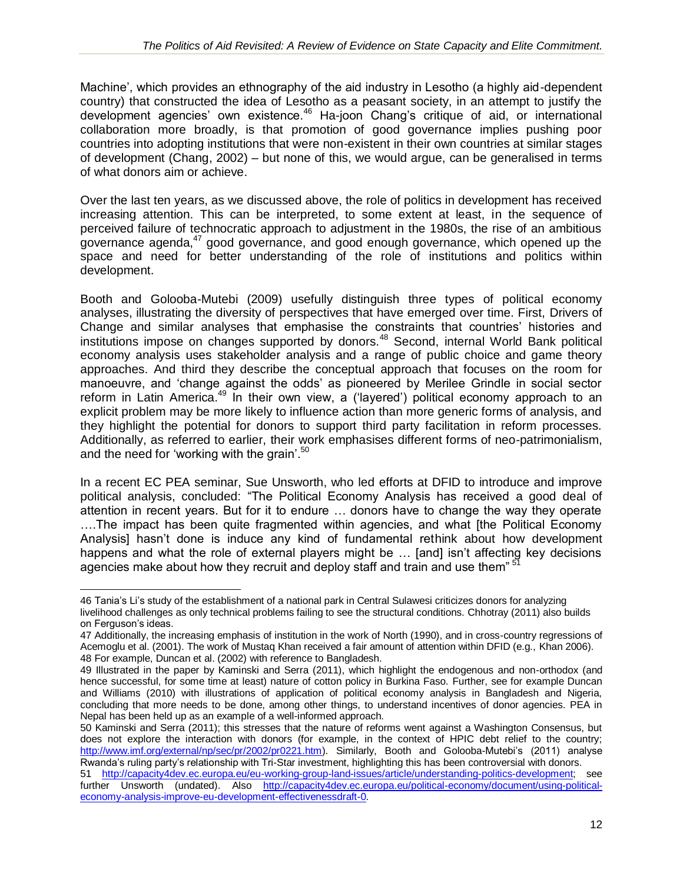Machine', which provides an ethnography of the aid industry in Lesotho (a highly aid-dependent country) that constructed the idea of Lesotho as a peasant society, in an attempt to justify the development agencies' own existence.[46] Ha-joon Chang's critique of aid, or international collaboration more broadly, is that promotion of good governance implies pushing poor countries into adopting institutions that were non-existent in their own countries at similar stages of development (Chang, 2002) – but none of this, we would argue, can be generalised in terms of what donors aim or achieve.

Over the last ten years, as we discussed above, the role of politics in development has received increasing attention. This can be interpreted, to some extent at least, in the sequence of perceived failure of technocratic approach to adjustment in the 1980s, the rise of an ambitious governance agenda,[47] good governance, and good enough governance, which opened up the space and need for better understanding of the role of institutions and politics within development.

Booth and Golooba-Mutebi (2009) usefully distinguish three types of political economy analyses, illustrating the diversity of perspectives that have emerged over time. First, Drivers of Change and similar analyses that emphasise the constraints that countries' histories and institutions impose on changes supported by donors.[48] Second, internal World Bank political economy analysis uses stakeholder analysis and a range of public choice and game theory approaches. And third they describe the conceptual approach that focuses on the room for manoeuvre, and 'change against the odds' as pioneered by Merilee Grindle in social sector reform in Latin America.[49] In their own view, a ('layered') political economy approach to an explicit problem may be more likely to influence action than more generic forms of analysis, and they highlight the potential for donors to support third party facilitation in reform processes. Additionally, as referred to earlier, their work emphasises different forms of neo-patrimonialism, and the need for 'working with the grain'.[50]

In a recent EC PEA seminar, Sue Unsworth, who led efforts at DFID to introduce and improve political analysis, concluded: "The Political Economy Analysis has received a good deal of attention in recent years. But for it to endure … donors have to change the way they operate ….The impact has been quite fragmented within agencies, and what [the Political Economy Analysis] hasn't done is induce any kind of fundamental rethink about how development happens and what the role of external players might be … [and] isn't affecting key decisions agencies make about how they recruit and deploy staff and train and use them"[51]

---

46 Tania's Li's study of the establishment of a national park in Central Sulawesi criticizes donors for analyzing livelihood challenges as only technical problems failing to see the structural conditions. Chhotray (2011) also builds on Ferguson's ideas.

47 Additionally, the increasing emphasis of institution in the work of North (1990), and in cross-country regressions of Acemoglu et al. (2001). The work of Mustaq Khan received a fair amount of attention within DFID (e.g., Khan 2006).

48 For example, Duncan et al. (2002) with reference to Bangladesh.

49 Illustrated in the paper by Kaminski and Serra (2011), which highlight the endogenous and non-orthodox (and hence successful, for some time at least) nature of cotton policy in Burkina Faso. Further, see for example Duncan and Williams (2010) with illustrations of application of political economy analysis in Bangladesh and Nigeria, concluding that more needs to be done, among other things, to understand incentives of donor agencies. PEA in Nepal has been held up as an example of a well-informed approach.

50 Kaminski and Serra (2011); this stresses that the nature of reforms went against a Washington Consensus, but does not explore the interaction with donors (for example, in the context of HPIC debt relief to the country; http://www.imf.org/external/np/sec/pr/2002/pr0221.htm). Similarly, Booth and Golooba-Mutebi's (2011) analyse Rwanda's ruling party's relationship with Tri-Star investment, highlighting this has been controversial with donors.

51 http://capacity4dev.ec.europa.eu/eu-working-group-land-issues/article/understanding-politics-development; see further Unsworth (undated). Also http://capacity4dev.ec.europa.eu/political-economy/document/using-political-economy-analysis-improve-eu-development-effectivenessdraft-0.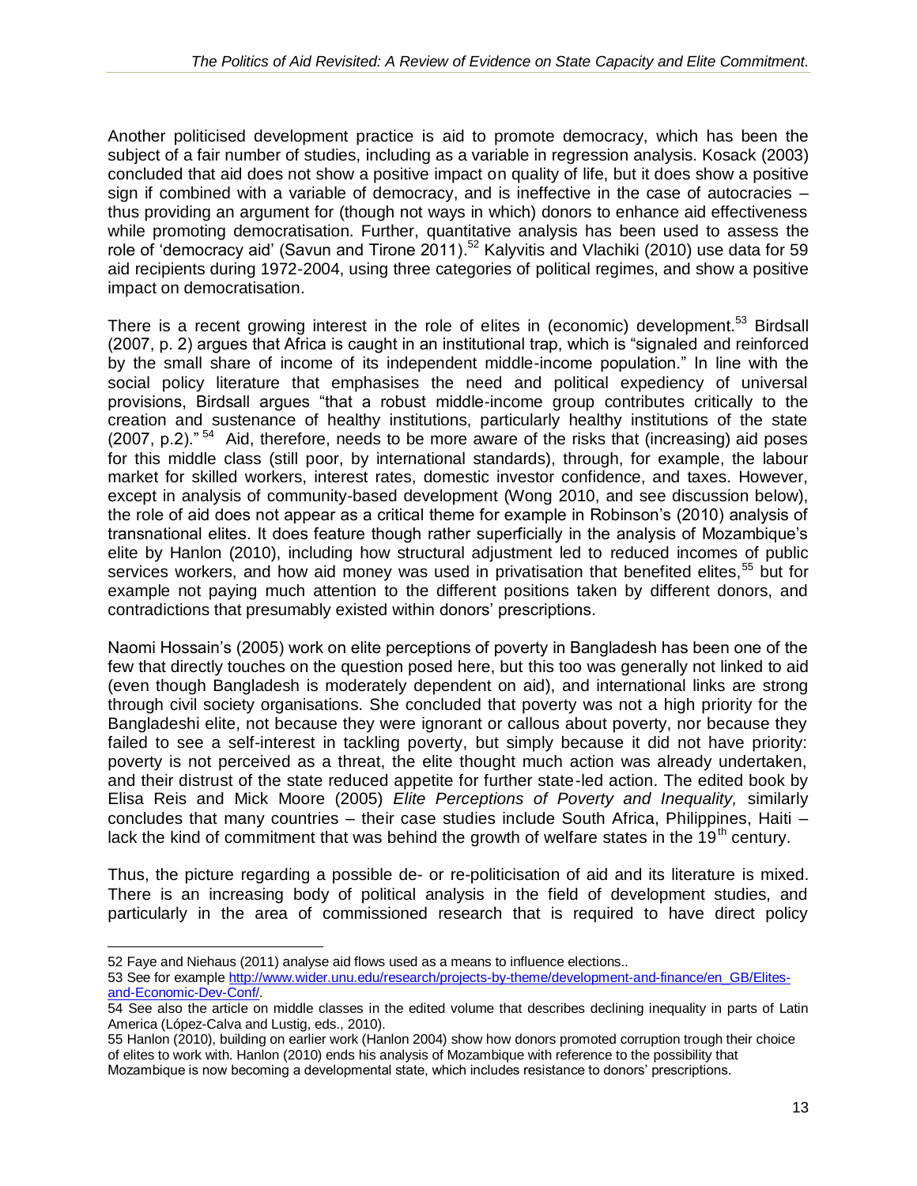Another politicised development practice is aid to promote democracy, which has been the subject of a fair number of studies, including as a variable in regression analysis. Kosack (2003) concluded that aid does not show a positive impact on quality of life, but it does show a positive sign if combined with a variable of democracy, and is ineffective in the case of autocracies – thus providing an argument for (though not ways in which) donors to enhance aid effectiveness while promoting democratisation. Further, quantitative analysis has been used to assess the role of 'democracy aid' (Savun and Tirone 2011).[52] Kalyvitis and Vlachiki (2010) use data for 59 aid recipients during 1972-2004, using three categories of political regimes, and show a positive impact on democratisation.

There is a recent growing interest in the role of elites in (economic) development.[53] Birdsall (2007, p. 2) argues that Africa is caught in an institutional trap, which is "signaled and reinforced by the small share of income of its independent middle-income population." In line with the social policy literature that emphasises the need and political expediency of universal provisions, Birdsall argues "that a robust middle-income group contributes critically to the creation and sustenance of healthy institutions, particularly healthy institutions of the state (2007, p.2)."[54] Aid, therefore, needs to be more aware of the risks that (increasing) aid poses for this middle class (still poor, by international standards), through, for example, the labour market for skilled workers, interest rates, domestic investor confidence, and taxes. However, except in analysis of community-based development (Wong 2010, and see discussion below), the role of aid does not appear as a critical theme for example in Robinson's (2010) analysis of transnational elites. It does feature though rather superficially in the analysis of Mozambique's elite by Hanlon (2010), including how structural adjustment led to reduced incomes of public services workers, and how aid money was used in privatisation that benefited elites,[55] but for example not paying much attention to the different positions taken by different donors, and contradictions that presumably existed within donors' prescriptions.

Naomi Hossain's (2005) work on elite perceptions of poverty in Bangladesh has been one of the few that directly touches on the question posed here, but this too was generally not linked to aid (even though Bangladesh is moderately dependent on aid), and international links are strong through civil society organisations. She concluded that poverty was not a high priority for the Bangladeshi elite, not because they were ignorant or callous about poverty, nor because they failed to see a self-interest in tackling poverty, but simply because it did not have priority: poverty is not perceived as a threat, the elite thought much action was already undertaken, and their distrust of the state reduced appetite for further state-led action. The edited book by Elisa Reis and Mick Moore (2005) *Elite Perceptions of Poverty and Inequality,* similarly concludes that many countries – their case studies include South Africa, Philippines, Haiti – lack the kind of commitment that was behind the growth of welfare states in the 19th century.

Thus, the picture regarding a possible de- or re-politicisation of aid and its literature is mixed. There is an increasing body of political analysis in the field of development studies, and particularly in the area of commissioned research that is required to have direct policy

---

52 Faye and Niehaus (2011) analyse aid flows used as a means to influence elections..

53 See for example http://www.wider.unu.edu/research/projects-by-theme/development-and-finance/en_GB/Elites-and-Economic-Dev-Conf/.

54 See also the article on middle classes in the edited volume that describes declining inequality in parts of Latin America (López-Calva and Lustig, eds., 2010).

55 Hanlon (2010), building on earlier work (Hanlon 2004) show how donors promoted corruption trough their choice of elites to work with. Hanlon (2010) ends his analysis of Mozambique with reference to the possibility that Mozambique is now becoming a developmental state, which includes resistance to donors' prescriptions.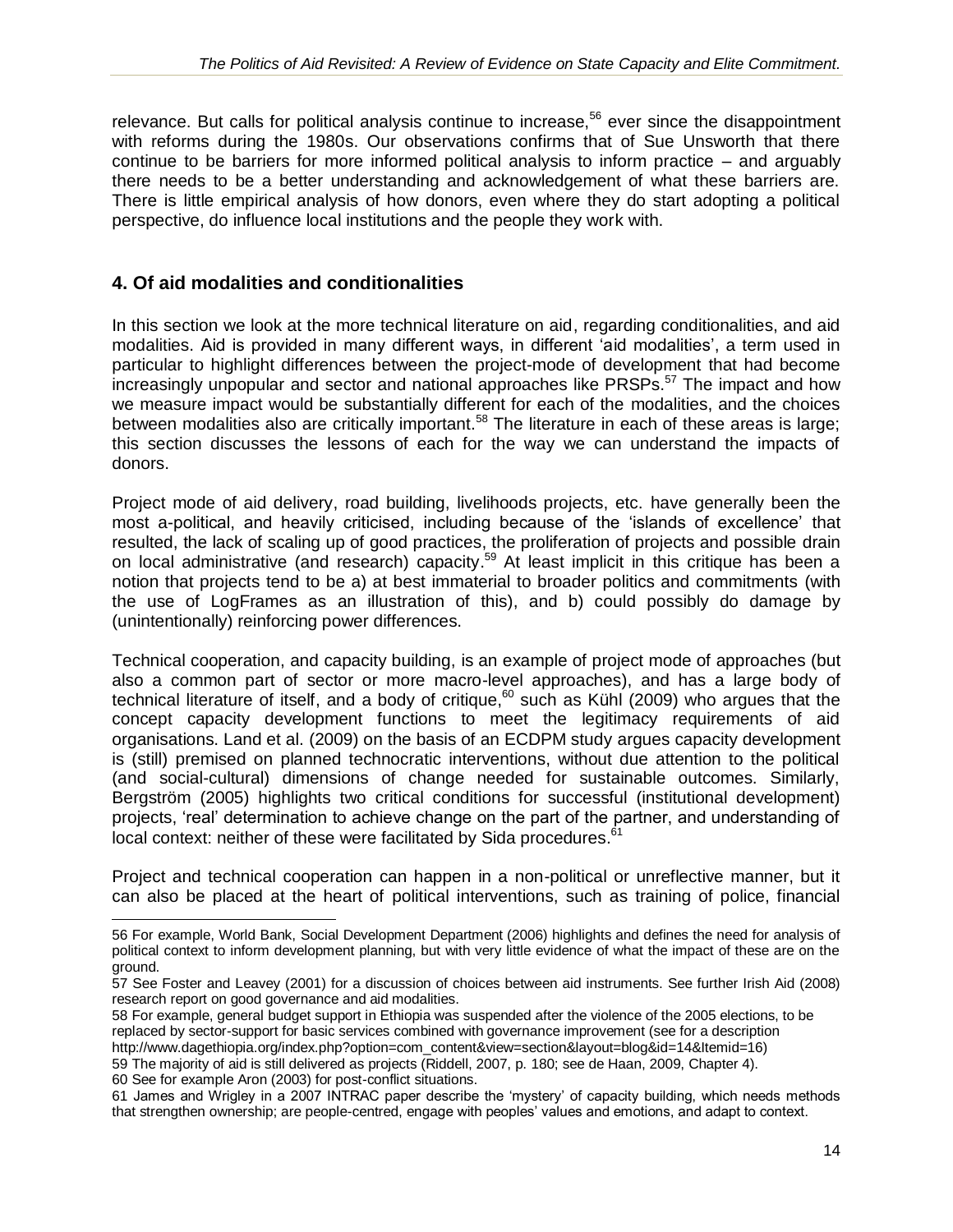relevance. But calls for political analysis continue to increase,[56] ever since the disappointment with reforms during the 1980s. Our observations confirms that of Sue Unsworth that there continue to be barriers for more informed political analysis to inform practice – and arguably there needs to be a better understanding and acknowledgement of what these barriers are. There is little empirical analysis of how donors, even where they do start adopting a political perspective, do influence local institutions and the people they work with.

## 4. Of aid modalities and conditionalities

In this section we look at the more technical literature on aid, regarding conditionalities, and aid modalities. Aid is provided in many different ways, in different 'aid modalities', a term used in particular to highlight differences between the project-mode of development that had become increasingly unpopular and sector and national approaches like PRSPs.[57] The impact and how we measure impact would be substantially different for each of the modalities, and the choices between modalities also are critically important.[58] The literature in each of these areas is large; this section discusses the lessons of each for the way we can understand the impacts of donors.

Project mode of aid delivery, road building, livelihoods projects, etc. have generally been the most a-political, and heavily criticised, including because of the 'islands of excellence' that resulted, the lack of scaling up of good practices, the proliferation of projects and possible drain on local administrative (and research) capacity.[59] At least implicit in this critique has been a notion that projects tend to be a) at best immaterial to broader politics and commitments (with the use of LogFrames as an illustration of this), and b) could possibly do damage by (unintentionally) reinforcing power differences.

Technical cooperation, and capacity building, is an example of project mode of approaches (but also a common part of sector or more macro-level approaches), and has a large body of technical literature of itself, and a body of critique,[60] such as Kühl (2009) who argues that the concept capacity development functions to meet the legitimacy requirements of aid organisations. Land et al. (2009) on the basis of an ECDPM study argues capacity development is (still) premised on planned technocratic interventions, without due attention to the political (and social-cultural) dimensions of change needed for sustainable outcomes. Similarly, Bergström (2005) highlights two critical conditions for successful (institutional development) projects, 'real' determination to achieve change on the part of the partner, and understanding of local context: neither of these were facilitated by Sida procedures.[61]

Project and technical cooperation can happen in a non-political or unreflective manner, but it can also be placed at the heart of political interventions, such as training of police, financial

---

56 For example, World Bank, Social Development Department (2006) highlights and defines the need for analysis of political context to inform development planning, but with very little evidence of what the impact of these are on the ground.

57 See Foster and Leavey (2001) for a discussion of choices between aid instruments. See further Irish Aid (2008) research report on good governance and aid modalities.

58 For example, general budget support in Ethiopia was suspended after the violence of the 2005 elections, to be replaced by sector-support for basic services combined with governance improvement (see for a description http://www.dagethiopia.org/index.php?option=com_content&view=section&layout=blog&id=14&Itemid=16)

59 The majority of aid is still delivered as projects (Riddell, 2007, p. 180; see de Haan, 2009, Chapter 4).

60 See for example Aron (2003) for post-conflict situations.

61 James and Wrigley in a 2007 INTRAC paper describe the 'mystery' of capacity building, which needs methods that strengthen ownership; are people-centred, engage with peoples' values and emotions, and adapt to context.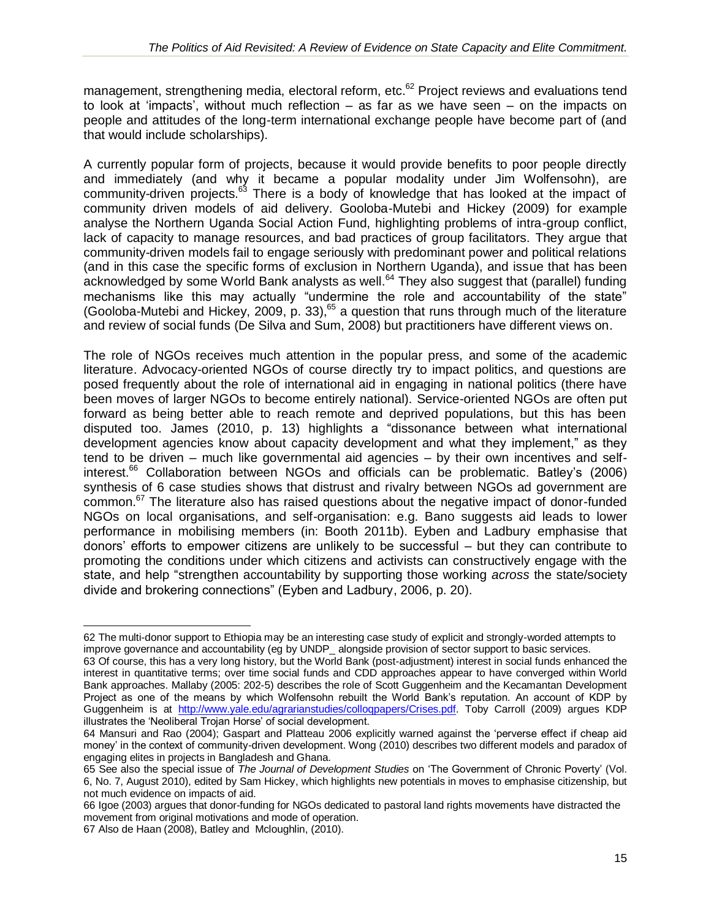management, strengthening media, electoral reform, etc.[62] Project reviews and evaluations tend to look at 'impacts', without much reflection – as far as we have seen – on the impacts on people and attitudes of the long-term international exchange people have become part of (and that would include scholarships).

A currently popular form of projects, because it would provide benefits to poor people directly and immediately (and why it became a popular modality under Jim Wolfensohn), are community-driven projects.[63] There is a body of knowledge that has looked at the impact of community driven models of aid delivery. Gooloba-Mutebi and Hickey (2009) for example analyse the Northern Uganda Social Action Fund, highlighting problems of intra-group conflict, lack of capacity to manage resources, and bad practices of group facilitators. They argue that community-driven models fail to engage seriously with predominant power and political relations (and in this case the specific forms of exclusion in Northern Uganda), and issue that has been acknowledged by some World Bank analysts as well.[64] They also suggest that (parallel) funding mechanisms like this may actually "undermine the role and accountability of the state" (Gooloba-Mutebi and Hickey, 2009, p. 33),[65] a question that runs through much of the literature and review of social funds (De Silva and Sum, 2008) but practitioners have different views on.

The role of NGOs receives much attention in the popular press, and some of the academic literature. Advocacy-oriented NGOs of course directly try to impact politics, and questions are posed frequently about the role of international aid in engaging in national politics (there have been moves of larger NGOs to become entirely national). Service-oriented NGOs are often put forward as being better able to reach remote and deprived populations, but this has been disputed too. James (2010, p. 13) highlights a "dissonance between what international development agencies know about capacity development and what they implement," as they tend to be driven – much like governmental aid agencies – by their own incentives and self-interest.[66] Collaboration between NGOs and officials can be problematic. Batley's (2006) synthesis of 6 case studies shows that distrust and rivalry between NGOs ad government are common.[67] The literature also has raised questions about the negative impact of donor-funded NGOs on local organisations, and self-organisation: e.g. Bano suggests aid leads to lower performance in mobilising members (in: Booth 2011b). Eyben and Ladbury emphasise that donors' efforts to empower citizens are unlikely to be successful – but they can contribute to promoting the conditions under which citizens and activists can constructively engage with the state, and help "strengthen accountability by supporting those working *across* the state/society divide and brokering connections" (Eyben and Ladbury, 2006, p. 20).

---

62 The multi-donor support to Ethiopia may be an interesting case study of explicit and strongly-worded attempts to improve governance and accountability (eg by UNDP_ alongside provision of sector support to basic services.

63 Of course, this has a very long history, but the World Bank (post-adjustment) interest in social funds enhanced the interest in quantitative terms; over time social funds and CDD approaches appear to have converged within World Bank approaches. Mallaby (2005: 202-5) describes the role of Scott Guggenheim and the Kecamantan Development Project as one of the means by which Wolfensohn rebuilt the World Bank's reputation. An account of KDP by Guggenheim is at [http://www.yale.edu/agrarianstudies/colloqpapers/Crises.pdf](http://www.yale.edu/agrarianstudies/colloqpapers/Crises.pdf). Toby Carroll (2009) argues KDP illustrates the 'Neoliberal Trojan Horse' of social development.

64 Mansuri and Rao (2004); Gaspart and Platteau 2006 explicitly warned against the 'perverse effect if cheap aid money' in the context of community-driven development. Wong (2010) describes two different models and paradox of engaging elites in projects in Bangladesh and Ghana.

65 See also the special issue of *The Journal of Development Studies* on 'The Government of Chronic Poverty' (Vol. 6, No. 7, August 2010), edited by Sam Hickey, which highlights new potentials in moves to emphasise citizenship, but not much evidence on impacts of aid.

66 Igoe (2003) argues that donor-funding for NGOs dedicated to pastoral land rights movements have distracted the movement from original motivations and mode of operation.

67 Also de Haan (2008), Batley and Mcloughlin, (2010).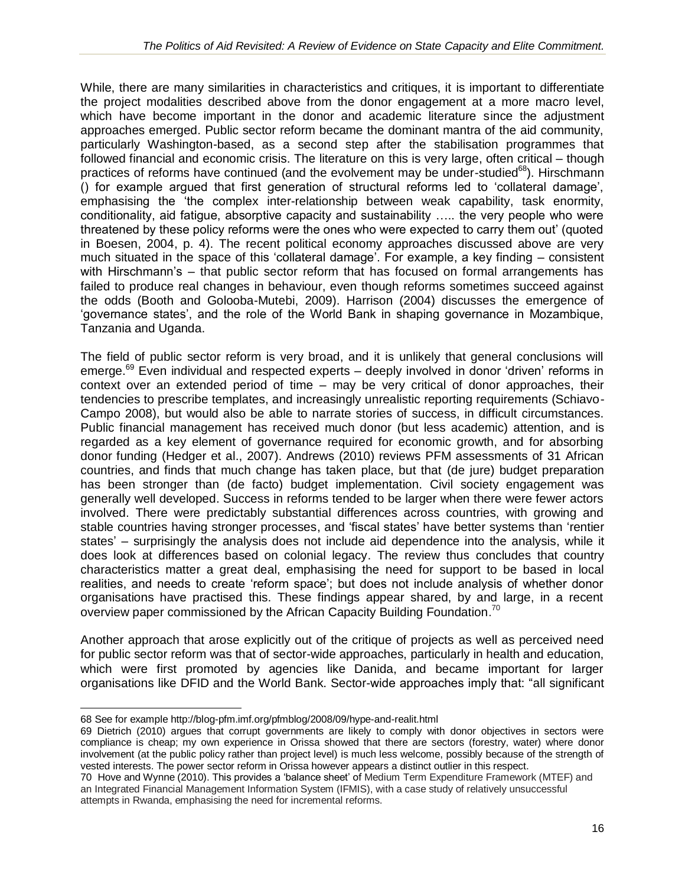While, there are many similarities in characteristics and critiques, it is important to differentiate the project modalities described above from the donor engagement at a more macro level, which have become important in the donor and academic literature since the adjustment approaches emerged. Public sector reform became the dominant mantra of the aid community, particularly Washington-based, as a second step after the stabilisation programmes that followed financial and economic crisis. The literature on this is very large, often critical – though practices of reforms have continued (and the evolvement may be under-studied[68]). Hirschmann () for example argued that first generation of structural reforms led to 'collateral damage', emphasising the 'the complex inter-relationship between weak capability, task enormity, conditionality, aid fatigue, absorptive capacity and sustainability ….. the very people who were threatened by these policy reforms were the ones who were expected to carry them out' (quoted in Boesen, 2004, p. 4). The recent political economy approaches discussed above are very much situated in the space of this 'collateral damage'. For example, a key finding – consistent with Hirschmann's – that public sector reform that has focused on formal arrangements has failed to produce real changes in behaviour, even though reforms sometimes succeed against the odds (Booth and Golooba-Mutebi, 2009). Harrison (2004) discusses the emergence of 'governance states', and the role of the World Bank in shaping governance in Mozambique, Tanzania and Uganda.

The field of public sector reform is very broad, and it is unlikely that general conclusions will emerge.[69] Even individual and respected experts – deeply involved in donor 'driven' reforms in context over an extended period of time – may be very critical of donor approaches, their tendencies to prescribe templates, and increasingly unrealistic reporting requirements (Schiavo-Campo 2008), but would also be able to narrate stories of success, in difficult circumstances. Public financial management has received much donor (but less academic) attention, and is regarded as a key element of governance required for economic growth, and for absorbing donor funding (Hedger et al., 2007). Andrews (2010) reviews PFM assessments of 31 African countries, and finds that much change has taken place, but that (de jure) budget preparation has been stronger than (de facto) budget implementation. Civil society engagement was generally well developed. Success in reforms tended to be larger when there were fewer actors involved. There were predictably substantial differences across countries, with growing and stable countries having stronger processes, and 'fiscal states' have better systems than 'rentier states' – surprisingly the analysis does not include aid dependence into the analysis, while it does look at differences based on colonial legacy. The review thus concludes that country characteristics matter a great deal, emphasising the need for support to be based in local realities, and needs to create 'reform space'; but does not include analysis of whether donor organisations have practised this. These findings appear shared, by and large, in a recent overview paper commissioned by the African Capacity Building Foundation.[70]

Another approach that arose explicitly out of the critique of projects as well as perceived need for public sector reform was that of sector-wide approaches, particularly in health and education, which were first promoted by agencies like Danida, and became important for larger organisations like DFID and the World Bank. Sector-wide approaches imply that: "all significant

---

68 See for example http://blog-pfm.imf.org/pfmblog/2008/09/hype-and-realit.html

69 Dietrich (2010) argues that corrupt governments are likely to comply with donor objectives in sectors were compliance is cheap; my own experience in Orissa showed that there are sectors (forestry, water) where donor involvement (at the public policy rather than project level) is much less welcome, possibly because of the strength of vested interests. The power sector reform in Orissa however appears a distinct outlier in this respect.

70 Hove and Wynne (2010). This provides a 'balance sheet' of Medium Term Expenditure Framework (MTEF) and an Integrated Financial Management Information System (IFMIS), with a case study of relatively unsuccessful attempts in Rwanda, emphasising the need for incremental reforms.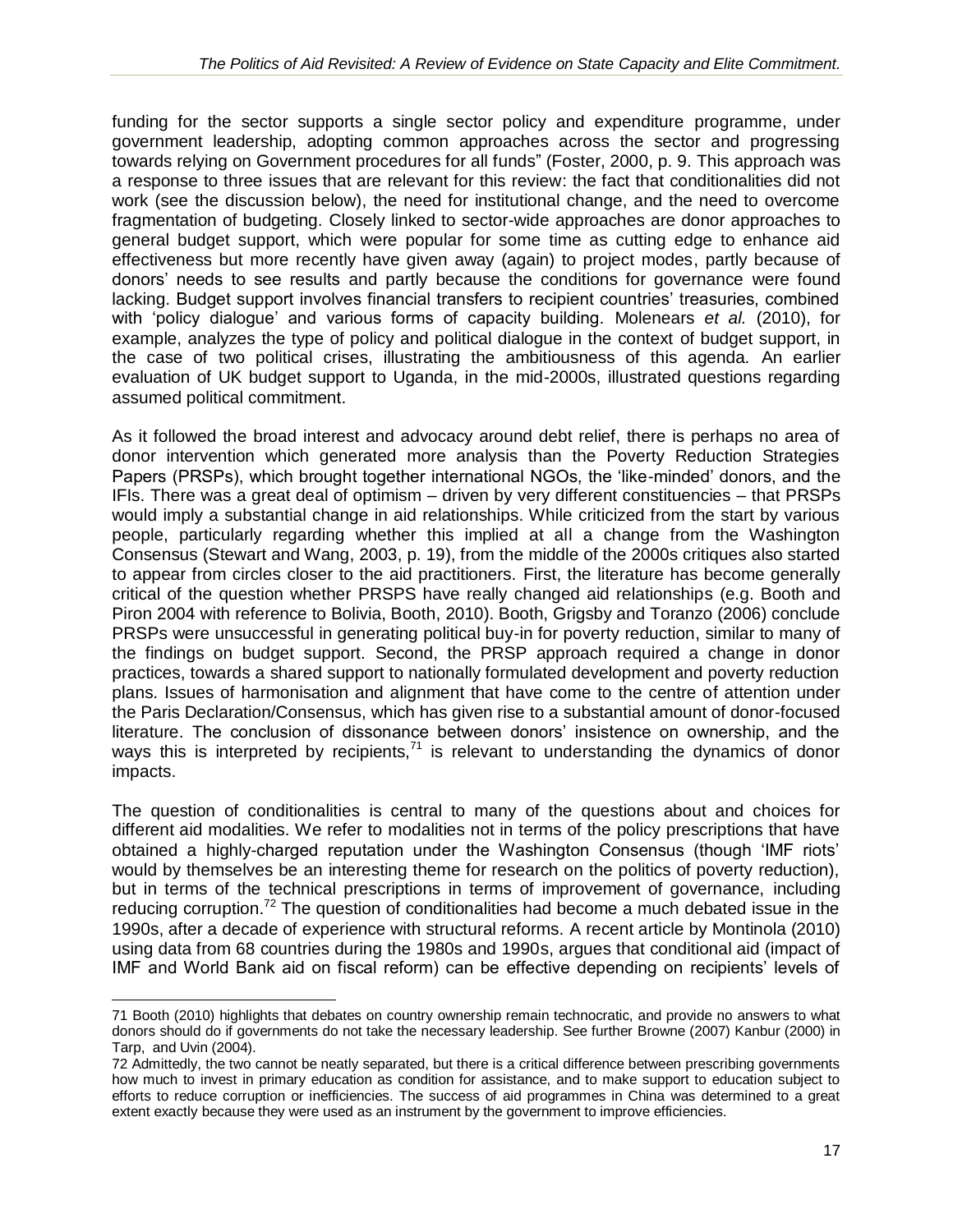funding for the sector supports a single sector policy and expenditure programme, under government leadership, adopting common approaches across the sector and progressing towards relying on Government procedures for all funds" (Foster, 2000, p. 9. This approach was a response to three issues that are relevant for this review: the fact that conditionalities did not work (see the discussion below), the need for institutional change, and the need to overcome fragmentation of budgeting. Closely linked to sector-wide approaches are donor approaches to general budget support, which were popular for some time as cutting edge to enhance aid effectiveness but more recently have given away (again) to project modes, partly because of donors' needs to see results and partly because the conditions for governance were found lacking. Budget support involves financial transfers to recipient countries' treasuries, combined with 'policy dialogue' and various forms of capacity building. Molenears *et al.* (2010), for example, analyzes the type of policy and political dialogue in the context of budget support, in the case of two political crises, illustrating the ambitiousness of this agenda. An earlier evaluation of UK budget support to Uganda, in the mid-2000s, illustrated questions regarding assumed political commitment.

As it followed the broad interest and advocacy around debt relief, there is perhaps no area of donor intervention which generated more analysis than the Poverty Reduction Strategies Papers (PRSPs), which brought together international NGOs, the 'like-minded' donors, and the IFIs. There was a great deal of optimism – driven by very different constituencies – that PRSPs would imply a substantial change in aid relationships. While criticized from the start by various people, particularly regarding whether this implied at all a change from the Washington Consensus (Stewart and Wang, 2003, p. 19), from the middle of the 2000s critiques also started to appear from circles closer to the aid practitioners. First, the literature has become generally critical of the question whether PRSPS have really changed aid relationships (e.g. Booth and Piron 2004 with reference to Bolivia, Booth, 2010). Booth, Grigsby and Toranzo (2006) conclude PRSPs were unsuccessful in generating political buy-in for poverty reduction, similar to many of the findings on budget support. Second, the PRSP approach required a change in donor practices, towards a shared support to nationally formulated development and poverty reduction plans. Issues of harmonisation and alignment that have come to the centre of attention under the Paris Declaration/Consensus, which has given rise to a substantial amount of donor-focused literature. The conclusion of dissonance between donors' insistence on ownership, and the ways this is interpreted by recipients,[71] is relevant to understanding the dynamics of donor impacts.

The question of conditionalities is central to many of the questions about and choices for different aid modalities. We refer to modalities not in terms of the policy prescriptions that have obtained a highly-charged reputation under the Washington Consensus (though 'IMF riots' would by themselves be an interesting theme for research on the politics of poverty reduction), but in terms of the technical prescriptions in terms of improvement of governance, including reducing corruption.[72] The question of conditionalities had become a much debated issue in the 1990s, after a decade of experience with structural reforms. A recent article by Montinola (2010) using data from 68 countries during the 1980s and 1990s, argues that conditional aid (impact of IMF and World Bank aid on fiscal reform) can be effective depending on recipients' levels of

---

71 Booth (2010) highlights that debates on country ownership remain technocratic, and provide no answers to what donors should do if governments do not take the necessary leadership. See further Browne (2007) Kanbur (2000) in Tarp, and Uvin (2004).

72 Admittedly, the two cannot be neatly separated, but there is a critical difference between prescribing governments how much to invest in primary education as condition for assistance, and to make support to education subject to efforts to reduce corruption or inefficiencies. The success of aid programmes in China was determined to a great extent exactly because they were used as an instrument by the government to improve efficiencies.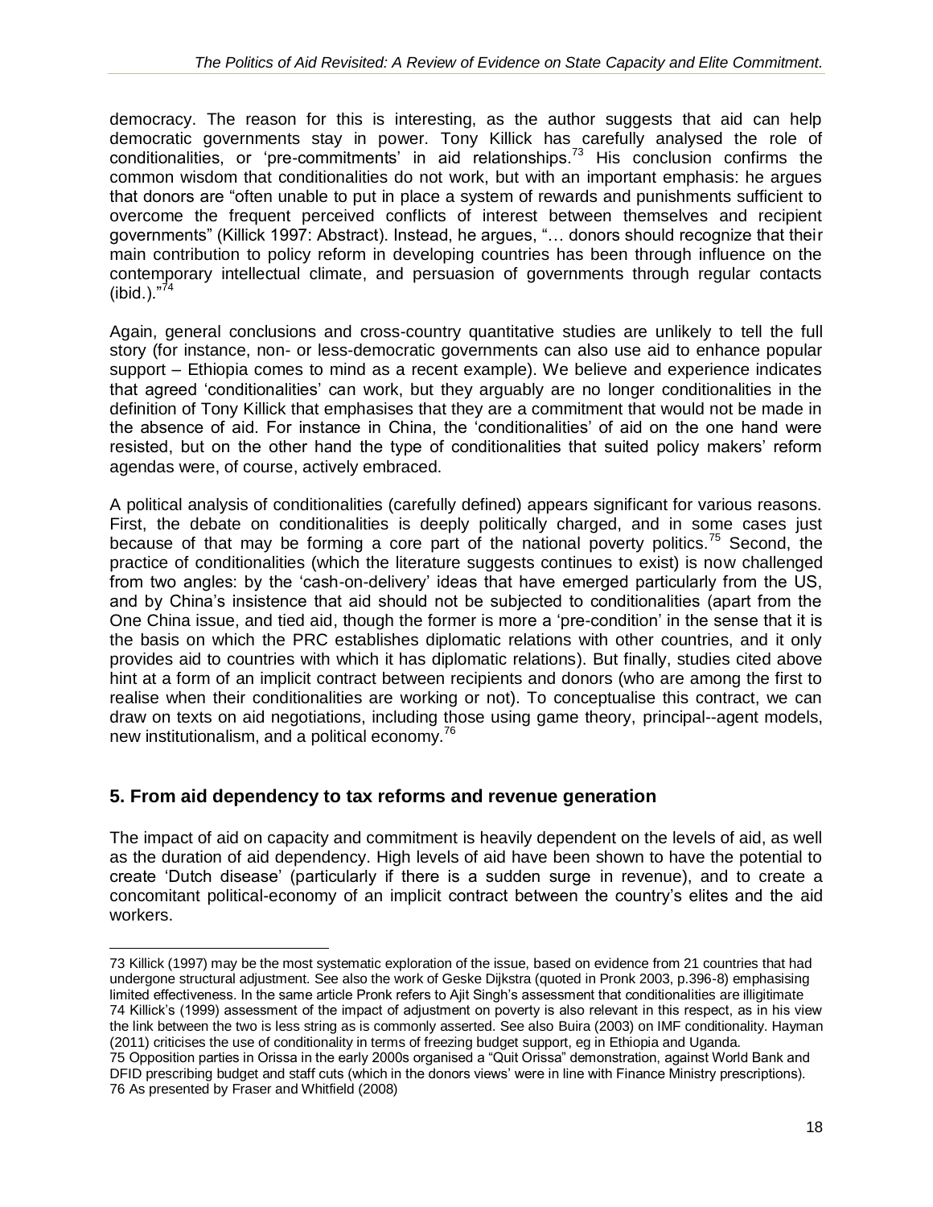democracy. The reason for this is interesting, as the author suggests that aid can help democratic governments stay in power. Tony Killick has carefully analysed the role of conditionalities, or 'pre-commitments' in aid relationships.[73] His conclusion confirms the common wisdom that conditionalities do not work, but with an important emphasis: he argues that donors are "often unable to put in place a system of rewards and punishments sufficient to overcome the frequent perceived conflicts of interest between themselves and recipient governments" (Killick 1997: Abstract). Instead, he argues, "… donors should recognize that their main contribution to policy reform in developing countries has been through influence on the contemporary intellectual climate, and persuasion of governments through regular contacts (ibid.)."[74]

Again, general conclusions and cross-country quantitative studies are unlikely to tell the full story (for instance, non- or less-democratic governments can also use aid to enhance popular support – Ethiopia comes to mind as a recent example). We believe and experience indicates that agreed 'conditionalities' can work, but they arguably are no longer conditionalities in the definition of Tony Killick that emphasises that they are a commitment that would not be made in the absence of aid. For instance in China, the 'conditionalities' of aid on the one hand were resisted, but on the other hand the type of conditionalities that suited policy makers' reform agendas were, of course, actively embraced.

A political analysis of conditionalities (carefully defined) appears significant for various reasons. First, the debate on conditionalities is deeply politically charged, and in some cases just because of that may be forming a core part of the national poverty politics.[75] Second, the practice of conditionalities (which the literature suggests continues to exist) is now challenged from two angles: by the 'cash-on-delivery' ideas that have emerged particularly from the US, and by China's insistence that aid should not be subjected to conditionalities (apart from the One China issue, and tied aid, though the former is more a 'pre-condition' in the sense that it is the basis on which the PRC establishes diplomatic relations with other countries, and it only provides aid to countries with which it has diplomatic relations). But finally, studies cited above hint at a form of an implicit contract between recipients and donors (who are among the first to realise when their conditionalities are working or not). To conceptualise this contract, we can draw on texts on aid negotiations, including those using game theory, principal--agent models, new institutionalism, and a political economy.[76]

## 5. From aid dependency to tax reforms and revenue generation

The impact of aid on capacity and commitment is heavily dependent on the levels of aid, as well as the duration of aid dependency. High levels of aid have been shown to have the potential to create 'Dutch disease' (particularly if there is a sudden surge in revenue), and to create a concomitant political-economy of an implicit contract between the country's elites and the aid workers.

---

73 Killick (1997) may be the most systematic exploration of the issue, based on evidence from 21 countries that had undergone structural adjustment. See also the work of Geske Dijkstra (quoted in Pronk 2003, p.396-8) emphasising limited effectiveness. In the same article Pronk refers to Ajit Singh's assessment that conditionalities are illigitimate

74 Killick's (1999) assessment of the impact of adjustment on poverty is also relevant in this respect, as in his view the link between the two is less string as is commonly asserted. See also Buira (2003) on IMF conditionality. Hayman (2011) criticises the use of conditionality in terms of freezing budget support, eg in Ethiopia and Uganda.

75 Opposition parties in Orissa in the early 2000s organised a "Quit Orissa" demonstration, against World Bank and DFID prescribing budget and staff cuts (which in the donors views' were in line with Finance Ministry prescriptions).

76 As presented by Fraser and Whitfield (2008)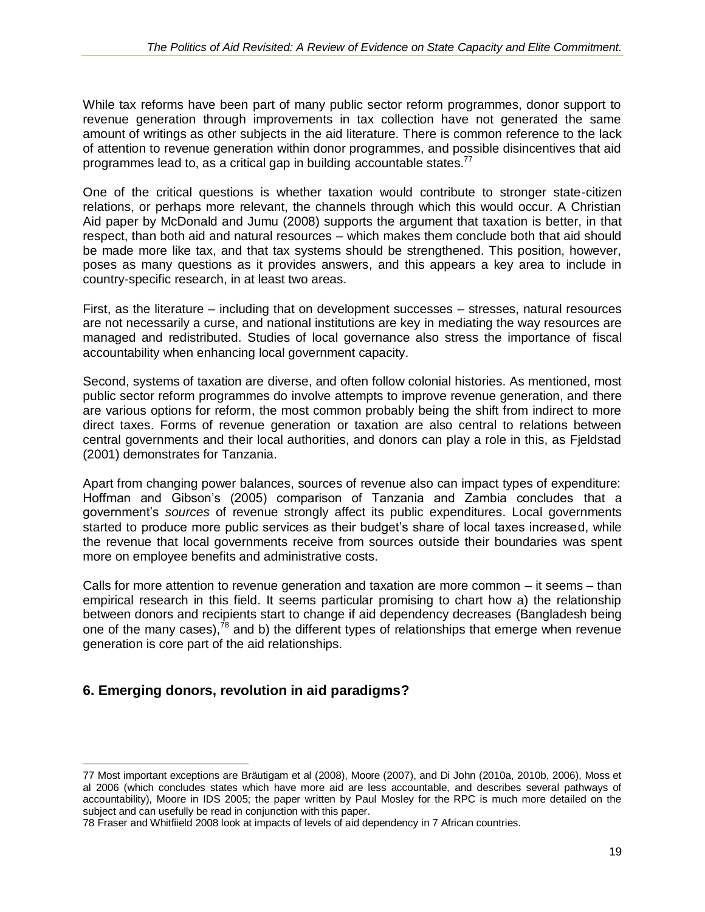While tax reforms have been part of many public sector reform programmes, donor support to revenue generation through improvements in tax collection have not generated the same amount of writings as other subjects in the aid literature. There is common reference to the lack of attention to revenue generation within donor programmes, and possible disincentives that aid programmes lead to, as a critical gap in building accountable states.[77]

One of the critical questions is whether taxation would contribute to stronger state-citizen relations, or perhaps more relevant, the channels through which this would occur. A Christian Aid paper by McDonald and Jumu (2008) supports the argument that taxation is better, in that respect, than both aid and natural resources – which makes them conclude both that aid should be made more like tax, and that tax systems should be strengthened. This position, however, poses as many questions as it provides answers, and this appears a key area to include in country-specific research, in at least two areas.

First, as the literature – including that on development successes – stresses, natural resources are not necessarily a curse, and national institutions are key in mediating the way resources are managed and redistributed. Studies of local governance also stress the importance of fiscal accountability when enhancing local government capacity.

Second, systems of taxation are diverse, and often follow colonial histories. As mentioned, most public sector reform programmes do involve attempts to improve revenue generation, and there are various options for reform, the most common probably being the shift from indirect to more direct taxes. Forms of revenue generation or taxation are also central to relations between central governments and their local authorities, and donors can play a role in this, as Fjeldstad (2001) demonstrates for Tanzania.

Apart from changing power balances, sources of revenue also can impact types of expenditure: Hoffman and Gibson's (2005) comparison of Tanzania and Zambia concludes that a government's *sources* of revenue strongly affect its public expenditures. Local governments started to produce more public services as their budget's share of local taxes increased, while the revenue that local governments receive from sources outside their boundaries was spent more on employee benefits and administrative costs.

Calls for more attention to revenue generation and taxation are more common – it seems – than empirical research in this field. It seems particular promising to chart how a) the relationship between donors and recipients start to change if aid dependency decreases (Bangladesh being one of the many cases),[78] and b) the different types of relationships that emerge when revenue generation is core part of the aid relationships.

## 6. Emerging donors, revolution in aid paradigms?

---

77 Most important exceptions are Bräutigam et al (2008), Moore (2007), and Di John (2010a, 2010b, 2006), Moss et al 2006 (which concludes states which have more aid are less accountable, and describes several pathways of accountability), Moore in IDS 2005; the paper written by Paul Mosley for the RPC is much more detailed on the subject and can usefully be read in conjunction with this paper.

78 Fraser and Whitfiield 2008 look at impacts of levels of aid dependency in 7 African countries.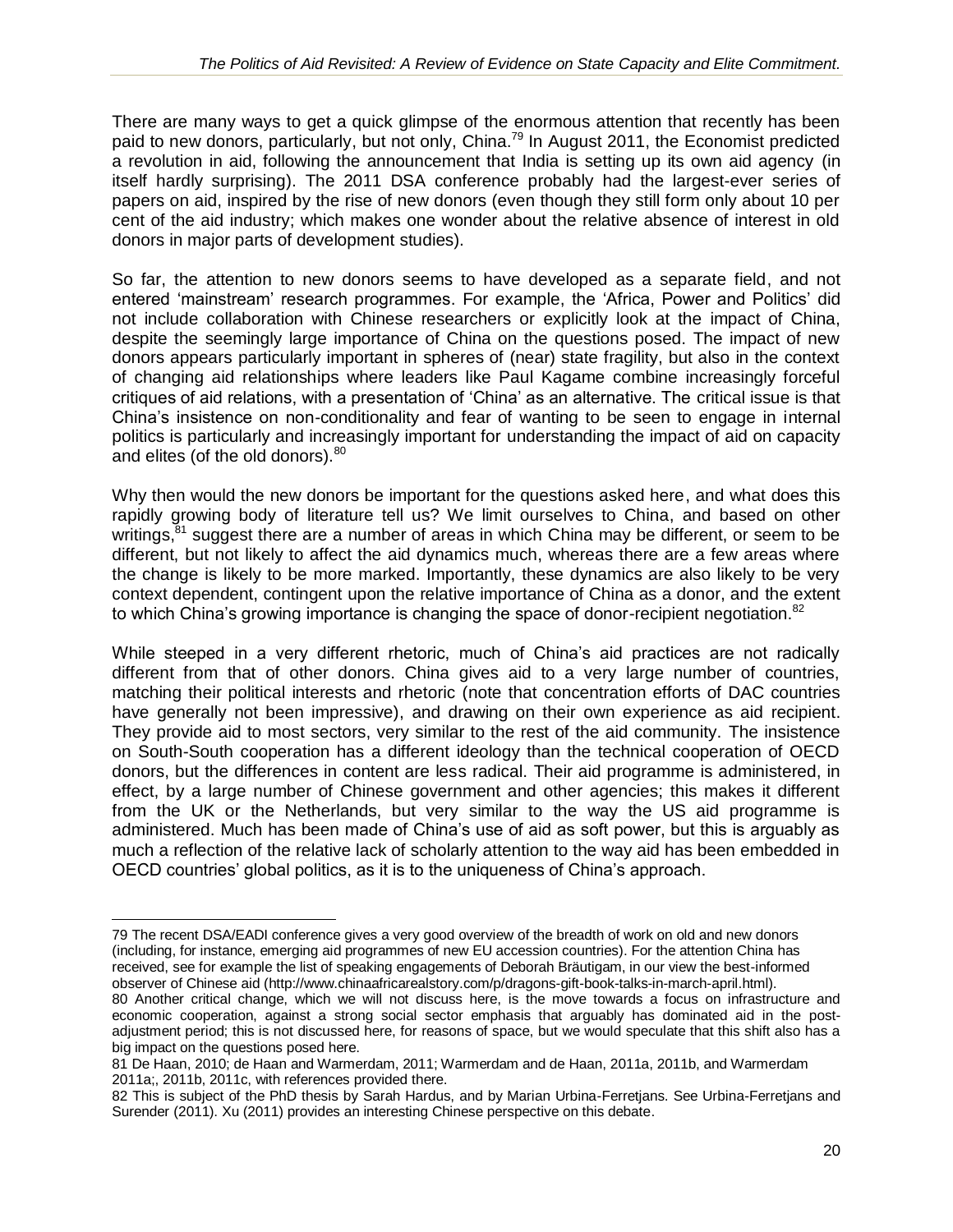There are many ways to get a quick glimpse of the enormous attention that recently has been paid to new donors, particularly, but not only, China.[79] In August 2011, the Economist predicted a revolution in aid, following the announcement that India is setting up its own aid agency (in itself hardly surprising). The 2011 DSA conference probably had the largest-ever series of papers on aid, inspired by the rise of new donors (even though they still form only about 10 per cent of the aid industry; which makes one wonder about the relative absence of interest in old donors in major parts of development studies).

So far, the attention to new donors seems to have developed as a separate field, and not entered 'mainstream' research programmes. For example, the 'Africa, Power and Politics' did not include collaboration with Chinese researchers or explicitly look at the impact of China, despite the seemingly large importance of China on the questions posed. The impact of new donors appears particularly important in spheres of (near) state fragility, but also in the context of changing aid relationships where leaders like Paul Kagame combine increasingly forceful critiques of aid relations, with a presentation of 'China' as an alternative. The critical issue is that China's insistence on non-conditionality and fear of wanting to be seen to engage in internal politics is particularly and increasingly important for understanding the impact of aid on capacity and elites (of the old donors).[80]

Why then would the new donors be important for the questions asked here, and what does this rapidly growing body of literature tell us? We limit ourselves to China, and based on other writings,[81] suggest there are a number of areas in which China may be different, or seem to be different, but not likely to affect the aid dynamics much, whereas there are a few areas where the change is likely to be more marked. Importantly, these dynamics are also likely to be very context dependent, contingent upon the relative importance of China as a donor, and the extent to which China's growing importance is changing the space of donor-recipient negotiation.[82]

While steeped in a very different rhetoric, much of China's aid practices are not radically different from that of other donors. China gives aid to a very large number of countries, matching their political interests and rhetoric (note that concentration efforts of DAC countries have generally not been impressive), and drawing on their own experience as aid recipient. They provide aid to most sectors, very similar to the rest of the aid community. The insistence on South-South cooperation has a different ideology than the technical cooperation of OECD donors, but the differences in content are less radical. Their aid programme is administered, in effect, by a large number of Chinese government and other agencies; this makes it different from the UK or the Netherlands, but very similar to the way the US aid programme is administered. Much has been made of China's use of aid as soft power, but this is arguably as much a reflection of the relative lack of scholarly attention to the way aid has been embedded in OECD countries' global politics, as it is to the uniqueness of China's approach.

---

79 The recent DSA/EADI conference gives a very good overview of the breadth of work on old and new donors (including, for instance, emerging aid programmes of new EU accession countries). For the attention China has received, see for example the list of speaking engagements of Deborah Bräutigam, in our view the best-informed observer of Chinese aid (http://www.chinaafricarealstory.com/p/dragons-gift-book-talks-in-march-april.html).

80 Another critical change, which we will not discuss here, is the move towards a focus on infrastructure and economic cooperation, against a strong social sector emphasis that arguably has dominated aid in the post-adjustment period; this is not discussed here, for reasons of space, but we would speculate that this shift also has a big impact on the questions posed here.

81 De Haan, 2010; de Haan and Warmerdam, 2011; Warmerdam and de Haan, 2011a, 2011b, and Warmerdam 2011a;, 2011b, 2011c, with references provided there.

82 This is subject of the PhD thesis by Sarah Hardus, and by Marian Urbina-Ferretjans. See Urbina-Ferretjans and Surender (2011). Xu (2011) provides an interesting Chinese perspective on this debate.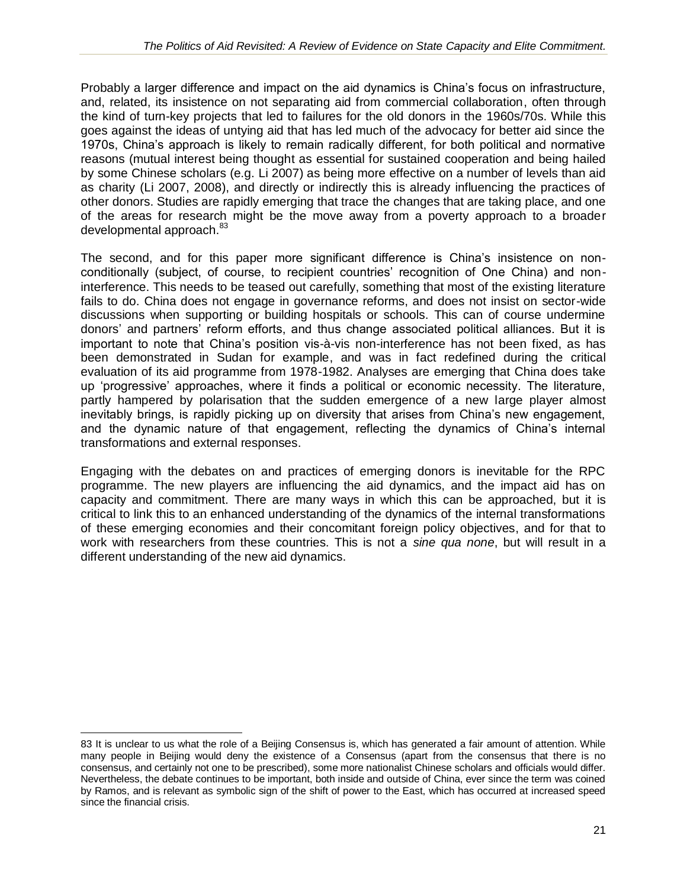Probably a larger difference and impact on the aid dynamics is China's focus on infrastructure, and, related, its insistence on not separating aid from commercial collaboration, often through the kind of turn-key projects that led to failures for the old donors in the 1960s/70s. While this goes against the ideas of untying aid that has led much of the advocacy for better aid since the 1970s, China's approach is likely to remain radically different, for both political and normative reasons (mutual interest being thought as essential for sustained cooperation and being hailed by some Chinese scholars (e.g. Li 2007) as being more effective on a number of levels than aid as charity (Li 2007, 2008), and directly or indirectly this is already influencing the practices of other donors. Studies are rapidly emerging that trace the changes that are taking place, and one of the areas for research might be the move away from a poverty approach to a broader developmental approach.[83]

The second, and for this paper more significant difference is China's insistence on non-conditionally (subject, of course, to recipient countries' recognition of One China) and non-interference. This needs to be teased out carefully, something that most of the existing literature fails to do. China does not engage in governance reforms, and does not insist on sector-wide discussions when supporting or building hospitals or schools. This can of course undermine donors' and partners' reform efforts, and thus change associated political alliances. But it is important to note that China's position vis-à-vis non-interference has not been fixed, as has been demonstrated in Sudan for example, and was in fact redefined during the critical evaluation of its aid programme from 1978-1982. Analyses are emerging that China does take up 'progressive' approaches, where it finds a political or economic necessity. The literature, partly hampered by polarisation that the sudden emergence of a new large player almost inevitably brings, is rapidly picking up on diversity that arises from China's new engagement, and the dynamic nature of that engagement, reflecting the dynamics of China's internal transformations and external responses.

Engaging with the debates on and practices of emerging donors is inevitable for the RPC programme. The new players are influencing the aid dynamics, and the impact aid has on capacity and commitment. There are many ways in which this can be approached, but it is critical to link this to an enhanced understanding of the dynamics of the internal transformations of these emerging economies and their concomitant foreign policy objectives, and for that to work with researchers from these countries. This is not a *sine qua none*, but will result in a different understanding of the new aid dynamics.

---

83 It is unclear to us what the role of a Beijing Consensus is, which has generated a fair amount of attention. While many people in Beijing would deny the existence of a Consensus (apart from the consensus that there is no consensus, and certainly not one to be prescribed), some more nationalist Chinese scholars and officials would differ. Nevertheless, the debate continues to be important, both inside and outside of China, ever since the term was coined by Ramos, and is relevant as symbolic sign of the shift of power to the East, which has occurred at increased speed since the financial crisis.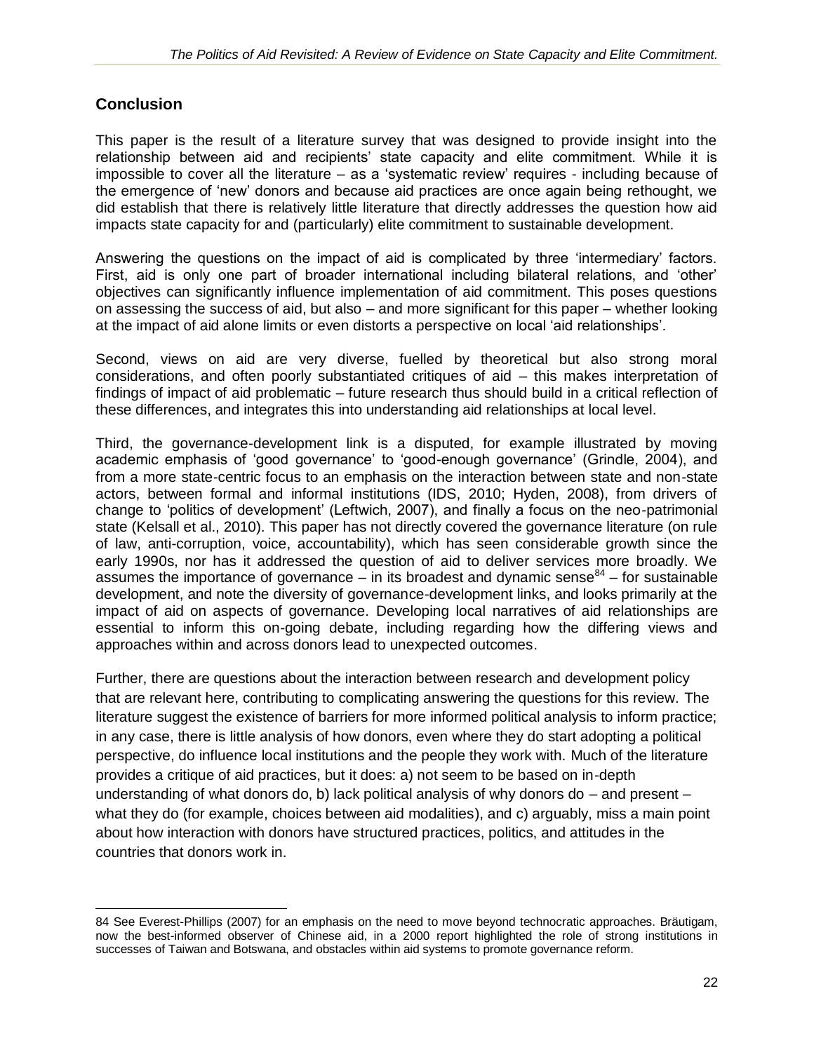## Conclusion

This paper is the result of a literature survey that was designed to provide insight into the relationship between aid and recipients' state capacity and elite commitment. While it is impossible to cover all the literature – as a 'systematic review' requires - including because of the emergence of 'new' donors and because aid practices are once again being rethought, we did establish that there is relatively little literature that directly addresses the question how aid impacts state capacity for and (particularly) elite commitment to sustainable development.

Answering the questions on the impact of aid is complicated by three 'intermediary' factors. First, aid is only one part of broader international including bilateral relations, and 'other' objectives can significantly influence implementation of aid commitment. This poses questions on assessing the success of aid, but also – and more significant for this paper – whether looking at the impact of aid alone limits or even distorts a perspective on local 'aid relationships'.

Second, views on aid are very diverse, fuelled by theoretical but also strong moral considerations, and often poorly substantiated critiques of aid – this makes interpretation of findings of impact of aid problematic – future research thus should build in a critical reflection of these differences, and integrates this into understanding aid relationships at local level.

Third, the governance-development link is a disputed, for example illustrated by moving academic emphasis of 'good governance' to 'good-enough governance' (Grindle, 2004), and from a more state-centric focus to an emphasis on the interaction between state and non-state actors, between formal and informal institutions (IDS, 2010; Hyden, 2008), from drivers of change to 'politics of development' (Leftwich, 2007), and finally a focus on the neo-patrimonial state (Kelsall et al., 2010). This paper has not directly covered the governance literature (on rule of law, anti-corruption, voice, accountability), which has seen considerable growth since the early 1990s, nor has it addressed the question of aid to deliver services more broadly. We assumes the importance of governance – in its broadest and dynamic sense[84] – for sustainable development, and note the diversity of governance-development links, and looks primarily at the impact of aid on aspects of governance. Developing local narratives of aid relationships are essential to inform this on-going debate, including regarding how the differing views and approaches within and across donors lead to unexpected outcomes.

Further, there are questions about the interaction between research and development policy that are relevant here, contributing to complicating answering the questions for this review. The literature suggest the existence of barriers for more informed political analysis to inform practice; in any case, there is little analysis of how donors, even where they do start adopting a political perspective, do influence local institutions and the people they work with. Much of the literature provides a critique of aid practices, but it does: a) not seem to be based on in-depth understanding of what donors do, b) lack political analysis of why donors do – and present – what they do (for example, choices between aid modalities), and c) arguably, miss a main point about how interaction with donors have structured practices, politics, and attitudes in the countries that donors work in.

---

84 See Everest-Phillips (2007) for an emphasis on the need to move beyond technocratic approaches. Bräutigam, now the best-informed observer of Chinese aid, in a 2000 report highlighted the role of strong institutions in successes of Taiwan and Botswana, and obstacles within aid systems to promote governance reform.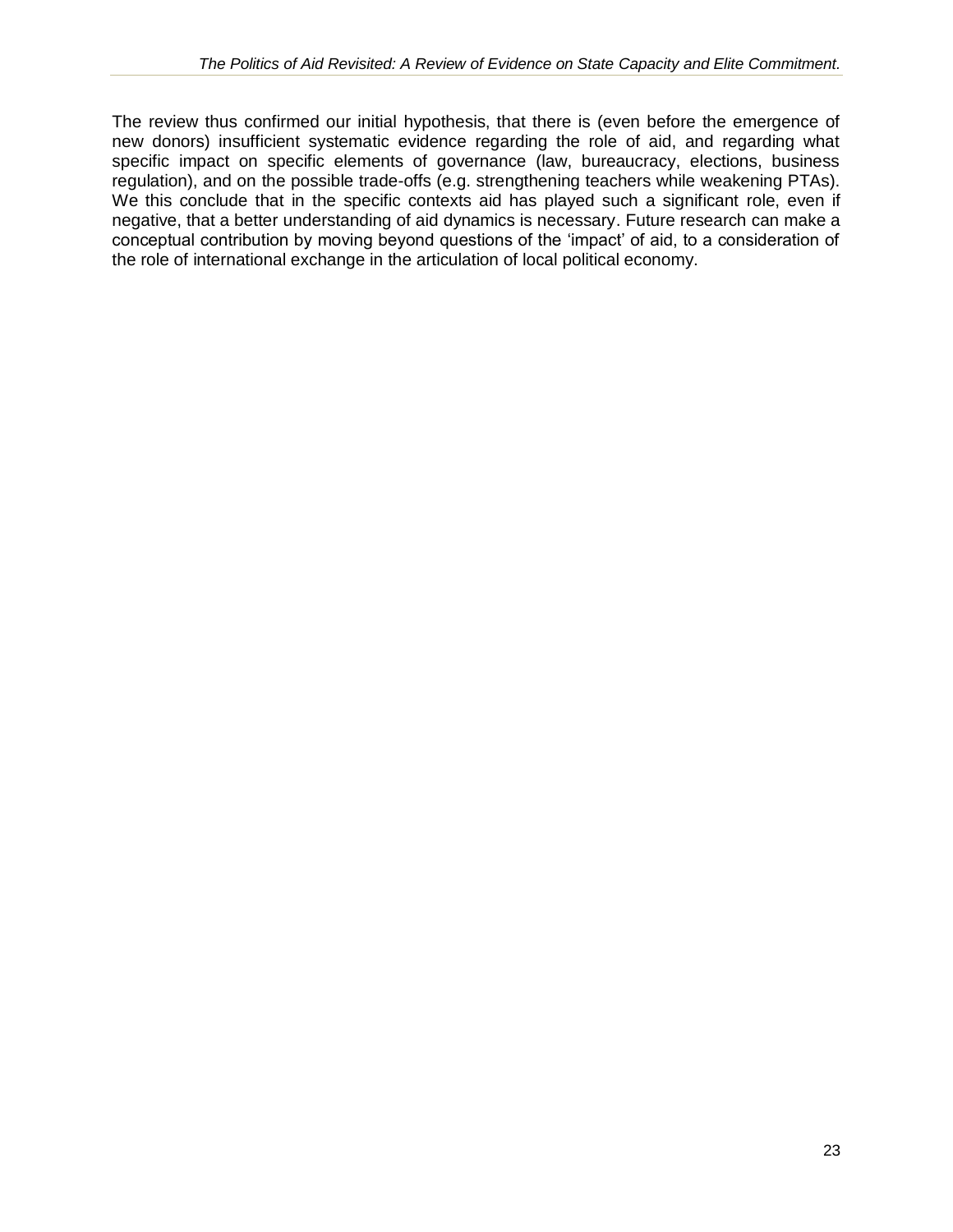The review thus confirmed our initial hypothesis, that there is (even before the emergence of new donors) insufficient systematic evidence regarding the role of aid, and regarding what specific impact on specific elements of governance (law, bureaucracy, elections, business regulation), and on the possible trade-offs (e.g. strengthening teachers while weakening PTAs). We this conclude that in the specific contexts aid has played such a significant role, even if negative, that a better understanding of aid dynamics is necessary. Future research can make a conceptual contribution by moving beyond questions of the 'impact' of aid, to a consideration of the role of international exchange in the articulation of local political economy.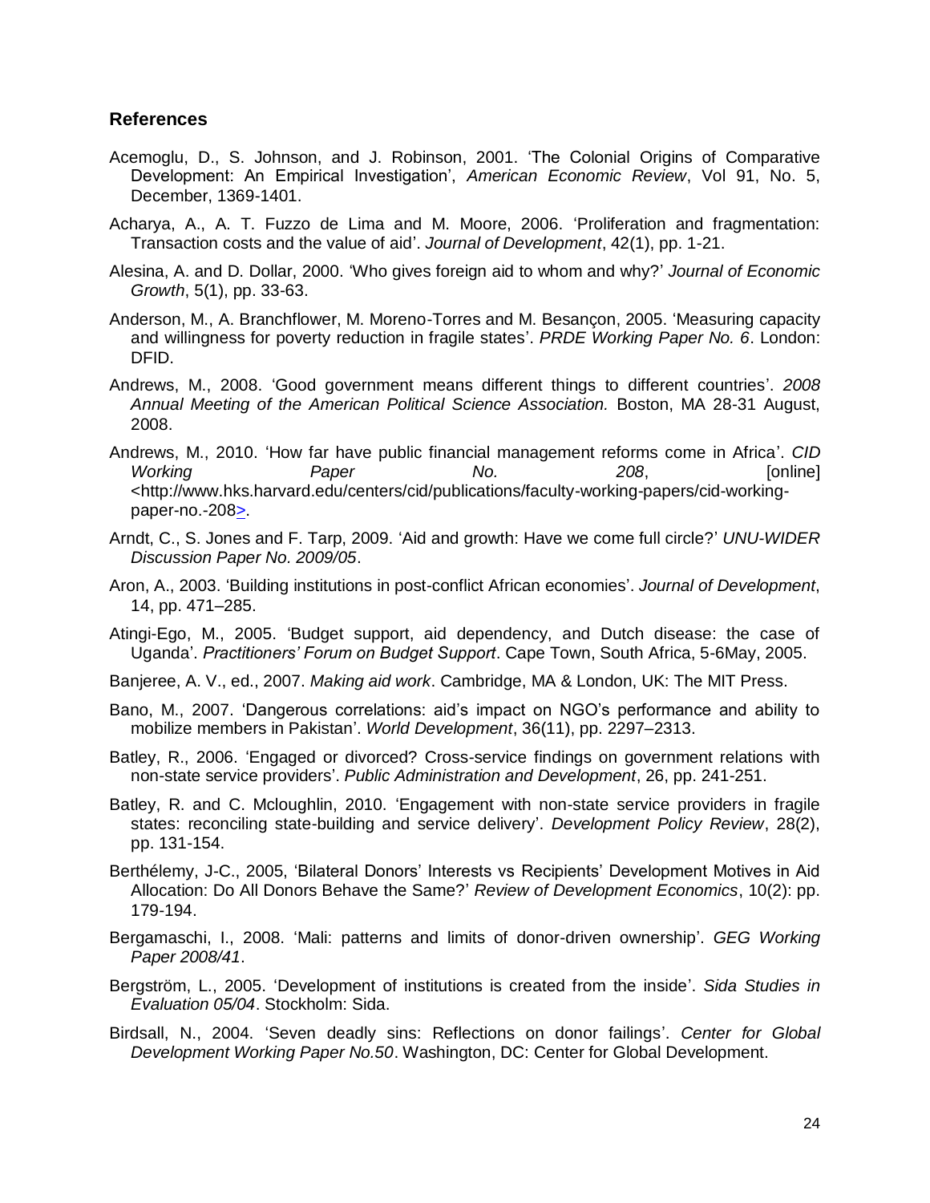## References

Acemoglu, D., S. Johnson, and J. Robinson, 2001. 'The Colonial Origins of Comparative Development: An Empirical Investigation', *American Economic Review*, Vol 91, No. 5, December, 1369-1401.

Acharya, A., A. T. Fuzzo de Lima and M. Moore, 2006. 'Proliferation and fragmentation: Transaction costs and the value of aid'. *Journal of Development*, 42(1), pp. 1-21.

Alesina, A. and D. Dollar, 2000. 'Who gives foreign aid to whom and why?' *Journal of Economic Growth*, 5(1), pp. 33-63.

Anderson, M., A. Branchflower, M. Moreno-Torres and M. Besançon, 2005. 'Measuring capacity and willingness for poverty reduction in fragile states'. *PRDE Working Paper No. 6*. London: DFID.

Andrews, M., 2008. 'Good government means different things to different countries'. *2008 Annual Meeting of the American Political Science Association.* Boston, MA 28-31 August, 2008.

Andrews, M., 2010. 'How far have public financial management reforms come in Africa'. *CID Working Paper No. 208*, [online] <http://www.hks.harvard.edu/centers/cid/publications/faculty-working-papers/cid-working-paper-no.-208>.

Arndt, C., S. Jones and F. Tarp, 2009. 'Aid and growth: Have we come full circle?' *UNU-WIDER Discussion Paper No. 2009/05*.

Aron, A., 2003. 'Building institutions in post-conflict African economies'. *Journal of Development*, 14, pp. 471–285.

Atingi-Ego, M., 2005. 'Budget support, aid dependency, and Dutch disease: the case of Uganda'. *Practitioners' Forum on Budget Support*. Cape Town, South Africa, 5-6May, 2005.

Banjeree, A. V., ed., 2007. *Making aid work*. Cambridge, MA & London, UK: The MIT Press.

Bano, M., 2007. 'Dangerous correlations: aid's impact on NGO's performance and ability to mobilize members in Pakistan'. *World Development*, 36(11), pp. 2297–2313.

Batley, R., 2006. 'Engaged or divorced? Cross-service findings on government relations with non-state service providers'. *Public Administration and Development*, 26, pp. 241-251.

Batley, R. and C. Mcloughlin, 2010. 'Engagement with non-state service providers in fragile states: reconciling state-building and service delivery'. *Development Policy Review*, 28(2), pp. 131-154.

Berthélemy, J-C., 2005, 'Bilateral Donors' Interests vs Recipients' Development Motives in Aid Allocation: Do All Donors Behave the Same?' *Review of Development Economics*, 10(2): pp. 179-194.

Bergamaschi, I., 2008. 'Mali: patterns and limits of donor-driven ownership'. *GEG Working Paper 2008/41*.

Bergström, L., 2005. 'Development of institutions is created from the inside'. *Sida Studies in Evaluation 05/04*. Stockholm: Sida.

Birdsall, N., 2004. 'Seven deadly sins: Reflections on donor failings'. *Center for Global Development Working Paper No.50*. Washington, DC: Center for Global Development.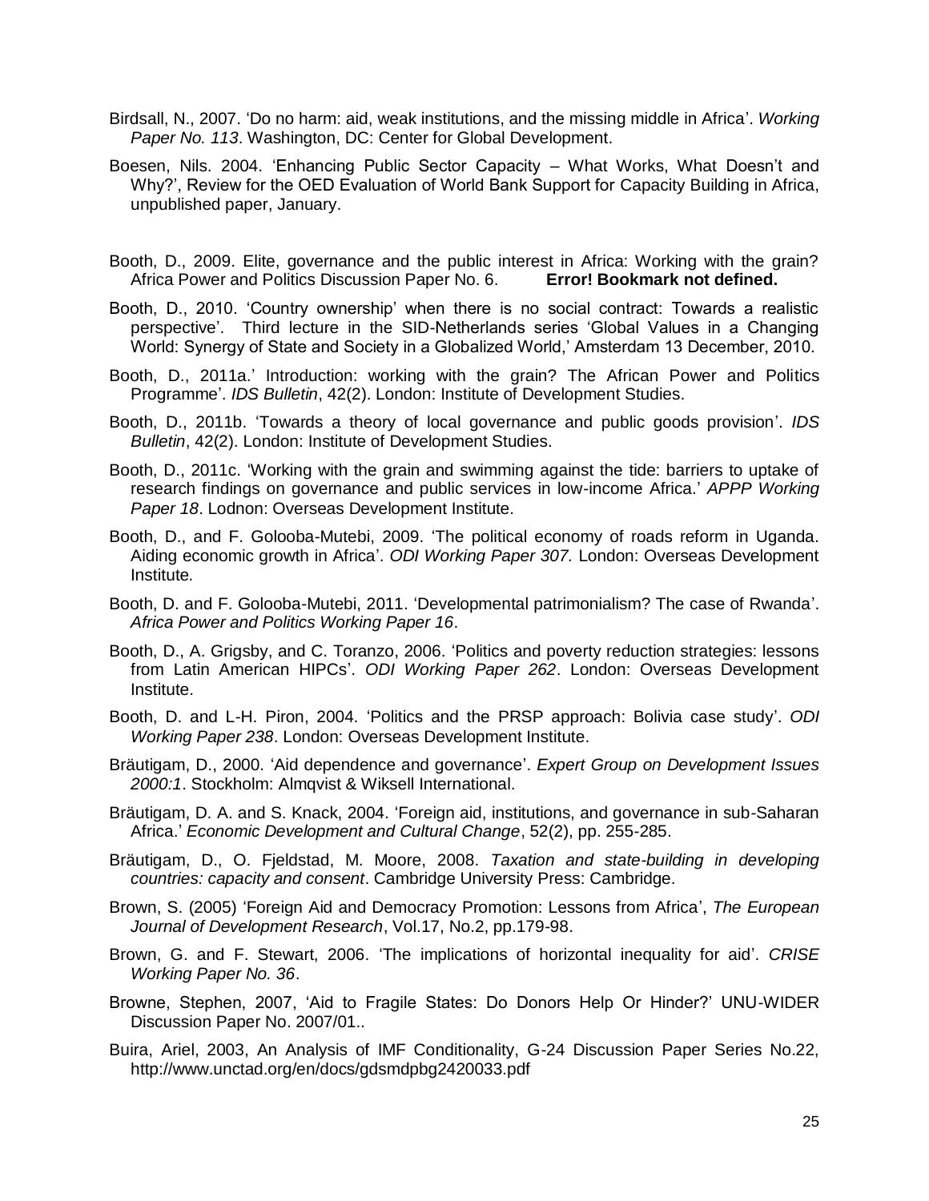Birdsall, N., 2007. 'Do no harm: aid, weak institutions, and the missing middle in Africa'. *Working Paper No. 113*. Washington, DC: Center for Global Development.

Boesen, Nils. 2004. 'Enhancing Public Sector Capacity – What Works, What Doesn't and Why?', Review for the OED Evaluation of World Bank Support for Capacity Building in Africa, unpublished paper, January.

Booth, D., 2009. Elite, governance and the public interest in Africa: Working with the grain? Africa Power and Politics Discussion Paper No. 6. **Error! Bookmark not defined.**

Booth, D., 2010. 'Country ownership' when there is no social contract: Towards a realistic perspective'. Third lecture in the SID-Netherlands series 'Global Values in a Changing World: Synergy of State and Society in a Globalized World,' Amsterdam 13 December, 2010.

Booth, D., 2011a.' Introduction: working with the grain? The African Power and Politics Programme'. *IDS Bulletin*, 42(2). London: Institute of Development Studies.

Booth, D., 2011b. 'Towards a theory of local governance and public goods provision'. *IDS Bulletin*, 42(2). London: Institute of Development Studies.

Booth, D., 2011c. 'Working with the grain and swimming against the tide: barriers to uptake of research findings on governance and public services in low-income Africa.' *APPP Working Paper 18*. Lodnon: Overseas Development Institute.

Booth, D., and F. Golooba-Mutebi, 2009. 'The political economy of roads reform in Uganda. Aiding economic growth in Africa'. *ODI Working Paper 307.* London: Overseas Development Institute*.*

Booth, D. and F. Golooba-Mutebi, 2011. 'Developmental patrimonialism? The case of Rwanda'. *Africa Power and Politics Working Paper 16*.

Booth, D., A. Grigsby, and C. Toranzo, 2006. 'Politics and poverty reduction strategies: lessons from Latin American HIPCs'. *ODI Working Paper 262*. London: Overseas Development Institute.

Booth, D. and L-H. Piron, 2004. 'Politics and the PRSP approach: Bolivia case study'. *ODI Working Paper 238*. London: Overseas Development Institute.

Bräutigam, D., 2000. 'Aid dependence and governance'. *Expert Group on Development Issues 2000:1*. Stockholm: Almqvist & Wiksell International.

Bräutigam, D. A. and S. Knack, 2004. 'Foreign aid, institutions, and governance in sub-Saharan Africa.' *Economic Development and Cultural Change*, 52(2), pp. 255-285.

Bräutigam, D., O. Fjeldstad, M. Moore, 2008. *Taxation and state-building in developing countries: capacity and consent*. Cambridge University Press: Cambridge.

Brown, S. (2005) 'Foreign Aid and Democracy Promotion: Lessons from Africa', *The European Journal of Development Research*, Vol.17, No.2, pp.179-98.

Brown, G. and F. Stewart, 2006. 'The implications of horizontal inequality for aid'. *CRISE Working Paper No. 36*.

Browne, Stephen, 2007, 'Aid to Fragile States: Do Donors Help Or Hinder?' UNU-WIDER Discussion Paper No. 2007/01..

Buira, Ariel, 2003, An Analysis of IMF Conditionality, G-24 Discussion Paper Series No.22, http://www.unctad.org/en/docs/gdsmdpbg2420033.pdf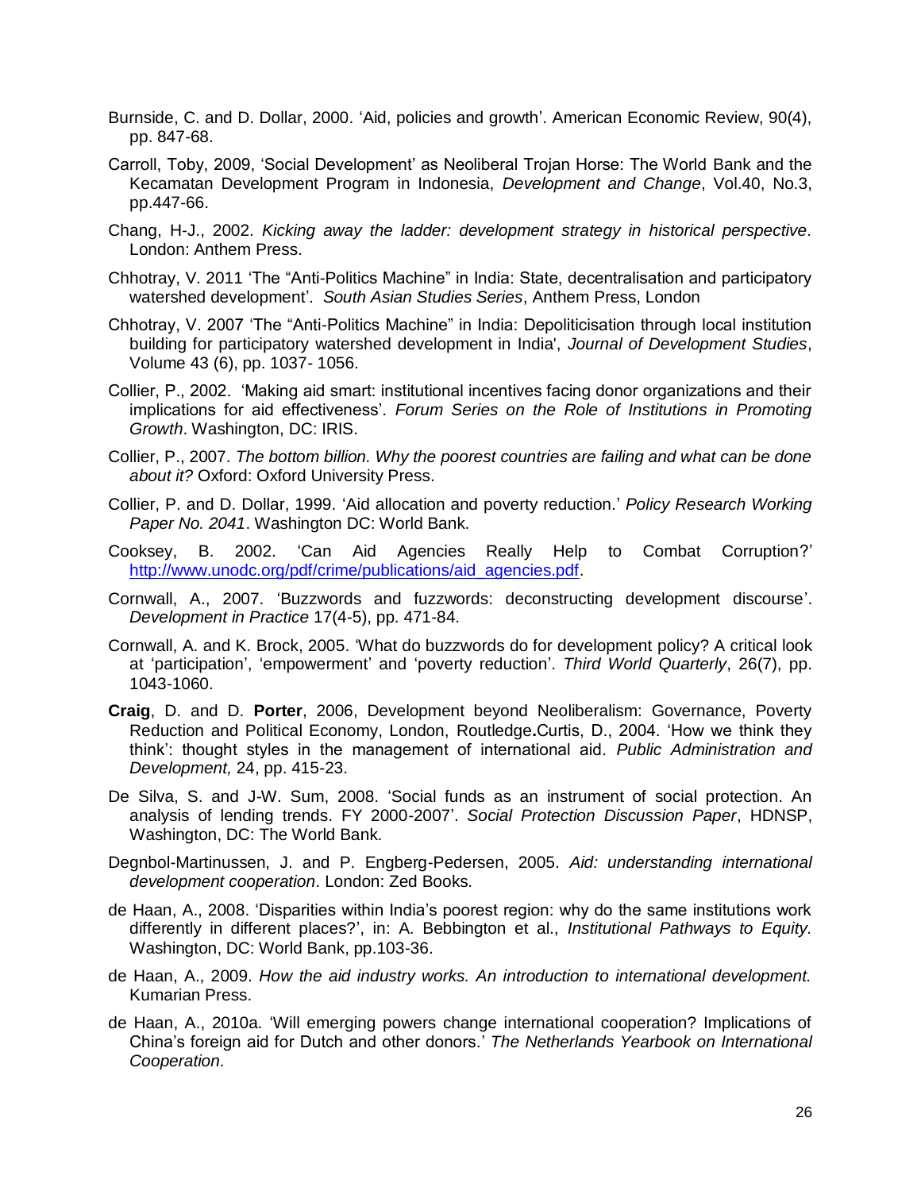Burnside, C. and D. Dollar, 2000. 'Aid, policies and growth'. American Economic Review, 90(4), pp. 847-68.

Carroll, Toby, 2009, 'Social Development' as Neoliberal Trojan Horse: The World Bank and the Kecamatan Development Program in Indonesia, *Development and Change*, Vol.40, No.3, pp.447-66.

Chang, H-J., 2002. *Kicking away the ladder: development strategy in historical perspective*. London: Anthem Press.

Chhotray, V. 2011 'The "Anti-Politics Machine" in India: State, decentralisation and participatory watershed development'. *South Asian Studies Series*, Anthem Press, London

Chhotray, V. 2007 'The "Anti-Politics Machine" in India: Depoliticisation through local institution building for participatory watershed development in India', *Journal of Development Studies*, Volume 43 (6), pp. 1037- 1056.

Collier, P., 2002. 'Making aid smart: institutional incentives facing donor organizations and their implications for aid effectiveness'. *Forum Series on the Role of Institutions in Promoting Growth*. Washington, DC: IRIS.

Collier, P., 2007. *The bottom billion. Why the poorest countries are failing and what can be done about it?* Oxford: Oxford University Press.

Collier, P. and D. Dollar, 1999. 'Aid allocation and poverty reduction.' *Policy Research Working Paper No. 2041*. Washington DC: World Bank.

Cooksey, B. 2002. 'Can Aid Agencies Really Help to Combat Corruption?' [http://www.unodc.org/pdf/crime/publications/aid_agencies.pdf](http://www.unodc.org/pdf/crime/publications/aid_agencies.pdf).

Cornwall, A., 2007. 'Buzzwords and fuzzwords: deconstructing development discourse'. *Development in Practice* 17(4-5), pp. 471-84.

Cornwall, A. and K. Brock, 2005. 'What do buzzwords do for development policy? A critical look at 'participation', 'empowerment' and 'poverty reduction'. *Third World Quarterly*, 26(7), pp. 1043-1060.

**Craig**, D. and D. **Porter**, 2006, Development beyond Neoliberalism: Governance, Poverty Reduction and Political Economy, London, Routledge**.**Curtis, D., 2004. 'How we think they think': thought styles in the management of international aid. *Public Administration and Development,* 24, pp. 415-23.

De Silva, S. and J-W. Sum, 2008. 'Social funds as an instrument of social protection. An analysis of lending trends. FY 2000-2007'. *Social Protection Discussion Paper*, HDNSP, Washington, DC: The World Bank.

Degnbol-Martinussen, J. and P. Engberg-Pedersen, 2005. *Aid: understanding international development cooperation*. London: Zed Books.

de Haan, A., 2008. 'Disparities within India's poorest region: why do the same institutions work differently in different places?', in: A. Bebbington et al., *Institutional Pathways to Equity.* Washington, DC: World Bank, pp.103-36.

de Haan, A., 2009. *How the aid industry works. An introduction to international development.* Kumarian Press.

de Haan, A., 2010a. 'Will emerging powers change international cooperation? Implications of China's foreign aid for Dutch and other donors.' *The Netherlands Yearbook on International Cooperation*.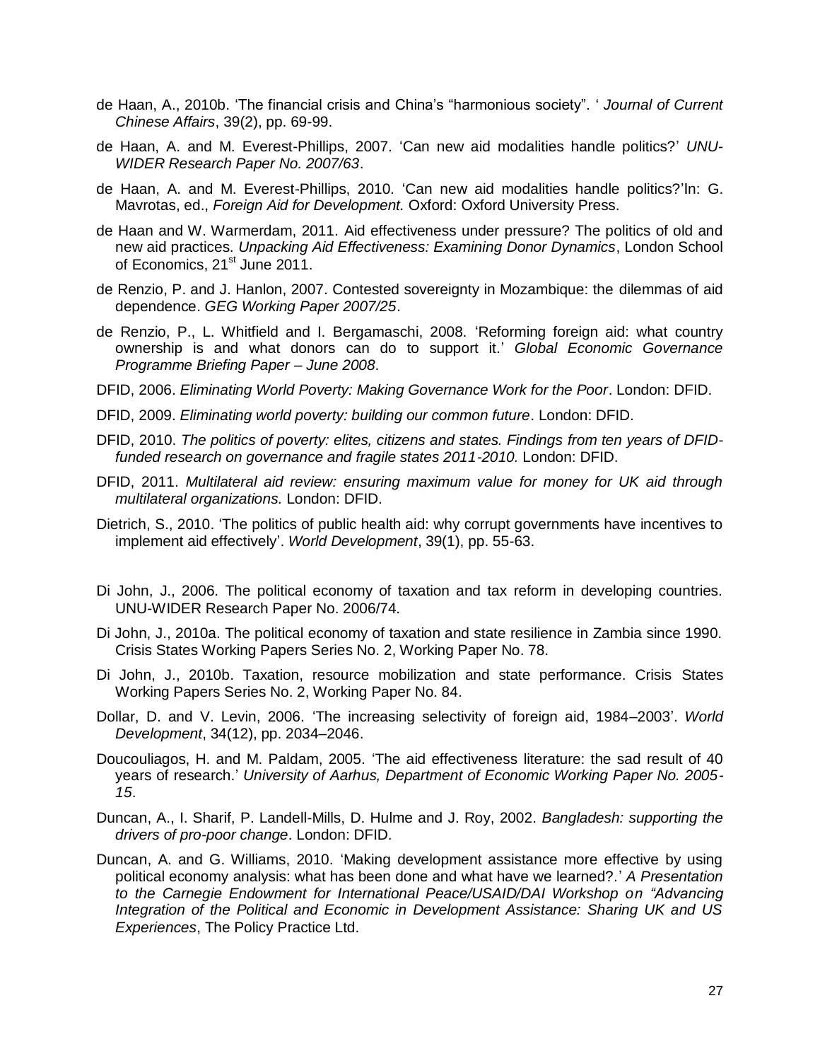de Haan, A., 2010b. 'The financial crisis and China's "harmonious society". ' *Journal of Current Chinese Affairs*, 39(2), pp. 69-99.

de Haan, A. and M. Everest-Phillips, 2007. 'Can new aid modalities handle politics?' *UNU-WIDER Research Paper No. 2007/63*.

de Haan, A. and M. Everest-Phillips, 2010. 'Can new aid modalities handle politics?'In: G. Mavrotas, ed., *Foreign Aid for Development.* Oxford: Oxford University Press.

de Haan and W. Warmerdam, 2011. Aid effectiveness under pressure? The politics of old and new aid practices. *Unpacking Aid Effectiveness: Examining Donor Dynamics*, London School of Economics, 21st June 2011.

de Renzio, P. and J. Hanlon, 2007. Contested sovereignty in Mozambique: the dilemmas of aid dependence. *GEG Working Paper 2007/25*.

de Renzio, P., L. Whitfield and I. Bergamaschi, 2008. 'Reforming foreign aid: what country ownership is and what donors can do to support it.' *Global Economic Governance Programme Briefing Paper – June 2008*.

DFID, 2006. *Eliminating World Poverty: Making Governance Work for the Poor*. London: DFID.

DFID, 2009. *Eliminating world poverty: building our common future*. London: DFID.

DFID, 2010. *The politics of poverty: elites, citizens and states. Findings from ten years of DFID-funded research on governance and fragile states 2011-2010.* London: DFID.

DFID, 2011. *Multilateral aid review: ensuring maximum value for money for UK aid through multilateral organizations.* London: DFID.

Dietrich, S., 2010. 'The politics of public health aid: why corrupt governments have incentives to implement aid effectively'. *World Development*, 39(1), pp. 55-63.

Di John, J., 2006. The political economy of taxation and tax reform in developing countries. UNU-WIDER Research Paper No. 2006/74.

Di John, J., 2010a. The political economy of taxation and state resilience in Zambia since 1990. Crisis States Working Papers Series No. 2, Working Paper No. 78.

Di John, J., 2010b. Taxation, resource mobilization and state performance. Crisis States Working Papers Series No. 2, Working Paper No. 84.

Dollar, D. and V. Levin, 2006. 'The increasing selectivity of foreign aid, 1984–2003'. *World Development*, 34(12), pp. 2034–2046.

Doucouliagos, H. and M. Paldam, 2005. 'The aid effectiveness literature: the sad result of 40 years of research.' *University of Aarhus, Department of Economic Working Paper No. 2005-15*.

Duncan, A., I. Sharif, P. Landell-Mills, D. Hulme and J. Roy, 2002. *Bangladesh: supporting the drivers of pro-poor change*. London: DFID.

Duncan, A. and G. Williams, 2010. 'Making development assistance more effective by using political economy analysis: what has been done and what have we learned?.' *A Presentation to the Carnegie Endowment for International Peace/USAID/DAI Workshop on "Advancing Integration of the Political and Economic in Development Assistance: Sharing UK and US Experiences*, The Policy Practice Ltd.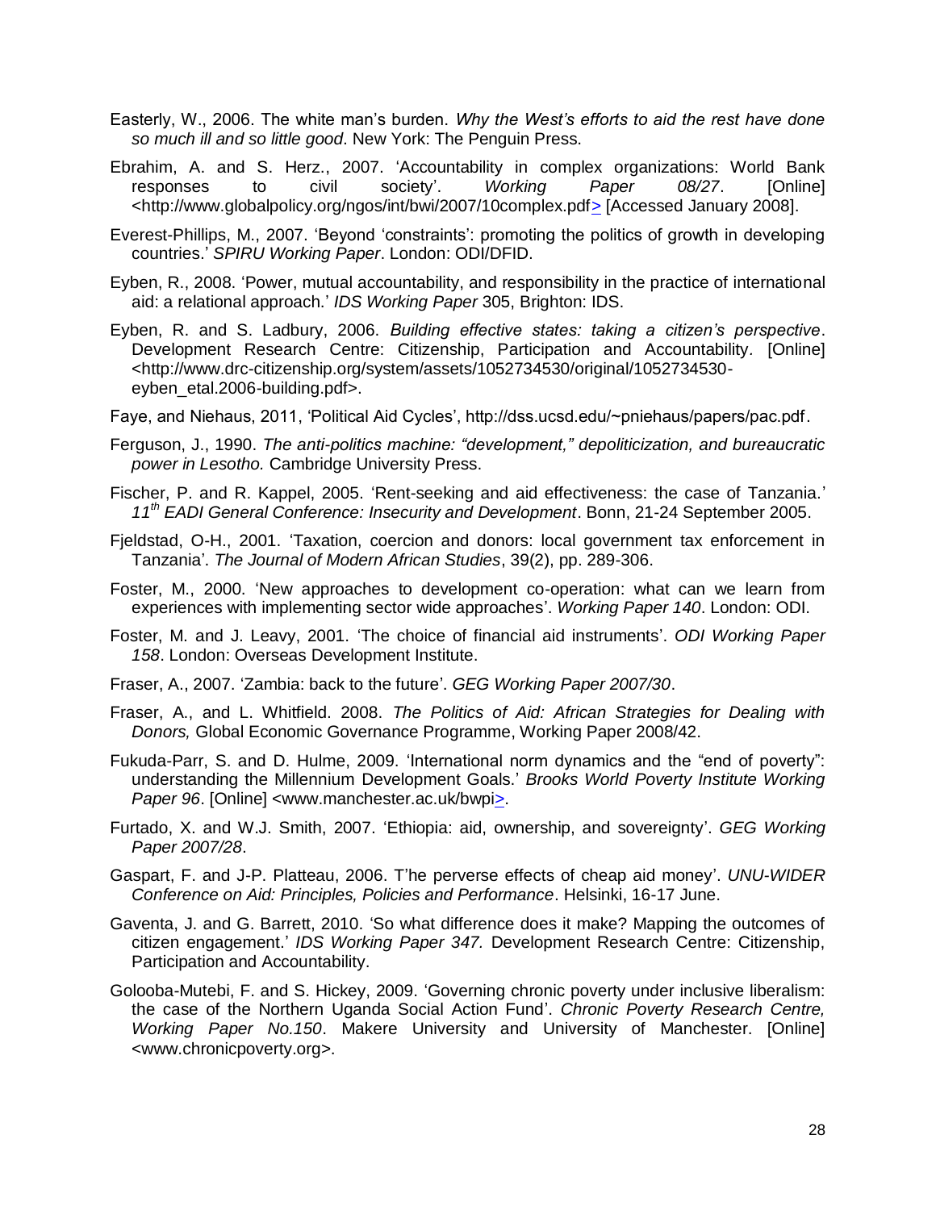Easterly, W., 2006. The white man's burden. *Why the West's efforts to aid the rest have done so much ill and so little good*. New York: The Penguin Press.

Ebrahim, A. and S. Herz., 2007. 'Accountability in complex organizations: World Bank responses to civil society'. *Working Paper 08/27*. [Online] <http://www.globalpolicy.org/ngos/int/bwi/2007/10complex.pdf> [Accessed January 2008].

Everest-Phillips, M., 2007. 'Beyond 'constraints': promoting the politics of growth in developing countries.' *SPIRU Working Paper*. London: ODI/DFID.

Eyben, R., 2008. 'Power, mutual accountability, and responsibility in the practice of international aid: a relational approach.' *IDS Working Paper* 305, Brighton: IDS.

Eyben, R. and S. Ladbury, 2006. *Building effective states: taking a citizen's perspective*. Development Research Centre: Citizenship, Participation and Accountability. [Online] <http://www.drc-citizenship.org/system/assets/1052734530/original/1052734530-eyben_etal.2006-building.pdf>.

Faye, and Niehaus, 2011, 'Political Aid Cycles', http://dss.ucsd.edu/~pniehaus/papers/pac.pdf.

Ferguson, J., 1990. *The anti-politics machine: "development," depoliticization, and bureaucratic power in Lesotho.* Cambridge University Press.

Fischer, P. and R. Kappel, 2005. 'Rent-seeking and aid effectiveness: the case of Tanzania.' *11th EADI General Conference: Insecurity and Development*. Bonn, 21-24 September 2005.

Fjeldstad, O-H., 2001. 'Taxation, coercion and donors: local government tax enforcement in Tanzania'. *The Journal of Modern African Studies*, 39(2), pp. 289-306.

Foster, M., 2000. 'New approaches to development co-operation: what can we learn from experiences with implementing sector wide approaches'. *Working Paper 140*. London: ODI.

Foster, M. and J. Leavy, 2001. 'The choice of financial aid instruments'. *ODI Working Paper 158*. London: Overseas Development Institute.

Fraser, A., 2007. 'Zambia: back to the future'. *GEG Working Paper 2007/30*.

Fraser, A., and L. Whitfield. 2008. *The Politics of Aid: African Strategies for Dealing with Donors,* Global Economic Governance Programme, Working Paper 2008/42.

Fukuda-Parr, S. and D. Hulme, 2009. 'International norm dynamics and the "end of poverty": understanding the Millennium Development Goals.' *Brooks World Poverty Institute Working Paper 96*. [Online] <www.manchester.ac.uk/bwpi>.

Furtado, X. and W.J. Smith, 2007. 'Ethiopia: aid, ownership, and sovereignty'. *GEG Working Paper 2007/28*.

Gaspart, F. and J-P. Platteau, 2006. T'he perverse effects of cheap aid money'. *UNU-WIDER Conference on Aid: Principles, Policies and Performance*. Helsinki, 16-17 June.

Gaventa, J. and G. Barrett, 2010. 'So what difference does it make? Mapping the outcomes of citizen engagement.' *IDS Working Paper 347.* Development Research Centre: Citizenship, Participation and Accountability.

Golooba-Mutebi, F. and S. Hickey, 2009. 'Governing chronic poverty under inclusive liberalism: the case of the Northern Uganda Social Action Fund'. *Chronic Poverty Research Centre, Working Paper No.150*. Makere University and University of Manchester. [Online] <www.chronicpoverty.org>.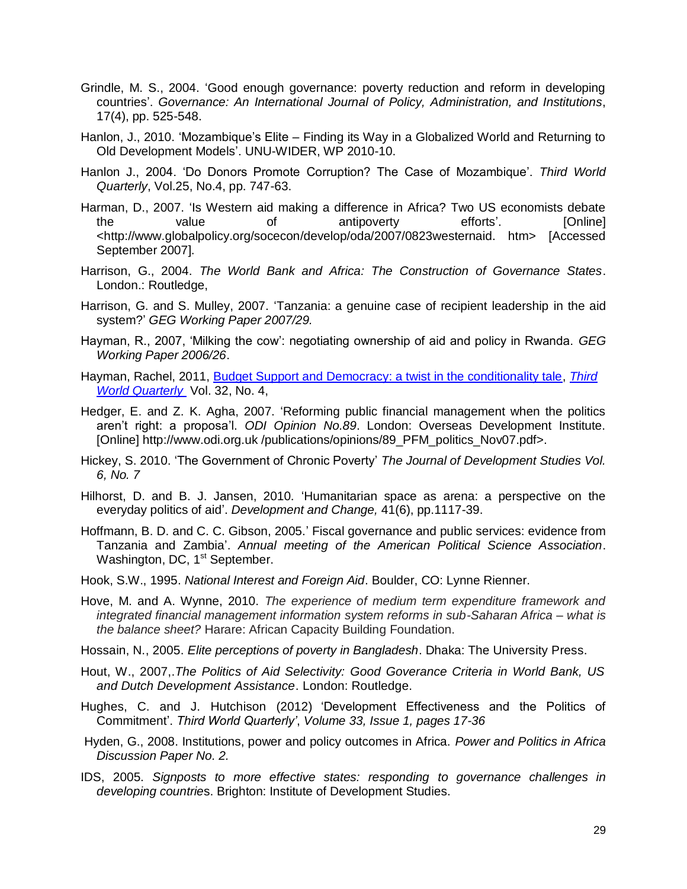Grindle, M. S., 2004. 'Good enough governance: poverty reduction and reform in developing countries'. *Governance: An International Journal of Policy, Administration, and Institutions*, 17(4), pp. 525-548.

Hanlon, J., 2010. 'Mozambique's Elite – Finding its Way in a Globalized World and Returning to Old Development Models'. UNU-WIDER, WP 2010-10.

Hanlon J., 2004. 'Do Donors Promote Corruption? The Case of Mozambique'. *Third World Quarterly*, Vol.25, No.4, pp. 747-63.

Harman, D., 2007. 'Is Western aid making a difference in Africa? Two US economists debate the value of antipoverty efforts'. [Online] <http://www.globalpolicy.org/socecon/develop/oda/2007/0823westernaid. htm> [Accessed September 2007].

Harrison, G., 2004. *The World Bank and Africa: The Construction of Governance States*. London.: Routledge,

Harrison, G. and S. Mulley, 2007. 'Tanzania: a genuine case of recipient leadership in the aid system?' *GEG Working Paper 2007/29.*

Hayman, R., 2007, 'Milking the cow': negotiating ownership of aid and policy in Rwanda. *GEG Working Paper 2006/26*.

Hayman, Rachel, 2011, Budget Support and Democracy: a twist in the conditionality tale, *Third World Quarterly* Vol. 32, No. 4,

Hedger, E. and Z. K. Agha, 2007. 'Reforming public financial management when the politics aren't right: a proposa'l. *ODI Opinion No.89*. London: Overseas Development Institute. [Online] http://www.odi.org.uk /publications/opinions/89_PFM_politics_Nov07.pdf>.

Hickey, S. 2010. 'The Government of Chronic Poverty' *The Journal of Development Studies Vol. 6, No. 7*

Hilhorst, D. and B. J. Jansen, 2010. 'Humanitarian space as arena: a perspective on the everyday politics of aid'. *Development and Change,* 41(6), pp.1117-39.

Hoffmann, B. D. and C. C. Gibson, 2005.' Fiscal governance and public services: evidence from Tanzania and Zambia'. *Annual meeting of the American Political Science Association*. Washington, DC, 1st September.

Hook, S.W., 1995. *National Interest and Foreign Aid*. Boulder, CO: Lynne Rienner.

Hove, M. and A. Wynne, 2010. *The experience of medium term expenditure framework and integrated financial management information system reforms in sub-Saharan Africa – what is the balance sheet?* Harare: African Capacity Building Foundation.

Hossain, N., 2005. *Elite perceptions of poverty in Bangladesh*. Dhaka: The University Press.

Hout, W., 2007,.*The Politics of Aid Selectivity: Good Goverance Criteria in World Bank, US and Dutch Development Assistance*. London: Routledge.

Hughes, C. and J. Hutchison (2012) 'Development Effectiveness and the Politics of Commitment'. *Third World Quarterly'*, *Volume 33, Issue 1, pages 17-36*

Hyden, G., 2008. Institutions, power and policy outcomes in Africa. *Power and Politics in Africa Discussion Paper No. 2.*

IDS, 2005. *Signposts to more effective states: responding to governance challenges in developing countries*. Brighton: Institute of Development Studies.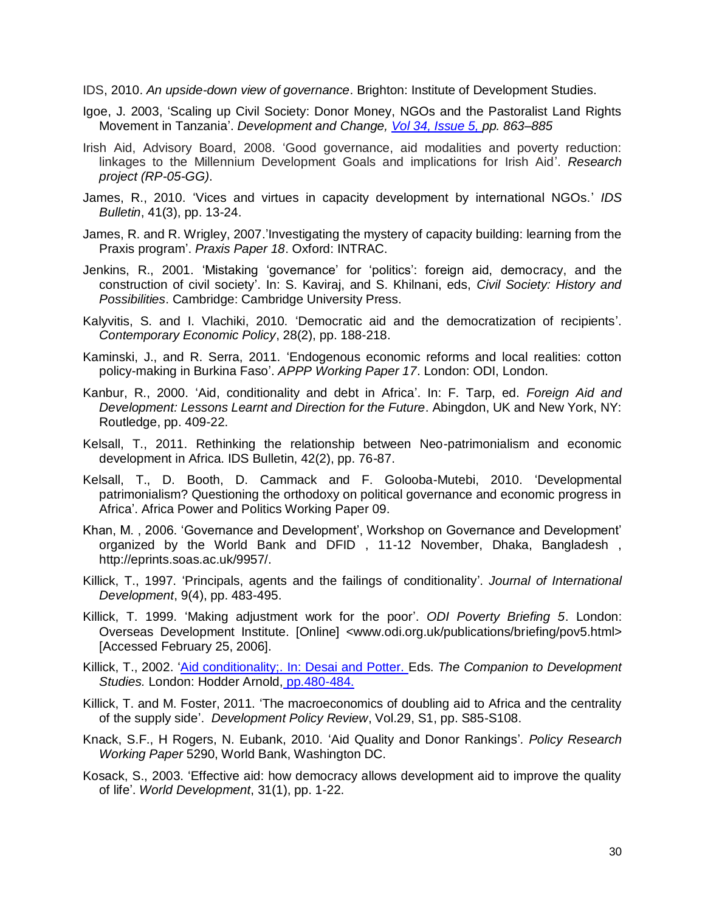IDS, 2010. *An upside-down view of governance*. Brighton: Institute of Development Studies.

Igoe, J. 2003, 'Scaling up Civil Society: Donor Money, NGOs and the Pastoralist Land Rights Movement in Tanzania'. *Development and Change, Vol 34, Issue 5, pp. 863–885*

Irish Aid, Advisory Board, 2008. 'Good governance, aid modalities and poverty reduction: linkages to the Millennium Development Goals and implications for Irish Aid'. *Research project (RP-05-GG)*.

James, R., 2010. 'Vices and virtues in capacity development by international NGOs.' *IDS Bulletin*, 41(3), pp. 13-24.

James, R. and R. Wrigley, 2007.'Investigating the mystery of capacity building: learning from the Praxis program'. *Praxis Paper 18*. Oxford: INTRAC.

Jenkins, R., 2001. 'Mistaking 'governance' for 'politics': foreign aid, democracy, and the construction of civil society'. In: S. Kaviraj, and S. Khilnani, eds, *Civil Society: History and Possibilities*. Cambridge: Cambridge University Press.

Kalyvitis, S. and I. Vlachiki, 2010. 'Democratic aid and the democratization of recipients'. *Contemporary Economic Policy*, 28(2), pp. 188-218.

Kaminski, J., and R. Serra, 2011. 'Endogenous economic reforms and local realities: cotton policy-making in Burkina Faso'. *APPP Working Paper 17*. London: ODI, London.

Kanbur, R., 2000. 'Aid, conditionality and debt in Africa'. In: F. Tarp, ed. *Foreign Aid and Development: Lessons Learnt and Direction for the Future*. Abingdon, UK and New York, NY: Routledge, pp. 409-22.

Kelsall, T., 2011. Rethinking the relationship between Neo-patrimonialism and economic development in Africa. IDS Bulletin, 42(2), pp. 76-87.

Kelsall, T., D. Booth, D. Cammack and F. Golooba-Mutebi, 2010. 'Developmental patrimonialism? Questioning the orthodoxy on political governance and economic progress in Africa'. Africa Power and Politics Working Paper 09.

Khan, M. , 2006. 'Governance and Development', Workshop on Governance and Development' organized by the World Bank and DFID , 11-12 November, Dhaka, Bangladesh , http://eprints.soas.ac.uk/9957/.

Killick, T., 1997. 'Principals, agents and the failings of conditionality'. *Journal of International Development*, 9(4), pp. 483-495.

Killick, T. 1999. 'Making adjustment work for the poor'. *ODI Poverty Briefing 5*. London: Overseas Development Institute. [Online] <www.odi.org.uk/publications/briefing/pov5.html> [Accessed February 25, 2006].

Killick, T., 2002. 'Aid conditionality;. In: Desai and Potter. Eds. *The Companion to Development Studies.* London: Hodder Arnold, pp.480-484.

Killick, T. and M. Foster, 2011. 'The macroeconomics of doubling aid to Africa and the centrality of the supply side'. *Development Policy Review*, Vol.29, S1, pp. S85-S108.

Knack, S.F., H Rogers, N. Eubank, 2010. 'Aid Quality and Donor Rankings'*. Policy Research Working Paper* 5290, World Bank, Washington DC.

Kosack, S., 2003. 'Effective aid: how democracy allows development aid to improve the quality of life'. *World Development*, 31(1), pp. 1-22.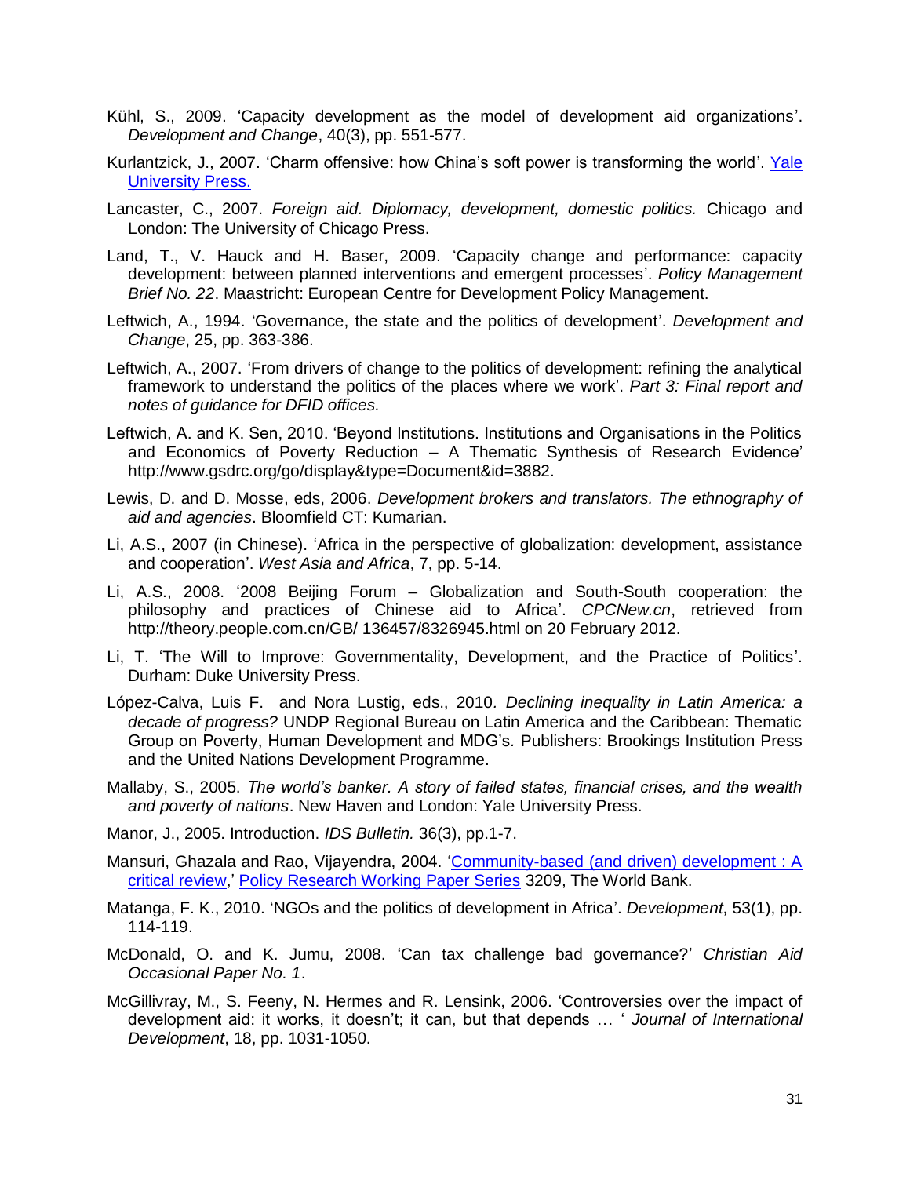Kühl, S., 2009. 'Capacity development as the model of development aid organizations'. *Development and Change*, 40(3), pp. 551-577.

Kurlantzick, J., 2007. 'Charm offensive: how China's soft power is transforming the world'. Yale University Press.

Lancaster, C., 2007. *Foreign aid. Diplomacy, development, domestic politics.* Chicago and London: The University of Chicago Press.

Land, T., V. Hauck and H. Baser, 2009. 'Capacity change and performance: capacity development: between planned interventions and emergent processes'. *Policy Management Brief No. 22*. Maastricht: European Centre for Development Policy Management.

Leftwich, A., 1994. 'Governance, the state and the politics of development'. *Development and Change*, 25, pp. 363-386.

Leftwich, A., 2007. 'From drivers of change to the politics of development: refining the analytical framework to understand the politics of the places where we work'. *Part 3: Final report and notes of guidance for DFID offices.*

Leftwich, A. and K. Sen, 2010. 'Beyond Institutions. Institutions and Organisations in the Politics and Economics of Poverty Reduction – A Thematic Synthesis of Research Evidence' http://www.gsdrc.org/go/display&type=Document&id=3882.

Lewis, D. and D. Mosse, eds, 2006. *Development brokers and translators. The ethnography of aid and agencies*. Bloomfield CT: Kumarian.

Li, A.S., 2007 (in Chinese). 'Africa in the perspective of globalization: development, assistance and cooperation'. *West Asia and Africa*, 7, pp. 5-14.

Li, A.S., 2008. '2008 Beijing Forum – Globalization and South-South cooperation: the philosophy and practices of Chinese aid to Africa'. *CPCNew.cn*, retrieved from http://theory.people.com.cn/GB/ 136457/8326945.html on 20 February 2012.

Li, T. 'The Will to Improve: Governmentality, Development, and the Practice of Politics'. Durham: Duke University Press.

López-Calva, Luis F. and Nora Lustig, eds., 2010. *Declining inequality in Latin America: a decade of progress?* UNDP Regional Bureau on Latin America and the Caribbean: Thematic Group on Poverty, Human Development and MDG's. Publishers: Brookings Institution Press and the United Nations Development Programme.

Mallaby, S., 2005. *The world's banker. A story of failed states, financial crises, and the wealth and poverty of nations*. New Haven and London: Yale University Press.

Manor, J., 2005. Introduction. *IDS Bulletin.* 36(3), pp.1-7.

Mansuri, Ghazala and Rao, Vijayendra, 2004. 'Community-based (and driven) development : A critical review,' Policy Research Working Paper Series 3209, The World Bank.

Matanga, F. K., 2010. 'NGOs and the politics of development in Africa'. *Development*, 53(1), pp. 114-119.

McDonald, O. and K. Jumu, 2008. 'Can tax challenge bad governance?' *Christian Aid Occasional Paper No. 1*.

McGillivray, M., S. Feeny, N. Hermes and R. Lensink, 2006. 'Controversies over the impact of development aid: it works, it doesn't; it can, but that depends … ' *Journal of International Development*, 18, pp. 1031-1050.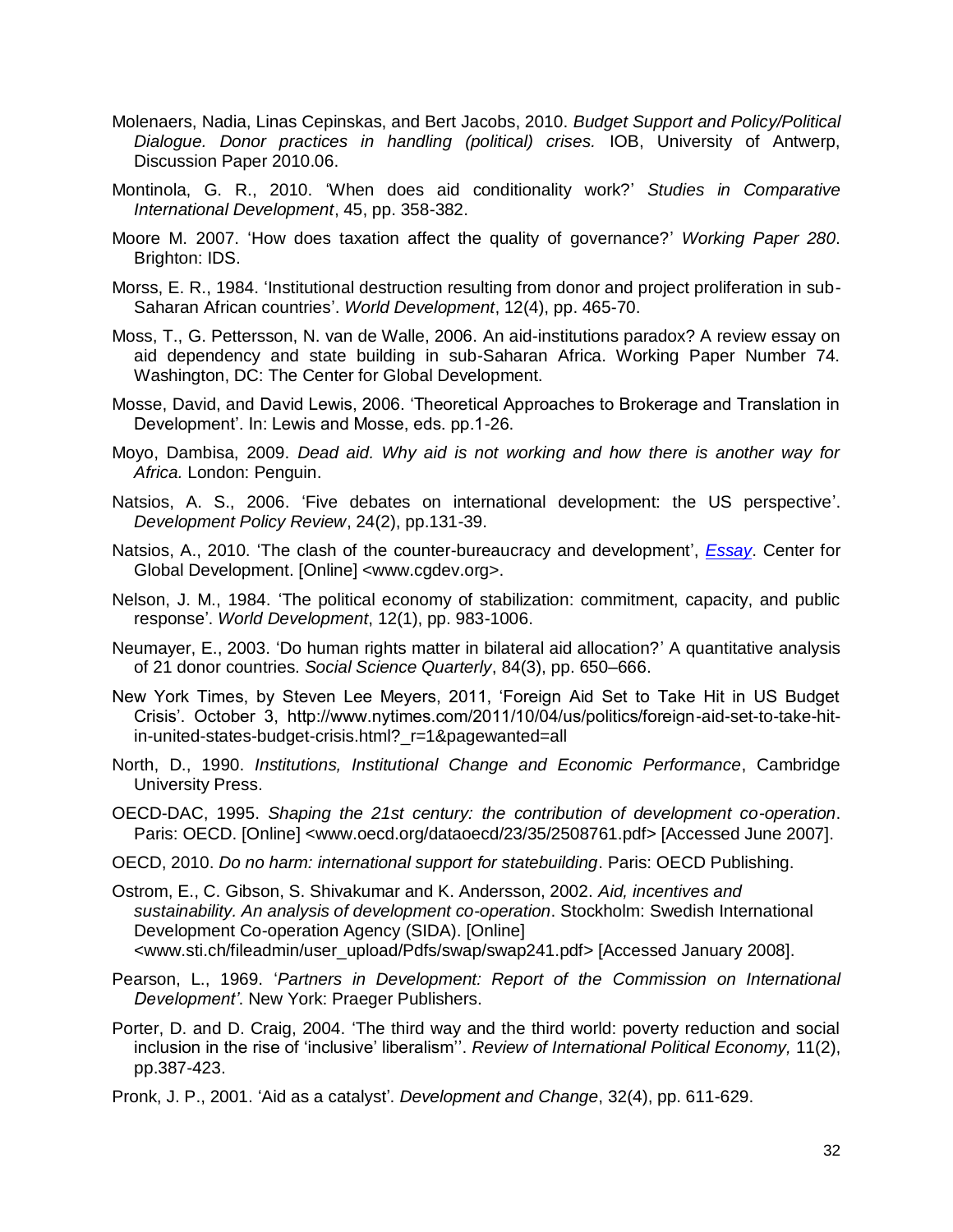Molenaers, Nadia, Linas Cepinskas, and Bert Jacobs, 2010. *Budget Support and Policy/Political Dialogue. Donor practices in handling (political) crises.* IOB, University of Antwerp, Discussion Paper 2010.06.

Montinola, G. R., 2010. 'When does aid conditionality work?' *Studies in Comparative International Development*, 45, pp. 358-382.

Moore M. 2007. 'How does taxation affect the quality of governance?' *Working Paper 280*. Brighton: IDS.

Morss, E. R., 1984. 'Institutional destruction resulting from donor and project proliferation in sub-Saharan African countries'. *World Development*, 12(4), pp. 465-70.

Moss, T., G. Pettersson, N. van de Walle, 2006. An aid-institutions paradox? A review essay on aid dependency and state building in sub-Saharan Africa. Working Paper Number 74. Washington, DC: The Center for Global Development.

Mosse, David, and David Lewis, 2006. 'Theoretical Approaches to Brokerage and Translation in Development'. In: Lewis and Mosse, eds. pp.1-26.

Moyo, Dambisa, 2009. *Dead aid. Why aid is not working and how there is another way for Africa.* London: Penguin.

Natsios, A. S., 2006. 'Five debates on international development: the US perspective'. *Development Policy Review*, 24(2), pp.131-39.

Natsios, A., 2010. 'The clash of the counter-bureaucracy and development', *Essay*. Center for Global Development. [Online] <www.cgdev.org>.

Nelson, J. M., 1984. 'The political economy of stabilization: commitment, capacity, and public response'. *World Development*, 12(1), pp. 983-1006.

Neumayer, E., 2003. 'Do human rights matter in bilateral aid allocation?' A quantitative analysis of 21 donor countries. *Social Science Quarterly*, 84(3), pp. 650–666.

New York Times, by Steven Lee Meyers, 2011, 'Foreign Aid Set to Take Hit in US Budget Crisis'. October 3, http://www.nytimes.com/2011/10/04/us/politics/foreign-aid-set-to-take-hit-in-united-states-budget-crisis.html?_r=1&pagewanted=all

North, D., 1990. *Institutions, Institutional Change and Economic Performance*, Cambridge University Press.

OECD-DAC, 1995. *Shaping the 21st century: the contribution of development co-operation*. Paris: OECD. [Online] <www.oecd.org/dataoecd/23/35/2508761.pdf> [Accessed June 2007].

OECD, 2010. *Do no harm: international support for statebuilding*. Paris: OECD Publishing.

Ostrom, E., C. Gibson, S. Shivakumar and K. Andersson, 2002. *Aid, incentives and sustainability. An analysis of development co-operation*. Stockholm: Swedish International Development Co-operation Agency (SIDA). [Online] <www.sti.ch/fileadmin/user_upload/Pdfs/swap/swap241.pdf> [Accessed January 2008].

Pearson, L., 1969. '*Partners in Development: Report of the Commission on International Development'*. New York: Praeger Publishers.

Porter, D. and D. Craig, 2004. 'The third way and the third world: poverty reduction and social inclusion in the rise of 'inclusive' liberalism''. *Review of International Political Economy,* 11(2), pp.387-423.

Pronk, J. P., 2001. 'Aid as a catalyst'. *Development and Change*, 32(4), pp. 611-629.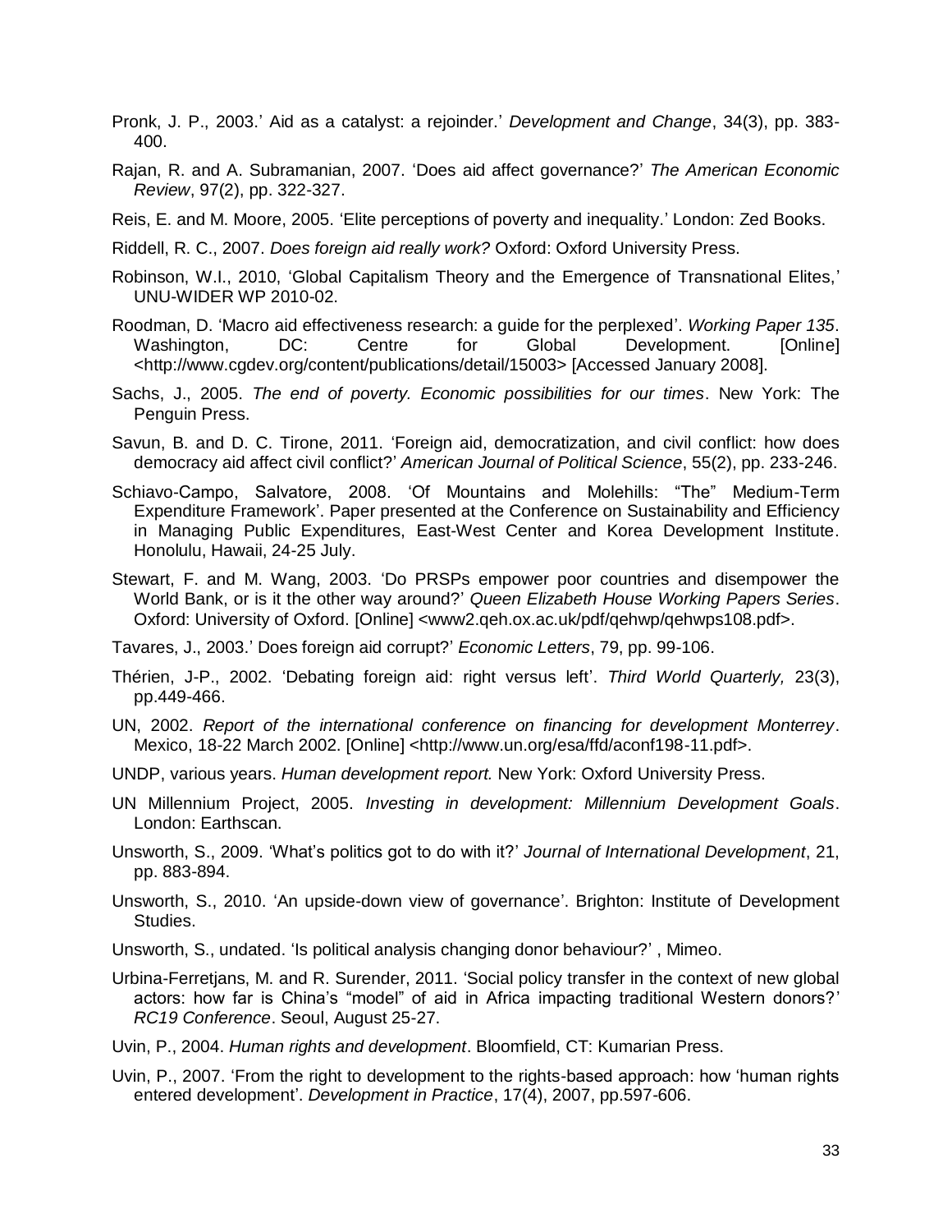Pronk, J. P., 2003.' Aid as a catalyst: a rejoinder.' *Development and Change*, 34(3), pp. 383-400.

Rajan, R. and A. Subramanian, 2007. 'Does aid affect governance?' *The American Economic Review*, 97(2), pp. 322-327.

Reis, E. and M. Moore, 2005. 'Elite perceptions of poverty and inequality.' London: Zed Books.

Riddell, R. C., 2007. *Does foreign aid really work?* Oxford: Oxford University Press.

Robinson, W.I., 2010, 'Global Capitalism Theory and the Emergence of Transnational Elites,' UNU-WIDER WP 2010-02.

Roodman, D. 'Macro aid effectiveness research: a guide for the perplexed'. *Working Paper 135*. Washington, DC: Centre for Global Development. [Online] <http://www.cgdev.org/content/publications/detail/15003> [Accessed January 2008].

Sachs, J., 2005. *The end of poverty. Economic possibilities for our times*. New York: The Penguin Press.

Savun, B. and D. C. Tirone, 2011. 'Foreign aid, democratization, and civil conflict: how does democracy aid affect civil conflict?' *American Journal of Political Science*, 55(2), pp. 233-246.

Schiavo-Campo, Salvatore, 2008. 'Of Mountains and Molehills: "The" Medium-Term Expenditure Framework'. Paper presented at the Conference on Sustainability and Efficiency in Managing Public Expenditures, East-West Center and Korea Development Institute. Honolulu, Hawaii, 24-25 July.

Stewart, F. and M. Wang, 2003. 'Do PRSPs empower poor countries and disempower the World Bank, or is it the other way around?' *Queen Elizabeth House Working Papers Series*. Oxford: University of Oxford. [Online] <www2.qeh.ox.ac.uk/pdf/qehwp/qehwps108.pdf>.

Tavares, J., 2003.' Does foreign aid corrupt?' *Economic Letters*, 79, pp. 99-106.

Thérien, J-P., 2002. 'Debating foreign aid: right versus left'. *Third World Quarterly,* 23(3), pp.449-466.

UN, 2002. *Report of the international conference on financing for development Monterrey*. Mexico, 18-22 March 2002. [Online] <http://www.un.org/esa/ffd/aconf198-11.pdf>.

UNDP, various years. *Human development report.* New York: Oxford University Press.

UN Millennium Project, 2005. *Investing in development: Millennium Development Goals*. London: Earthscan.

Unsworth, S., 2009. 'What's politics got to do with it?' *Journal of International Development*, 21, pp. 883-894.

Unsworth, S., 2010. 'An upside-down view of governance'. Brighton: Institute of Development Studies.

Unsworth, S., undated. 'Is political analysis changing donor behaviour?' , Mimeo.

Urbina-Ferretjans, M. and R. Surender, 2011. 'Social policy transfer in the context of new global actors: how far is China's "model" of aid in Africa impacting traditional Western donors?' *RC19 Conference*. Seoul, August 25-27.

Uvin, P., 2004. *Human rights and development*. Bloomfield, CT: Kumarian Press.

Uvin, P., 2007. 'From the right to development to the rights-based approach: how 'human rights entered development'. *Development in Practice*, 17(4), 2007, pp.597-606.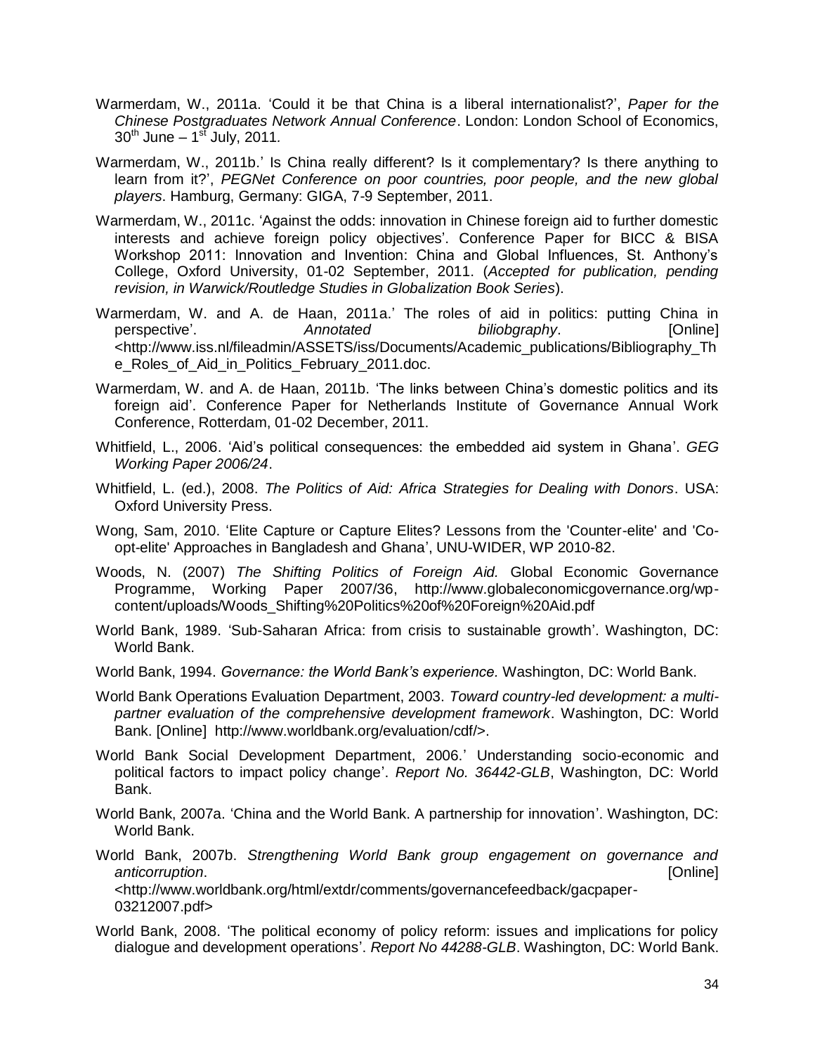Warmerdam, W., 2011a. 'Could it be that China is a liberal internationalist?', *Paper for the Chinese Postgraduates Network Annual Conference*. London: London School of Economics, 30th June – 1st July, 2011.

Warmerdam, W., 2011b.' Is China really different? Is it complementary? Is there anything to learn from it?', *PEGNet Conference on poor countries, poor people, and the new global players*. Hamburg, Germany: GIGA, 7-9 September, 2011.

Warmerdam, W., 2011c. 'Against the odds: innovation in Chinese foreign aid to further domestic interests and achieve foreign policy objectives'. Conference Paper for BICC & BISA Workshop 2011: Innovation and Invention: China and Global Influences, St. Anthony's College, Oxford University, 01-02 September, 2011. (*Accepted for publication, pending revision, in Warwick/Routledge Studies in Globalization Book Series*).

Warmerdam, W. and A. de Haan, 2011a.' The roles of aid in politics: putting China in perspective'. *Annotated biliobgraphy*. [Online] <http://www.iss.nl/fileadmin/ASSETS/iss/Documents/Academic_publications/Bibliography_The_Roles_of_Aid_in_Politics_February_2011.doc.

Warmerdam, W. and A. de Haan, 2011b. 'The links between China's domestic politics and its foreign aid'. Conference Paper for Netherlands Institute of Governance Annual Work Conference, Rotterdam, 01-02 December, 2011.

Whitfield, L., 2006. 'Aid's political consequences: the embedded aid system in Ghana'. *GEG Working Paper 2006/24*.

Whitfield, L. (ed.), 2008. *The Politics of Aid: Africa Strategies for Dealing with Donors*. USA: Oxford University Press.

Wong, Sam, 2010. 'Elite Capture or Capture Elites? Lessons from the 'Counter-elite' and 'Co-opt-elite' Approaches in Bangladesh and Ghana', UNU-WIDER, WP 2010-82.

Woods, N. (2007) *The Shifting Politics of Foreign Aid.* Global Economic Governance Programme, Working Paper 2007/36, http://www.globaleconomicgovernance.org/wp-content/uploads/Woods_Shifting%20Politics%20of%20Foreign%20Aid.pdf

World Bank, 1989. 'Sub-Saharan Africa: from crisis to sustainable growth'. Washington, DC: World Bank.

World Bank, 1994. *Governance: the World Bank's experience.* Washington, DC: World Bank.

World Bank Operations Evaluation Department, 2003. *Toward country-led development: a multi-partner evaluation of the comprehensive development framework*. Washington, DC: World Bank. [Online] http://www.worldbank.org/evaluation/cdf/>.

World Bank Social Development Department, 2006.' Understanding socio-economic and political factors to impact policy change'. *Report No. 36442-GLB*, Washington, DC: World Bank.

World Bank, 2007a. 'China and the World Bank. A partnership for innovation'. Washington, DC: World Bank.

World Bank, 2007b. *Strengthening World Bank group engagement on governance and anticorruption*. [Online] <http://www.worldbank.org/html/extdr/comments/governancefeedback/gacpaper-03212007.pdf>

World Bank, 2008. 'The political economy of policy reform: issues and implications for policy dialogue and development operations'. *Report No 44288-GLB*. Washington, DC: World Bank.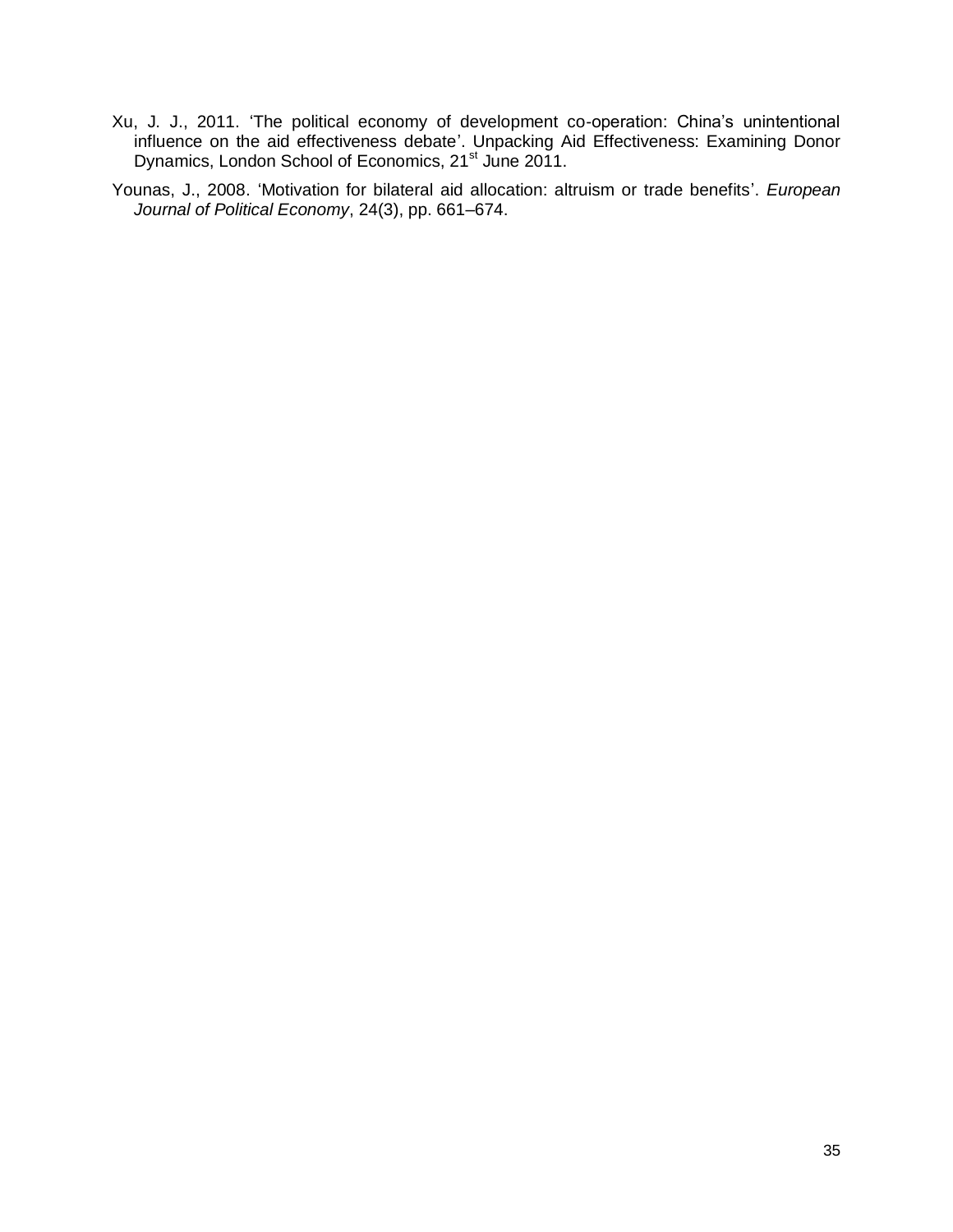Xu, J. J., 2011. 'The political economy of development co-operation: China's unintentional influence on the aid effectiveness debate'. Unpacking Aid Effectiveness: Examining Donor Dynamics, London School of Economics, 21st June 2011.

Younas, J., 2008. 'Motivation for bilateral aid allocation: altruism or trade benefits'. *European Journal of Political Economy*, 24(3), pp. 661–674.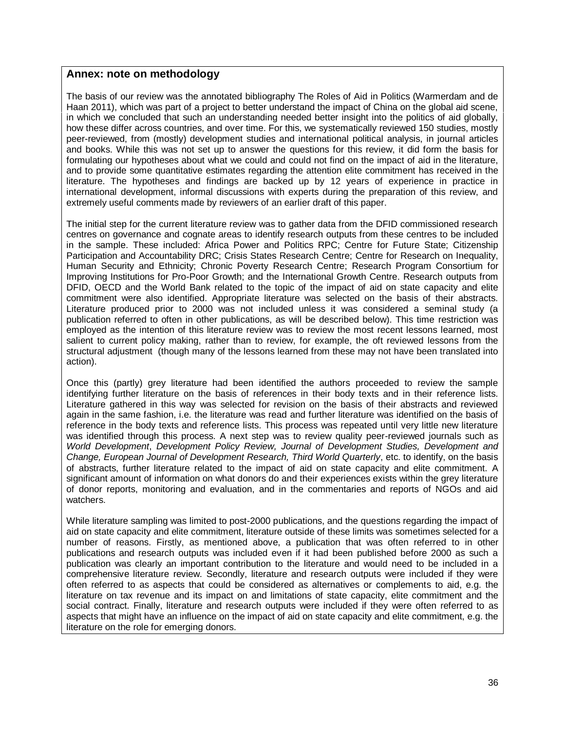## Annex: note on methodology

The basis of our review was the annotated bibliography The Roles of Aid in Politics (Warmerdam and de Haan 2011), which was part of a project to better understand the impact of China on the global aid scene, in which we concluded that such an understanding needed better insight into the politics of aid globally, how these differ across countries, and over time. For this, we systematically reviewed 150 studies, mostly peer-reviewed, from (mostly) development studies and international political analysis, in journal articles and books. While this was not set up to answer the questions for this review, it did form the basis for formulating our hypotheses about what we could and could not find on the impact of aid in the literature, and to provide some quantitative estimates regarding the attention elite commitment has received in the literature. The hypotheses and findings are backed up by 12 years of experience in practice in international development, informal discussions with experts during the preparation of this review, and extremely useful comments made by reviewers of an earlier draft of this paper.

The initial step for the current literature review was to gather data from the DFID commissioned research centres on governance and cognate areas to identify research outputs from these centres to be included in the sample. These included: Africa Power and Politics RPC; Centre for Future State; Citizenship Participation and Accountability DRC; Crisis States Research Centre; Centre for Research on Inequality, Human Security and Ethnicity; Chronic Poverty Research Centre; Research Program Consortium for Improving Institutions for Pro-Poor Growth; and the International Growth Centre. Research outputs from DFID, OECD and the World Bank related to the topic of the impact of aid on state capacity and elite commitment were also identified. Appropriate literature was selected on the basis of their abstracts. Literature produced prior to 2000 was not included unless it was considered a seminal study (a publication referred to often in other publications, as will be described below). This time restriction was employed as the intention of this literature review was to review the most recent lessons learned, most salient to current policy making, rather than to review, for example, the oft reviewed lessons from the structural adjustment (though many of the lessons learned from these may not have been translated into action).

Once this (partly) grey literature had been identified the authors proceeded to review the sample identifying further literature on the basis of references in their body texts and in their reference lists. Literature gathered in this way was selected for revision on the basis of their abstracts and reviewed again in the same fashion, i.e. the literature was read and further literature was identified on the basis of reference in the body texts and reference lists. This process was repeated until very little new literature was identified through this process. A next step was to review quality peer-reviewed journals such as *World Development*, *Development Policy Review, Journal of Development Studies, Development and Change, European Journal of Development Research, Third World Quarterly*, etc. to identify, on the basis of abstracts, further literature related to the impact of aid on state capacity and elite commitment. A significant amount of information on what donors do and their experiences exists within the grey literature of donor reports, monitoring and evaluation, and in the commentaries and reports of NGOs and aid watchers.

While literature sampling was limited to post-2000 publications, and the questions regarding the impact of aid on state capacity and elite commitment, literature outside of these limits was sometimes selected for a number of reasons. Firstly, as mentioned above, a publication that was often referred to in other publications and research outputs was included even if it had been published before 2000 as such a publication was clearly an important contribution to the literature and would need to be included in a comprehensive literature review. Secondly, literature and research outputs were included if they were often referred to as aspects that could be considered as alternatives or complements to aid, e.g. the literature on tax revenue and its impact on and limitations of state capacity, elite commitment and the social contract. Finally, literature and research outputs were included if they were often referred to as aspects that might have an influence on the impact of aid on state capacity and elite commitment, e.g. the literature on the role for emerging donors.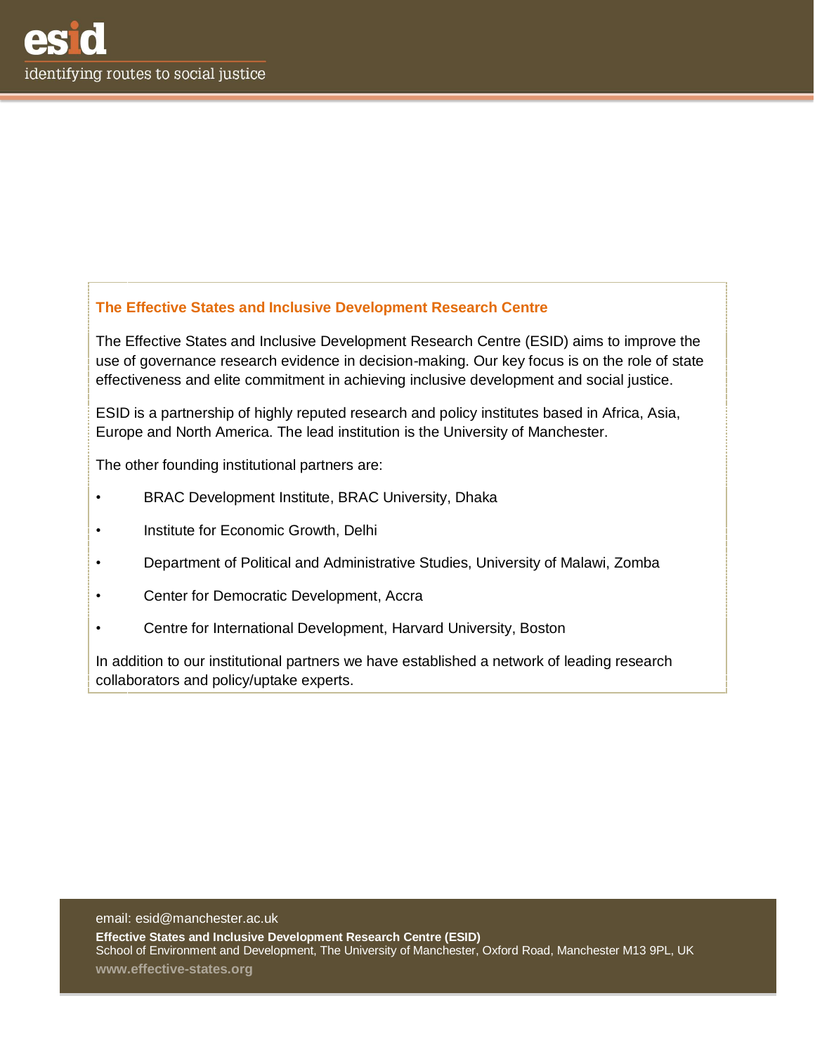esid

identifying routes to social justice

### The Effective States and Inclusive Development Research Centre

The Effective States and Inclusive Development Research Centre (ESID) aims to improve the use of governance research evidence in decision-making. Our key focus is on the role of state effectiveness and elite commitment in achieving inclusive development and social justice.

ESID is a partnership of highly reputed research and policy institutes based in Africa, Asia, Europe and North America. The lead institution is the University of Manchester.

The other founding institutional partners are:

- BRAC Development Institute, BRAC University, Dhaka
- Institute for Economic Growth, Delhi
- Department of Political and Administrative Studies, University of Malawi, Zomba
- Center for Democratic Development, Accra
- Centre for International Development, Harvard University, Boston

In addition to our institutional partners we have established a network of leading research collaborators and policy/uptake experts.

email: esid@manchester.ac.uk

**Effective States and Inclusive Development Research Centre (ESID)**
School of Environment and Development, The University of Manchester, Oxford Road, Manchester M13 9PL, UK

**www.effective-states.org**